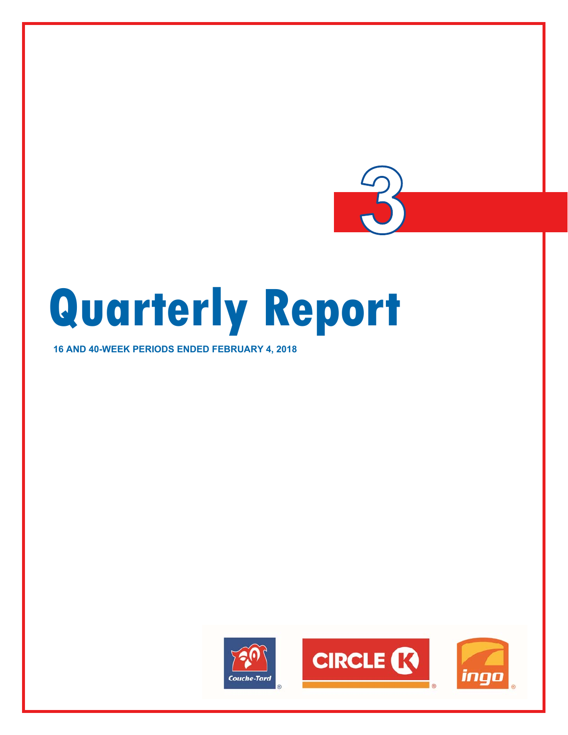3

# Quarterly Report

**16 AND 40-WEEK PERIODS ENDED FEBRUARY 4, 2018**

Couche-Tard® CIRCLE K® ingo®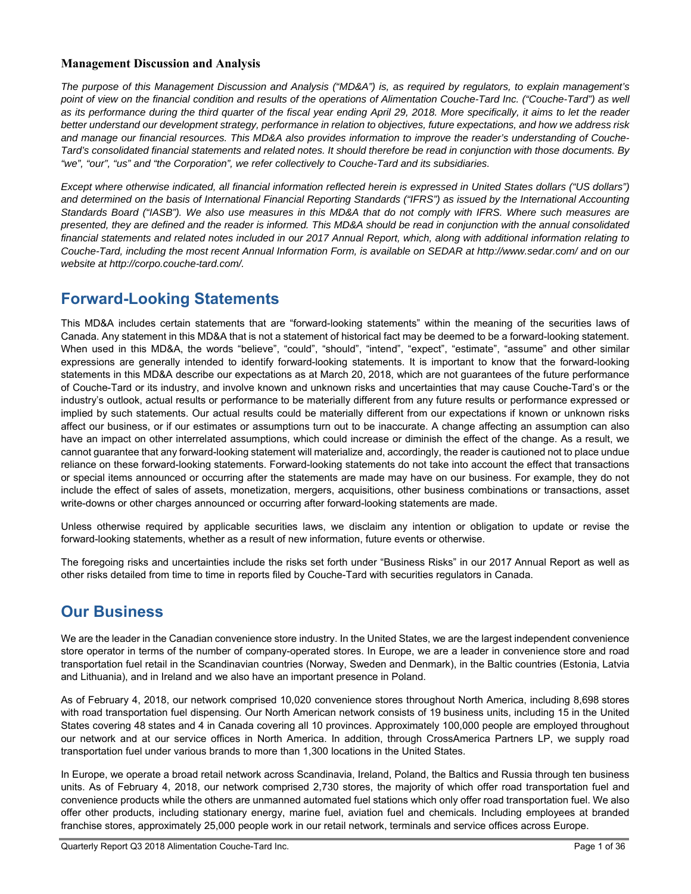### Management Discussion and Analysis

*The purpose of this Management Discussion and Analysis ("MD&A") is, as required by regulators, to explain management's point of view on the financial condition and results of the operations of Alimentation Couche-Tard Inc. ("Couche-Tard") as well as its performance during the third quarter of the fiscal year ending April 29, 2018. More specifically, it aims to let the reader better understand our development strategy, performance in relation to objectives, future expectations, and how we address risk and manage our financial resources. This MD&A also provides information to improve the reader's understanding of Couche-Tard's consolidated financial statements and related notes. It should therefore be read in conjunction with those documents. By "we", "our", "us" and "the Corporation", we refer collectively to Couche-Tard and its subsidiaries.*

*Except where otherwise indicated, all financial information reflected herein is expressed in United States dollars ("US dollars") and determined on the basis of International Financial Reporting Standards ("IFRS") as issued by the International Accounting Standards Board ("IASB"). We also use measures in this MD&A that do not comply with IFRS. Where such measures are presented, they are defined and the reader is informed. This MD&A should be read in conjunction with the annual consolidated financial statements and related notes included in our 2017 Annual Report, which, along with additional information relating to Couche-Tard, including the most recent Annual Information Form, is available on SEDAR at http://www.sedar.com/ and on our website at http://corpo.couche-tard.com/.*

## Forward-Looking Statements

This MD&A includes certain statements that are "forward-looking statements" within the meaning of the securities laws of Canada. Any statement in this MD&A that is not a statement of historical fact may be deemed to be a forward-looking statement. When used in this MD&A, the words "believe", "could", "should", "intend", "expect", "estimate", "assume" and other similar expressions are generally intended to identify forward-looking statements. It is important to know that the forward-looking statements in this MD&A describe our expectations as at March 20, 2018, which are not guarantees of the future performance of Couche-Tard or its industry, and involve known and unknown risks and uncertainties that may cause Couche-Tard's or the industry's outlook, actual results or performance to be materially different from any future results or performance expressed or implied by such statements. Our actual results could be materially different from our expectations if known or unknown risks affect our business, or if our estimates or assumptions turn out to be inaccurate. A change affecting an assumption can also have an impact on other interrelated assumptions, which could increase or diminish the effect of the change. As a result, we cannot guarantee that any forward-looking statement will materialize and, accordingly, the reader is cautioned not to place undue reliance on these forward-looking statements. Forward-looking statements do not take into account the effect that transactions or special items announced or occurring after the statements are made may have on our business. For example, they do not include the effect of sales of assets, monetization, mergers, acquisitions, other business combinations or transactions, asset write-downs or other charges announced or occurring after forward-looking statements are made.

Unless otherwise required by applicable securities laws, we disclaim any intention or obligation to update or revise the forward-looking statements, whether as a result of new information, future events or otherwise.

The foregoing risks and uncertainties include the risks set forth under "Business Risks" in our 2017 Annual Report as well as other risks detailed from time to time in reports filed by Couche-Tard with securities regulators in Canada.

## Our Business

We are the leader in the Canadian convenience store industry. In the United States, we are the largest independent convenience store operator in terms of the number of company-operated stores. In Europe, we are a leader in convenience store and road transportation fuel retail in the Scandinavian countries (Norway, Sweden and Denmark), in the Baltic countries (Estonia, Latvia and Lithuania), and in Ireland and we also have an important presence in Poland.

As of February 4, 2018, our network comprised 10,020 convenience stores throughout North America, including 8,698 stores with road transportation fuel dispensing. Our North American network consists of 19 business units, including 15 in the United States covering 48 states and 4 in Canada covering all 10 provinces. Approximately 100,000 people are employed throughout our network and at our service offices in North America. In addition, through CrossAmerica Partners LP, we supply road transportation fuel under various brands to more than 1,300 locations in the United States.

In Europe, we operate a broad retail network across Scandinavia, Ireland, Poland, the Baltics and Russia through ten business units. As of February 4, 2018, our network comprised 2,730 stores, the majority of which offer road transportation fuel and convenience products while the others are unmanned automated fuel stations which only offer road transportation fuel. We also offer other products, including stationary energy, marine fuel, aviation fuel and chemicals. Including employees at branded franchise stores, approximately 25,000 people work in our retail network, terminals and service offices across Europe.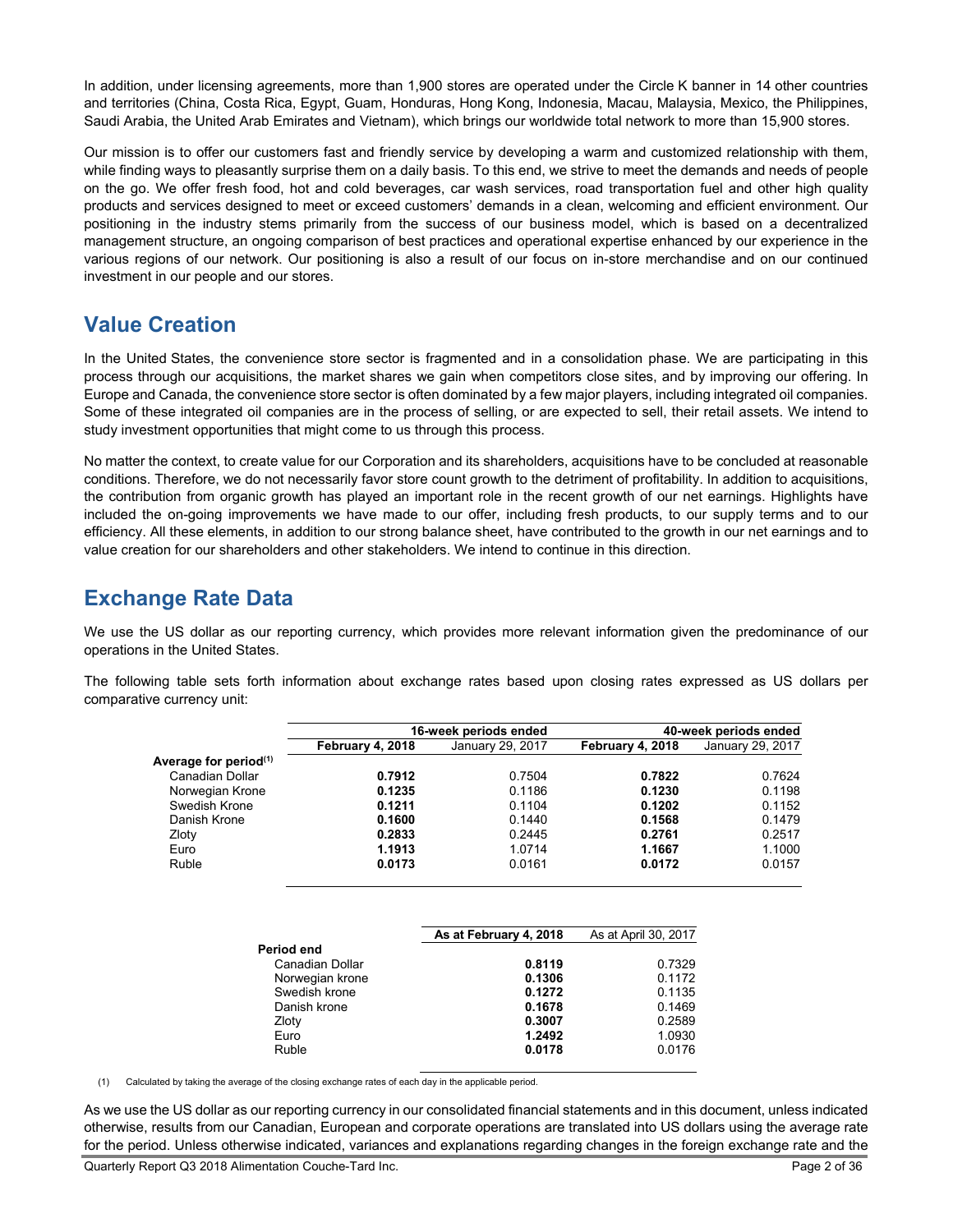In addition, under licensing agreements, more than 1,900 stores are operated under the Circle K banner in 14 other countries and territories (China, Costa Rica, Egypt, Guam, Honduras, Hong Kong, Indonesia, Macau, Malaysia, Mexico, the Philippines, Saudi Arabia, the United Arab Emirates and Vietnam), which brings our worldwide total network to more than 15,900 stores.

Our mission is to offer our customers fast and friendly service by developing a warm and customized relationship with them, while finding ways to pleasantly surprise them on a daily basis. To this end, we strive to meet the demands and needs of people on the go. We offer fresh food, hot and cold beverages, car wash services, road transportation fuel and other high quality products and services designed to meet or exceed customers' demands in a clean, welcoming and efficient environment. Our positioning in the industry stems primarily from the success of our business model, which is based on a decentralized management structure, an ongoing comparison of best practices and operational expertise enhanced by our experience in the various regions of our network. Our positioning is also a result of our focus on in-store merchandise and on our continued investment in our people and our stores.

## Value Creation

In the United States, the convenience store sector is fragmented and in a consolidation phase. We are participating in this process through our acquisitions, the market shares we gain when competitors close sites, and by improving our offering. In Europe and Canada, the convenience store sector is often dominated by a few major players, including integrated oil companies. Some of these integrated oil companies are in the process of selling, or are expected to sell, their retail assets. We intend to study investment opportunities that might come to us through this process.

No matter the context, to create value for our Corporation and its shareholders, acquisitions have to be concluded at reasonable conditions. Therefore, we do not necessarily favor store count growth to the detriment of profitability. In addition to acquisitions, the contribution from organic growth has played an important role in the recent growth of our net earnings. Highlights have included the on-going improvements we have made to our offer, including fresh products, to our supply terms and to our efficiency. All these elements, in addition to our strong balance sheet, have contributed to the growth in our net earnings and to value creation for our shareholders and other stakeholders. We intend to continue in this direction.

## Exchange Rate Data

We use the US dollar as our reporting currency, which provides more relevant information given the predominance of our operations in the United States.

The following table sets forth information about exchange rates based upon closing rates expressed as US dollars per comparative currency unit:

| | 16-week periods ended | | 40-week periods ended | |
|---|---|---|---|---|
| | **February 4, 2018** | January 29, 2017 | **February 4, 2018** | January 29, 2017 |
| **Average for period[(1)]** | | | | |
| Canadian Dollar | **0.7912** | 0.7504 | **0.7822** | 0.7624 |
| Norwegian Krone | **0.1235** | 0.1186 | **0.1230** | 0.1198 |
| Swedish Krone | **0.1211** | 0.1104 | **0.1202** | 0.1152 |
| Danish Krone | **0.1600** | 0.1440 | **0.1568** | 0.1479 |
| Zloty | **0.2833** | 0.2445 | **0.2761** | 0.2517 |
| Euro | **1.1913** | 1.0714 | **1.1667** | 1.1000 |
| Ruble | **0.0173** | 0.0161 | **0.0172** | 0.0157 |

| | **As at February 4, 2018** | As at April 30, 2017 |
|---|---|---|
| **Period end** | | |
| Canadian Dollar | **0.8119** | 0.7329 |
| Norwegian krone | **0.1306** | 0.1172 |
| Swedish krone | **0.1272** | 0.1135 |
| Danish krone | **0.1678** | 0.1469 |
| Zloty | **0.3007** | 0.2589 |
| Euro | **1.2492** | 1.0930 |
| Ruble | **0.0178** | 0.0176 |

(1) Calculated by taking the average of the closing exchange rates of each day in the applicable period.

As we use the US dollar as our reporting currency in our consolidated financial statements and in this document, unless indicated otherwise, results from our Canadian, European and corporate operations are translated into US dollars using the average rate for the period. Unless otherwise indicated, variances and explanations regarding changes in the foreign exchange rate and the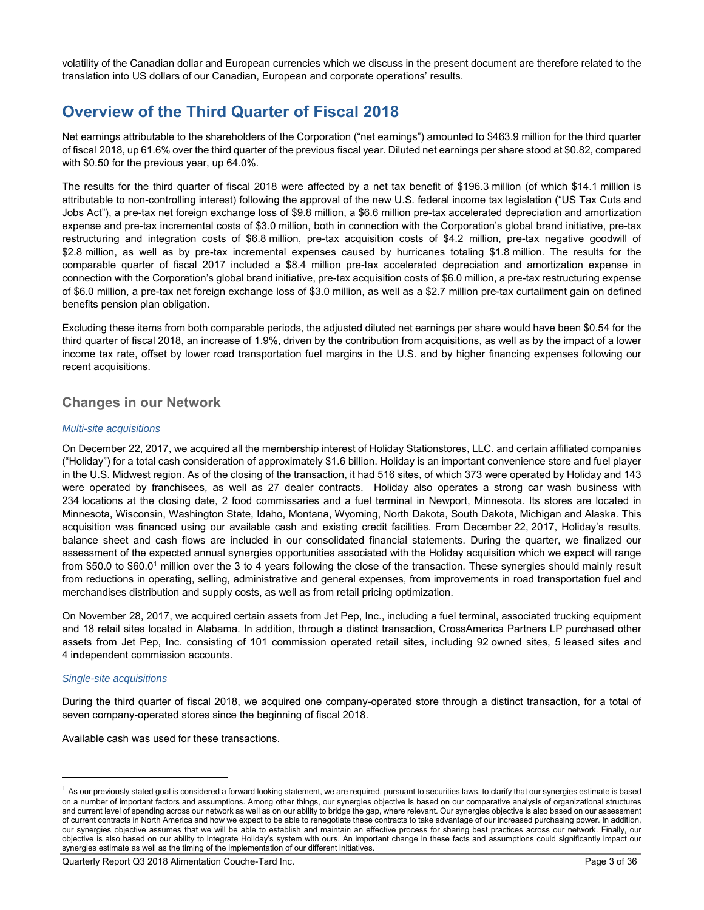volatility of the Canadian dollar and European currencies which we discuss in the present document are therefore related to the translation into US dollars of our Canadian, European and corporate operations' results.

## Overview of the Third Quarter of Fiscal 2018

Net earnings attributable to the shareholders of the Corporation ("net earnings") amounted to $463.9 million for the third quarter of fiscal 2018, up 61.6% over the third quarter of the previous fiscal year. Diluted net earnings per share stood at $0.82, compared with $0.50 for the previous year, up 64.0%.

The results for the third quarter of fiscal 2018 were affected by a net tax benefit of $196.3 million (of which $14.1 million is attributable to non-controlling interest) following the approval of the new U.S. federal income tax legislation ("US Tax Cuts and Jobs Act"), a pre-tax net foreign exchange loss of $9.8 million, a $6.6 million pre-tax accelerated depreciation and amortization expense and pre-tax incremental costs of $3.0 million, both in connection with the Corporation's global brand initiative, pre-tax restructuring and integration costs of $6.8 million, pre-tax acquisition costs of $4.2 million, pre-tax negative goodwill of $2.8 million, as well as by pre-tax incremental expenses caused by hurricanes totaling $1.8 million. The results for the comparable quarter of fiscal 2017 included a $8.4 million pre-tax accelerated depreciation and amortization expense in connection with the Corporation's global brand initiative, pre-tax acquisition costs of $6.0 million, a pre-tax restructuring expense of $6.0 million, a pre-tax net foreign exchange loss of $3.0 million, as well as a $2.7 million pre-tax curtailment gain on defined benefits pension plan obligation.

Excluding these items from both comparable periods, the adjusted diluted net earnings per share would have been $0.54 for the third quarter of fiscal 2018, an increase of 1.9%, driven by the contribution from acquisitions, as well as by the impact of a lower income tax rate, offset by lower road transportation fuel margins in the U.S. and by higher financing expenses following our recent acquisitions.

### Changes in our Network

*Multi-site acquisitions*

On December 22, 2017, we acquired all the membership interest of Holiday Stationstores, LLC. and certain affiliated companies ("Holiday") for a total cash consideration of approximately $1.6 billion. Holiday is an important convenience store and fuel player in the U.S. Midwest region. As of the closing of the transaction, it had 516 sites, of which 373 were operated by Holiday and 143 were operated by franchisees, as well as 27 dealer contracts. Holiday also operates a strong car wash business with 234 locations at the closing date, 2 food commissaries and a fuel terminal in Newport, Minnesota. Its stores are located in Minnesota, Wisconsin, Washington State, Idaho, Montana, Wyoming, North Dakota, South Dakota, Michigan and Alaska. This acquisition was financed using our available cash and existing credit facilities. From December 22, 2017, Holiday's results, balance sheet and cash flows are included in our consolidated financial statements. During the quarter, we finalized our assessment of the expected annual synergies opportunities associated with the Holiday acquisition which we expect will range from $50.0 to $60.0[1] million over the 3 to 4 years following the close of the transaction. These synergies should mainly result from reductions in operating, selling, administrative and general expenses, from improvements in road transportation fuel and merchandises distribution and supply costs, as well as from retail pricing optimization.

On November 28, 2017, we acquired certain assets from Jet Pep, Inc., including a fuel terminal, associated trucking equipment and 18 retail sites located in Alabama. In addition, through a distinct transaction, CrossAmerica Partners LP purchased other assets from Jet Pep, Inc. consisting of 101 commission operated retail sites, including 92 owned sites, 5 leased sites and 4 independent commission accounts.

*Single-site acquisitions*

During the third quarter of fiscal 2018, we acquired one company-operated store through a distinct transaction, for a total of seven company-operated stores since the beginning of fiscal 2018.

Available cash was used for these transactions.

---

[1] As our previously stated goal is considered a forward looking statement, we are required, pursuant to securities laws, to clarify that our synergies estimate is based on a number of important factors and assumptions. Among other things, our synergies objective is based on our comparative analysis of organizational structures and current level of spending across our network as well as on our ability to bridge the gap, where relevant. Our synergies objective is also based on our assessment of current contracts in North America and how we expect to be able to renegotiate these contracts to take advantage of our increased purchasing power. In addition, our synergies objective assumes that we will be able to establish and maintain an effective process for sharing best practices across our network. Finally, our objective is also based on our ability to integrate Holiday's system with ours. An important change in these facts and assumptions could significantly impact our synergies estimate as well as the timing of the implementation of our different initiatives.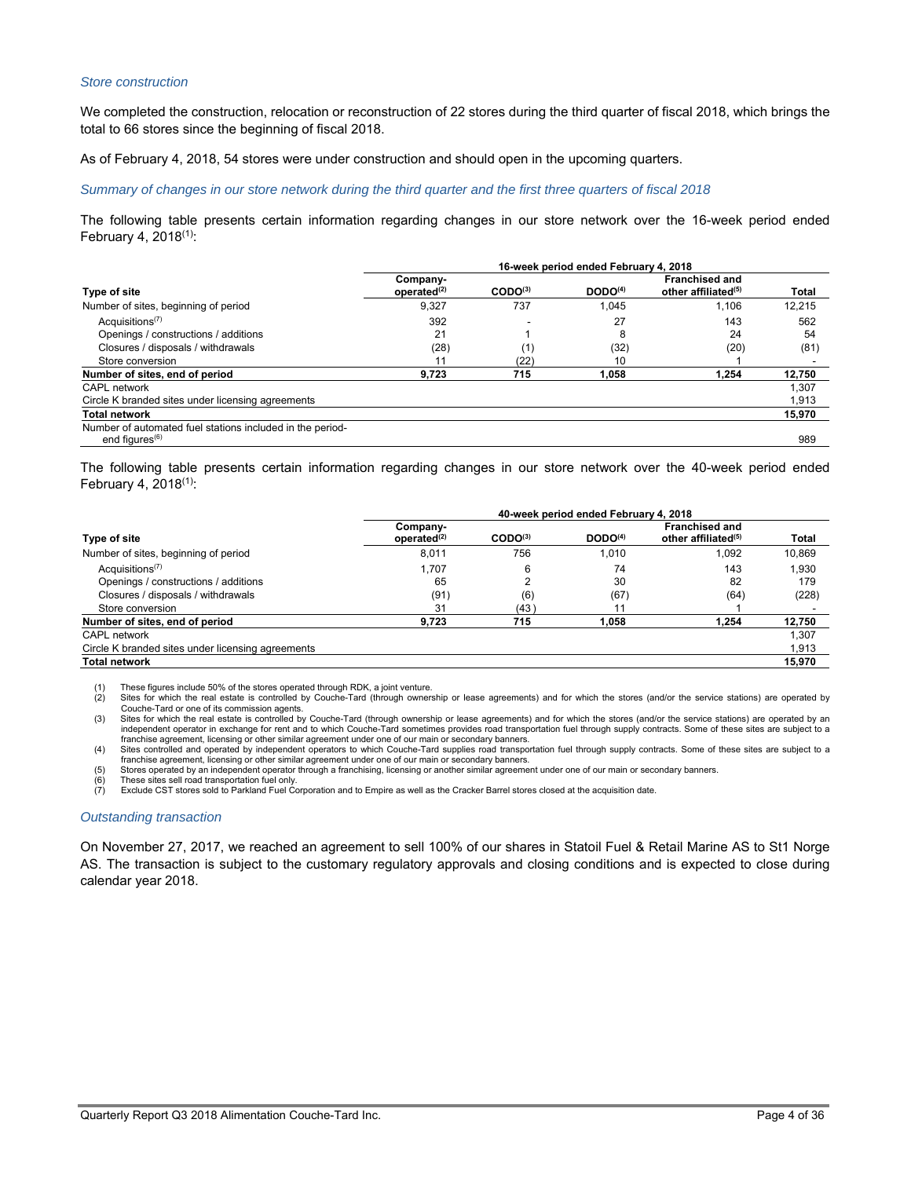### *Store construction*

We completed the construction, relocation or reconstruction of 22 stores during the third quarter of fiscal 2018, which brings the total to 66 stores since the beginning of fiscal 2018.

As of February 4, 2018, 54 stores were under construction and should open in the upcoming quarters.

### *Summary of changes in our store network during the third quarter and the first three quarters of fiscal 2018*

The following table presents certain information regarding changes in our store network over the 16-week period ended February 4, 2018[(1)]:

| | 16-week period ended February 4, 2018 | | | | |
|---|---|---|---|---|---|
| **Type of site** | **Company-operated[(2)]** | **CODO[(3)]** | **DODO[(4)]** | **Franchised and other affiliated[(5)]** | **Total** |
| Number of sites, beginning of period | 9,327 | 737 | 1,045 | 1,106 | 12,215 |
| Acquisitions[(7)] | 392 | - | 27 | 143 | 562 |
| Openings / constructions / additions | 21 | 1 | 8 | 24 | 54 |
| Closures / disposals / withdrawals | (28) | (1) | (32) | (20) | (81) |
| Store conversion | 11 | (22) | 10 | 1 | - |
| **Number of sites, end of period** | **9,723** | **715** | **1,058** | **1,254** | **12,750** |
| CAPL network | | | | | 1,307 |
| Circle K branded sites under licensing agreements | | | | | 1,913 |
| **Total network** | | | | | **15,970** |
| Number of automated fuel stations included in the period-end figures[(6)] | | | | | 989 |

The following table presents certain information regarding changes in our store network over the 40-week period ended February 4, 2018[(1)]:

| | 40-week period ended February 4, 2018 | | | | |
|---|---|---|---|---|---|
| **Type of site** | **Company-operated[(2)]** | **CODO[(3)]** | **DODO[(4)]** | **Franchised and other affiliated[(5)]** | **Total** |
| Number of sites, beginning of period | 8,011 | 756 | 1,010 | 1,092 | 10,869 |
| Acquisitions[(7)] | 1,707 | 6 | 74 | 143 | 1,930 |
| Openings / constructions / additions | 65 | 2 | 30 | 82 | 179 |
| Closures / disposals / withdrawals | (91) | (6) | (67) | (64) | (228) |
| Store conversion | 31 | (43) | 11 | 1 | - |
| **Number of sites, end of period** | **9,723** | **715** | **1,058** | **1,254** | **12,750** |
| CAPL network | | | | | 1,307 |
| Circle K branded sites under licensing agreements | | | | | 1,913 |
| **Total network** | | | | | **15,970** |

(1) These figures include 50% of the stores operated through RDK, a joint venture.
(2) Sites for which the real estate is controlled by Couche-Tard (through ownership or lease agreements) and for which the stores (and/or the service stations) are operated by Couche-Tard or one of its commission agents.
(3) Sites for which the real estate is controlled by Couche-Tard (through ownership or lease agreements) and for which the stores (and/or the service stations) are operated by an independent operator in exchange for rent and to which Couche-Tard sometimes provides road transportation fuel through supply contracts. Some of these sites are subject to a franchise agreement, licensing or other similar agreement under one of our main or secondary banners.
(4) Sites controlled and operated by independent operators to which Couche-Tard supplies road transportation fuel through supply contracts. Some of these sites are subject to a franchise agreement, licensing or other similar agreement under one of our main or secondary banners.
(5) Stores operated by an independent operator through a franchising, licensing or another similar agreement under one of our main or secondary banners.
(6) These sites sell road transportation fuel only.
(7) Exclude CST stores sold to Parkland Fuel Corporation and to Empire as well as the Cracker Barrel stores closed at the acquisition date.

### *Outstanding transaction*

On November 27, 2017, we reached an agreement to sell 100% of our shares in Statoil Fuel & Retail Marine AS to St1 Norge AS. The transaction is subject to the customary regulatory approvals and closing conditions and is expected to close during calendar year 2018.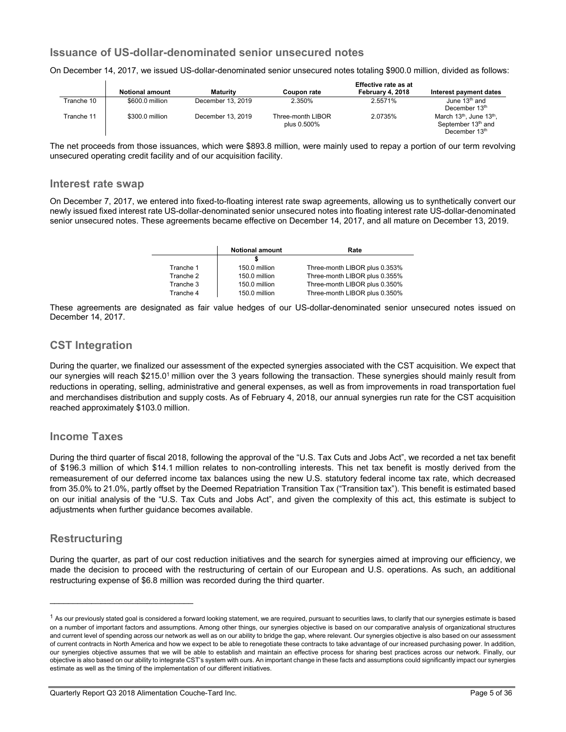## Issuance of US-dollar-denominated senior unsecured notes

On December 14, 2017, we issued US-dollar-denominated senior unsecured notes totaling $900.0 million, divided as follows:

| | Notional amount | Maturity | Coupon rate | Effective rate as at February 4, 2018 | Interest payment dates |
|---|---|---|---|---|---|
| Tranche 10 | $600.0 million | December 13, 2019 | 2.350% | 2.5571% | June 13th and December 13th |
| Tranche 11 | $300.0 million | December 13, 2019 | Three-month LIBOR plus 0.500% | 2.0735% | March 13th, June 13th, September 13th and December 13th |

The net proceeds from those issuances, which were $893.8 million, were mainly used to repay a portion of our term revolving unsecured operating credit facility and of our acquisition facility.

## Interest rate swap

On December 7, 2017, we entered into fixed-to-floating interest rate swap agreements, allowing us to synthetically convert our newly issued fixed interest rate US-dollar-denominated senior unsecured notes into floating interest rate US-dollar-denominated senior unsecured notes. These agreements became effective on December 14, 2017, and all mature on December 13, 2019.

| | Notional amount | Rate |
|---|---|---|
| | $ | |
| Tranche 1 | 150.0 million | Three-month LIBOR plus 0.353% |
| Tranche 2 | 150.0 million | Three-month LIBOR plus 0.355% |
| Tranche 3 | 150.0 million | Three-month LIBOR plus 0.350% |
| Tranche 4 | 150.0 million | Three-month LIBOR plus 0.350% |

These agreements are designated as fair value hedges of our US-dollar-denominated senior unsecured notes issued on December 14, 2017.

## CST Integration

During the quarter, we finalized our assessment of the expected synergies associated with the CST acquisition. We expect that our synergies will reach $215.0[1] million over the 3 years following the transaction. These synergies should mainly result from reductions in operating, selling, administrative and general expenses, as well as from improvements in road transportation fuel and merchandises distribution and supply costs. As of February 4, 2018, our annual synergies run rate for the CST acquisition reached approximately $103.0 million.

## Income Taxes

During the third quarter of fiscal 2018, following the approval of the "U.S. Tax Cuts and Jobs Act", we recorded a net tax benefit of $196.3 million of which $14.1 million relates to non-controlling interests. This net tax benefit is mostly derived from the remeasurement of our deferred income tax balances using the new U.S. statutory federal income tax rate, which decreased from 35.0% to 21.0%, partly offset by the Deemed Repatriation Transition Tax ("Transition tax"). This benefit is estimated based on our initial analysis of the "U.S. Tax Cuts and Jobs Act", and given the complexity of this act, this estimate is subject to adjustments when further guidance becomes available.

## Restructuring

During the quarter, as part of our cost reduction initiatives and the search for synergies aimed at improving our efficiency, we made the decision to proceed with the restructuring of certain of our European and U.S. operations. As such, an additional restructuring expense of $6.8 million was recorded during the third quarter.

---

[1] As our previously stated goal is considered a forward looking statement, we are required, pursuant to securities laws, to clarify that our synergies estimate is based on a number of important factors and assumptions. Among other things, our synergies objective is based on our comparative analysis of organizational structures and current level of spending across our network as well as on our ability to bridge the gap, where relevant. Our synergies objective is also based on our assessment of current contracts in North America and how we expect to be able to renegotiate these contracts to take advantage of our increased purchasing power. In addition, our synergies objective assumes that we will be able to establish and maintain an effective process for sharing best practices across our network. Finally, our objective is also based on our ability to integrate CST's system with ours. An important change in these facts and assumptions could significantly impact our synergies estimate as well as the timing of the implementation of our different initiatives.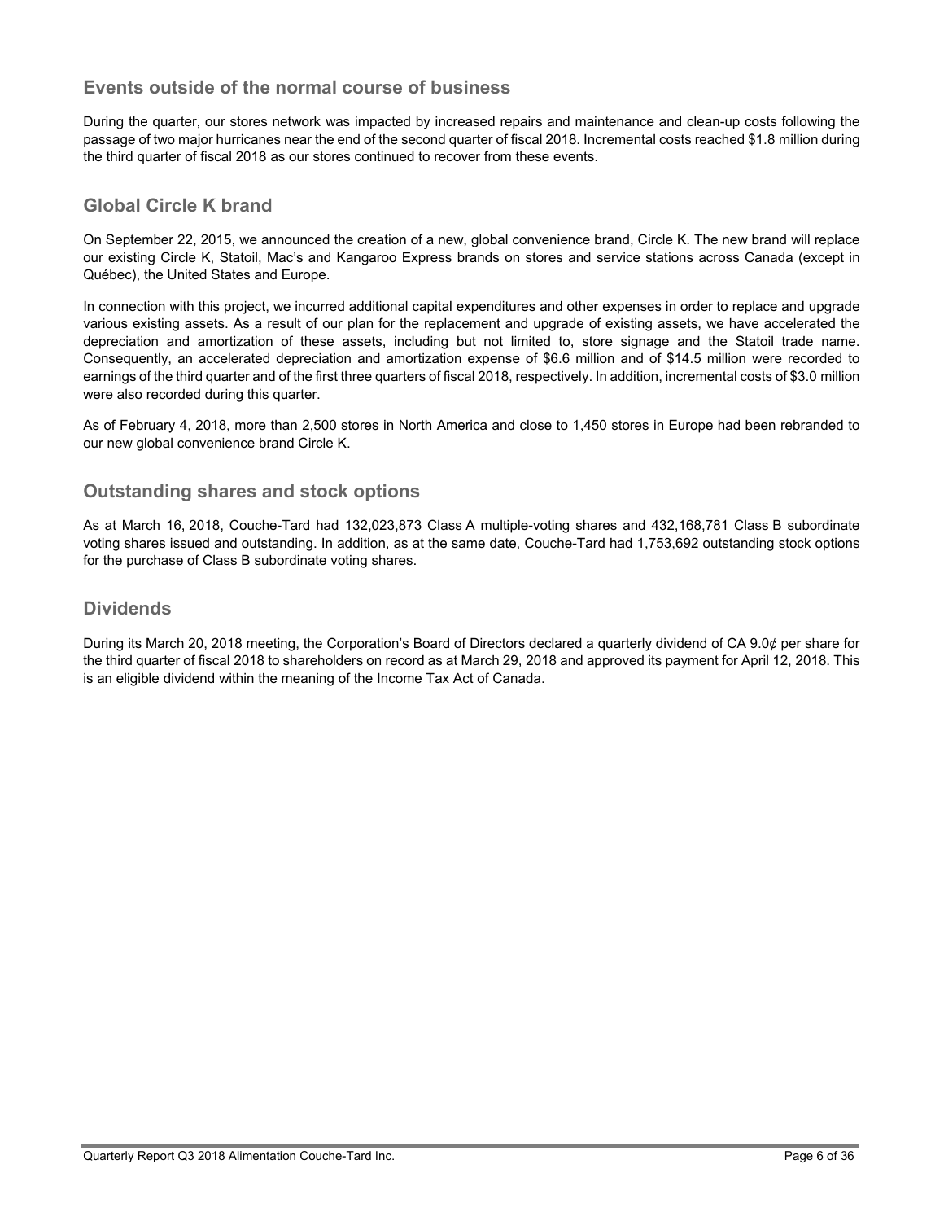## Events outside of the normal course of business

During the quarter, our stores network was impacted by increased repairs and maintenance and clean-up costs following the passage of two major hurricanes near the end of the second quarter of fiscal 2018. Incremental costs reached $1.8 million during the third quarter of fiscal 2018 as our stores continued to recover from these events.

## Global Circle K brand

On September 22, 2015, we announced the creation of a new, global convenience brand, Circle K. The new brand will replace our existing Circle K, Statoil, Mac's and Kangaroo Express brands on stores and service stations across Canada (except in Québec), the United States and Europe.

In connection with this project, we incurred additional capital expenditures and other expenses in order to replace and upgrade various existing assets. As a result of our plan for the replacement and upgrade of existing assets, we have accelerated the depreciation and amortization of these assets, including but not limited to, store signage and the Statoil trade name. Consequently, an accelerated depreciation and amortization expense of $6.6 million and of $14.5 million were recorded to earnings of the third quarter and of the first three quarters of fiscal 2018, respectively. In addition, incremental costs of $3.0 million were also recorded during this quarter.

As of February 4, 2018, more than 2,500 stores in North America and close to 1,450 stores in Europe had been rebranded to our new global convenience brand Circle K.

## Outstanding shares and stock options

As at March 16, 2018, Couche-Tard had 132,023,873 Class A multiple-voting shares and 432,168,781 Class B subordinate voting shares issued and outstanding. In addition, as at the same date, Couche-Tard had 1,753,692 outstanding stock options for the purchase of Class B subordinate voting shares.

## Dividends

During its March 20, 2018 meeting, the Corporation's Board of Directors declared a quarterly dividend of CA 9.0¢ per share for the third quarter of fiscal 2018 to shareholders on record as at March 29, 2018 and approved its payment for April 12, 2018. This is an eligible dividend within the meaning of the Income Tax Act of Canada.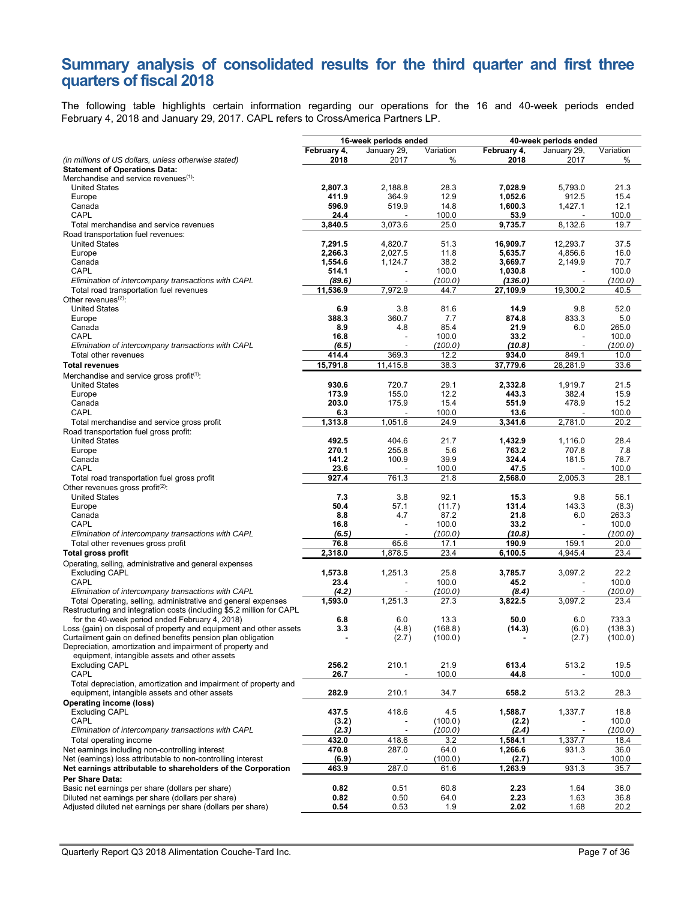# Summary analysis of consolidated results for the third quarter and first three quarters of fiscal 2018

The following table highlights certain information regarding our operations for the 16 and 40-week periods ended February 4, 2018 and January 29, 2017. CAPL refers to CrossAmerica Partners LP.

| | 16-week periods ended | | | 40-week periods ended | | |
|---|---|---|---|---|---|---|
| *(in millions of US dollars, unless otherwise stated)* | **February 4, 2018** | January 29, 2017 | Variation % | **February 4, 2018** | January 29, 2017 | Variation % |
| **Statement of Operations Data:** | | | | | | |
| Merchandise and service revenues[(1)]: | | | | | | |
| United States | **2,807.3** | 2,188.8 | 28.3 | **7,028.9** | 5,793.0 | 21.3 |
| Europe | **411.9** | 364.9 | 12.9 | **1,052.6** | 912.5 | 15.4 |
| Canada | **596.9** | 519.9 | 14.8 | **1,600.3** | 1,427.1 | 12.1 |
| CAPL | **24.4** | - | 100.0 | **53.9** | - | 100.0 |
| Total merchandise and service revenues | **3,840.5** | 3,073.6 | 25.0 | **9,735.7** | 8,132.6 | 19.7 |
| Road transportation fuel revenues: | | | | | | |
| United States | **7,291.5** | 4,820.7 | 51.3 | **16,909.7** | 12,293.7 | 37.5 |
| Europe | **2,266.3** | 2,027.5 | 11.8 | **5,635.7** | 4,856.6 | 16.0 |
| Canada | **1,554.6** | 1,124.7 | 38.2 | **3,669.7** | 2,149.9 | 70.7 |
| CAPL | **514.1** | - | 100.0 | **1,030.8** | - | 100.0 |
| *Elimination of intercompany transactions with CAPL* | ***(89.6)*** | - | *(100.0)* | ***(136.0)*** | - | *(100.0)* |
| Total road transportation fuel revenues | **11,536.9** | 7,972.9 | 44.7 | **27,109.9** | 19,300.2 | 40.5 |
| Other revenues[(2)]: | | | | | | |
| United States | **6.9** | 3.8 | 81.6 | **14.9** | 9.8 | 52.0 |
| Europe | **388.3** | 360.7 | 7.7 | **874.8** | 833.3 | 5.0 |
| Canada | **8.9** | 4.8 | 85.4 | **21.9** | 6.0 | 265.0 |
| CAPL | **16.8** | - | 100.0 | **33.2** | - | 100.0 |
| *Elimination of intercompany transactions with CAPL* | ***(6.5)*** | - | *(100.0)* | ***(10.8)*** | - | *(100.0)* |
| Total other revenues | **414.4** | 369.3 | 12.2 | **934.0** | 849.1 | 10.0 |
| **Total revenues** | **15,791.8** | 11,415.8 | 38.3 | **37,779.6** | 28,281.9 | 33.6 |
| Merchandise and service gross profit[(1)]: | | | | | | |
| United States | **930.6** | 720.7 | 29.1 | **2,332.8** | 1,919.7 | 21.5 |
| Europe | **173.9** | 155.0 | 12.2 | **443.3** | 382.4 | 15.9 |
| Canada | **203.0** | 175.9 | 15.4 | **551.9** | 478.9 | 15.2 |
| CAPL | **6.3** | - | 100.0 | **13.6** | - | 100.0 |
| Total merchandise and service gross profit | **1,313.8** | 1,051.6 | 24.9 | **3,341.6** | 2,781.0 | 20.2 |
| Road transportation fuel gross profit: | | | | | | |
| United States | **492.5** | 404.6 | 21.7 | **1,432.9** | 1,116.0 | 28.4 |
| Europe | **270.1** | 255.8 | 5.6 | **763.2** | 707.8 | 7.8 |
| Canada | **141.2** | 100.9 | 39.9 | **324.4** | 181.5 | 78.7 |
| CAPL | **23.6** | - | 100.0 | **47.5** | - | 100.0 |
| Total road transportation fuel gross profit | **927.4** | 761.3 | 21.8 | **2,568.0** | 2,005.3 | 28.1 |
| Other revenues gross profit[(2)]: | | | | | | |
| United States | **7.3** | 3.8 | 92.1 | **15.3** | 9.8 | 56.1 |
| Europe | **50.4** | 57.1 | (11.7) | **131.4** | 143.3 | (8.3) |
| Canada | **8.8** | 4.7 | 87.2 | **21.8** | 6.0 | 263.3 |
| CAPL | **16.8** | - | 100.0 | **33.2** | - | 100.0 |
| *Elimination of intercompany transactions with CAPL* | ***(6.5)*** | - | *(100.0)* | ***(10.8)*** | - | *(100.0)* |
| Total other revenues gross profit | **76.8** | 65.6 | 17.1 | **190.9** | 159.1 | 20.0 |
| **Total gross profit** | **2,318.0** | 1,878.5 | 23.4 | **6,100.5** | 4,945.4 | 23.4 |
| Operating, selling, administrative and general expenses | | | | | | |
| Excluding CAPL | **1,573.8** | 1,251.3 | 25.8 | **3,785.7** | 3,097.2 | 22.2 |
| CAPL | **23.4** | - | 100.0 | **45.2** | - | 100.0 |
| *Elimination of intercompany transactions with CAPL* | ***(4.2)*** | - | *(100.0)* | ***(8.4)*** | - | *(100.0)* |
| Total Operating, selling, administrative and general expenses | **1,593.0** | 1,251.3 | 27.3 | **3,822.5** | 3,097.2 | 23.4 |
| Restructuring and integration costs (including $5.2 million for CAPL for the 40-week period ended February 4, 2018) | **6.8** | 6.0 | 13.3 | **50.0** | 6.0 | 733.3 |
| Loss (gain) on disposal of property and equipment and other assets | **3.3** | (4.8) | (168.8) | **(14.3)** | (6.0) | (138.3) |
| Curtailment gain on defined benefits pension plan obligation | **-** | (2.7) | (100.0) | **-** | (2.7) | (100.0) |
| Depreciation, amortization and impairment of property and equipment, intangible assets and other assets | | | | | | |
| Excluding CAPL | **256.2** | 210.1 | 21.9 | **613.4** | 513.2 | 19.5 |
| CAPL | **26.7** | - | 100.0 | **44.8** | - | 100.0 |
| Total depreciation, amortization and impairment of property and equipment, intangible assets and other assets | **282.9** | 210.1 | 34.7 | **658.2** | 513.2 | 28.3 |
| **Operating income (loss)** | | | | | | |
| Excluding CAPL | **437.5** | 418.6 | 4.5 | **1,588.7** | 1,337.7 | 18.8 |
| CAPL | **(3.2)** | - | (100.0) | **(2.2)** | - | 100.0 |
| *Elimination of intercompany transactions with CAPL* | ***(2.3)*** | - | *(100.0)* | ***(2.4)*** | - | *(100.0)* |
| Total operating income | **432.0** | 418.6 | 3.2 | **1,584.1** | 1,337.7 | 18.4 |
| Net earnings including non-controlling interest | **470.8** | 287.0 | 64.0 | **1,266.6** | 931.3 | 36.0 |
| Net (earnings) loss attributable to non-controlling interest | **(6.9)** | - | (100.0) | **(2.7)** | - | 100.0 |
| **Net earnings attributable to shareholders of the Corporation** | **463.9** | 287.0 | 61.6 | **1,263.9** | 931.3 | 35.7 |
| **Per Share Data:** | | | | | | |
| Basic net earnings per share (dollars per share) | **0.82** | 0.51 | 60.8 | **2.23** | 1.64 | 36.0 |
| Diluted net earnings per share (dollars per share) | **0.82** | 0.50 | 64.0 | **2.23** | 1.63 | 36.8 |
| Adjusted diluted net earnings per share (dollars per share) | **0.54** | 0.53 | 1.9 | **2.02** | 1.68 | 20.2 |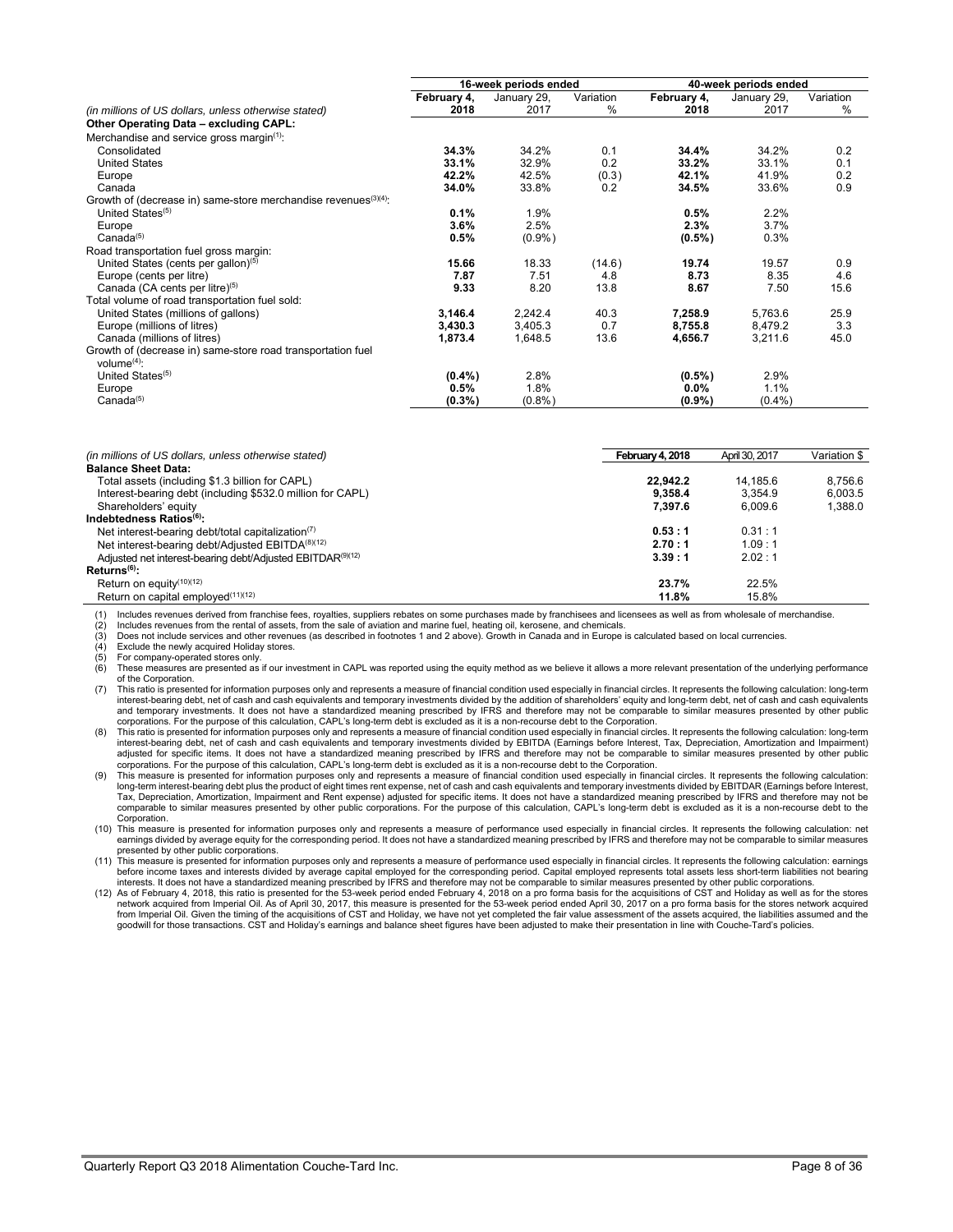| (in millions of US dollars, unless otherwise stated) | 16-week periods ended | | | 40-week periods ended | | |
|---|---|---|---|---|---|---|
| | **February 4, 2018** | January 29, 2017 | Variation % | **February 4, 2018** | January 29, 2017 | Variation % |
| **Other Operating Data – excluding CAPL:** | | | | | | |
| Merchandise and service gross margin[1]: | | | | | | |
| Consolidated | **34.3%** | 34.2% | 0.1 | **34.4%** | 34.2% | 0.2 |
| United States | **33.1%** | 32.9% | 0.2 | **33.2%** | 33.1% | 0.1 |
| Europe | **42.2%** | 42.5% | (0.3) | **42.1%** | 41.9% | 0.2 |
| Canada | **34.0%** | 33.8% | 0.2 | **34.5%** | 33.6% | 0.9 |
| Growth of (decrease in) same-store merchandise revenues[3][4]: | | | | | | |
| United States[5] | **0.1%** | 1.9% | | **0.5%** | 2.2% | |
| Europe | **3.6%** | 2.5% | | **2.3%** | 3.7% | |
| Canada[5] | **0.5%** | (0.9%) | | **(0.5%)** | 0.3% | |
| Road transportation fuel gross margin: | | | | | | |
| United States (cents per gallon)[5] | **15.66** | 18.33 | (14.6) | **19.74** | 19.57 | 0.9 |
| Europe (cents per litre) | **7.87** | 7.51 | 4.8 | **8.73** | 8.35 | 4.6 |
| Canada (CA cents per litre)[5] | **9.33** | 8.20 | 13.8 | **8.67** | 7.50 | 15.6 |
| Total volume of road transportation fuel sold: | | | | | | |
| United States (millions of gallons) | **3,146.4** | 2,242.4 | 40.3 | **7,258.9** | 5,763.6 | 25.9 |
| Europe (millions of litres) | **3,430.3** | 3,405.3 | 0.7 | **8,755.8** | 8,479.2 | 3.3 |
| Canada (millions of litres) | **1,873.4** | 1,648.5 | 13.6 | **4,656.7** | 3,211.6 | 45.0 |
| Growth of (decrease in) same-store road transportation fuel volume[4]: | | | | | | |
| United States[5] | **(0.4%)** | 2.8% | | **(0.5%)** | 2.9% | |
| Europe | **0.5%** | 1.8% | | **0.0%** | 1.1% | |
| Canada[5] | **(0.3%)** | (0.8%) | | **(0.9%)** | (0.4%) | |

| (in millions of US dollars, unless otherwise stated) | **February 4, 2018** | April 30, 2017 | Variation $ |
|---|---|---|---|
| **Balance Sheet Data:** | | | |
| Total assets (including $1.3 billion for CAPL) | **22,942.2** | 14,185.6 | 8,756.6 |
| Interest-bearing debt (including $532.0 million for CAPL) | **9,358.4** | 3,354.9 | 6,003.5 |
| Shareholders' equity | **7,397.6** | 6,009.6 | 1,388.0 |
| **Indebtedness Ratios[6]:** | | | |
| Net interest-bearing debt/total capitalization[7] | **0.53 : 1** | 0.31 : 1 | |
| Net interest-bearing debt/Adjusted EBITDA[8][12] | **2.70 : 1** | 1.09 : 1 | |
| Adjusted net interest-bearing debt/Adjusted EBITDAR[9][12] | **3.39 : 1** | 2.02 : 1 | |
| **Returns[6]:** | | | |
| Return on equity[10][12] | **23.7%** | 22.5% | |
| Return on capital employed[11][12] | **11.8%** | 15.8% | |

(1) Includes revenues derived from franchise fees, royalties, suppliers rebates on some purchases made by franchisees and licensees as well as from wholesale of merchandise.
(2) Includes revenues from the rental of assets, from the sale of aviation and marine fuel, heating oil, kerosene, and chemicals.
(3) Does not include services and other revenues (as described in footnotes 1 and 2 above). Growth in Canada and in Europe is calculated based on local currencies.
(4) Exclude the newly acquired Holiday stores.
(5) For company-operated stores only.
(6) These measures are presented as if our investment in CAPL was reported using the equity method as we believe it allows a more relevant presentation of the underlying performance of the Corporation.
(7) This ratio is presented for information purposes only and represents a measure of financial condition used especially in financial circles. It represents the following calculation: long-term interest-bearing debt, net of cash and cash equivalents and temporary investments divided by the addition of shareholders' equity and long-term debt, net of cash and cash equivalents and temporary investments. It does not have a standardized meaning prescribed by IFRS and therefore may not be comparable to similar measures presented by other public corporations. For the purpose of this calculation, CAPL's long-term debt is excluded as it is a non-recourse debt to the Corporation.
(8) This ratio is presented for information purposes only and represents a measure of financial condition used especially in financial circles. It represents the following calculation: long-term interest-bearing debt, net of cash and cash equivalents and temporary investments divided by EBITDA (Earnings before Interest, Tax, Depreciation, Amortization and Impairment) adjusted for specific items. It does not have a standardized meaning prescribed by IFRS and therefore may not be comparable to similar measures presented by other public corporations. For the purpose of this calculation, CAPL's long-term debt is excluded as it is a non-recourse debt to the Corporation.
(9) This measure is presented for information purposes only and represents a measure of financial condition used especially in financial circles. It represents the following calculation: long-term interest-bearing debt plus the product of eight times rent expense, net of cash and cash equivalents and temporary investments divided by EBITDAR (Earnings before Interest, Tax, Depreciation, Amortization, Impairment and Rent expense) adjusted for specific items. It does not have a standardized meaning prescribed by IFRS and therefore may not be comparable to similar measures presented by other public corporations. For the purpose of this calculation, CAPL's long-term debt is excluded as it is a non-recourse debt to the Corporation.
(10) This measure is presented for information purposes only and represents a measure of performance used especially in financial circles. It represents the following calculation: net earnings divided by average equity for the corresponding period. It does not have a standardized meaning prescribed by IFRS and therefore may not be comparable to similar measures presented by other public corporations.
(11) This measure is presented for information purposes only and represents a measure of performance used especially in financial circles. It represents the following calculation: earnings before income taxes and interests divided by average capital employed for the corresponding period. Capital employed represents total assets less short-term liabilities not bearing interests. It does not have a standardized meaning prescribed by IFRS and therefore may not be comparable to similar measures presented by other public corporations.
(12) As of February 4, 2018, this ratio is presented for the 53-week period ended February 4, 2018 on a pro forma basis for the acquisitions of CST and Holiday as well as for the stores network acquired from Imperial Oil. As of April 30, 2017, this measure is presented for the 53-week period ended April 30, 2017 on a pro forma basis for the stores network acquired from Imperial Oil. Given the timing of the acquisitions of CST and Holiday, we have not yet completed the fair value assessment of the assets acquired, the liabilities assumed and the goodwill for those transactions. CST and Holiday's earnings and balance sheet figures have been adjusted to make their presentation in line with Couche-Tard's policies.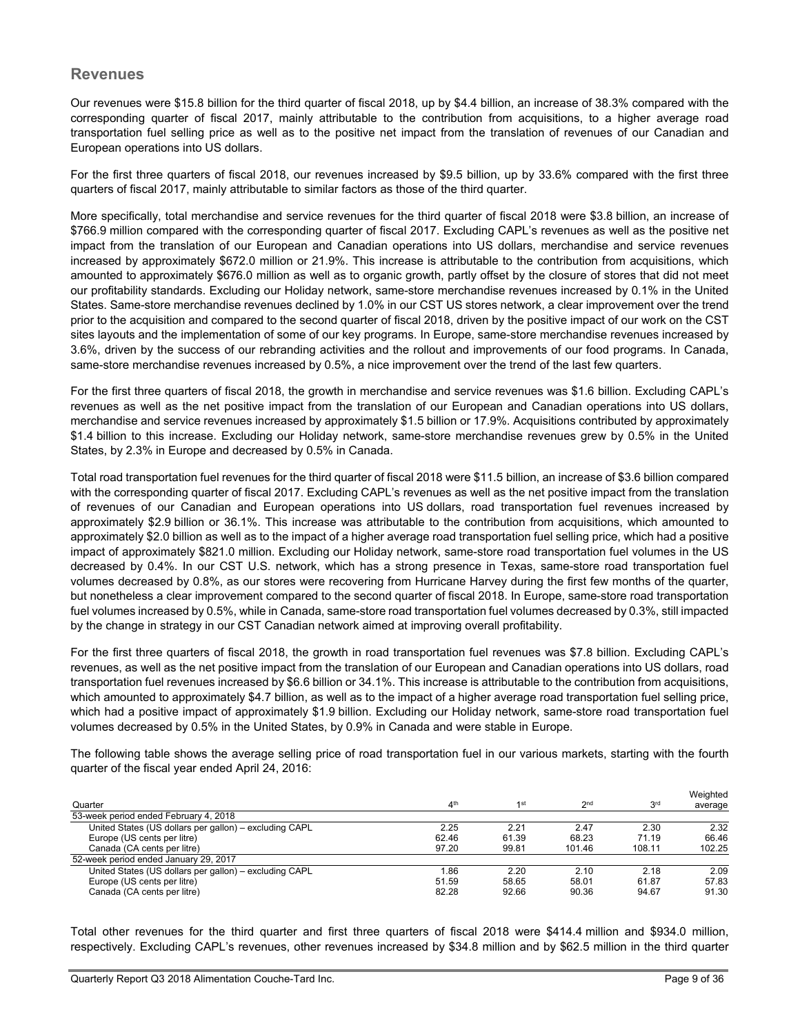## Revenues

Our revenues were $15.8 billion for the third quarter of fiscal 2018, up by $4.4 billion, an increase of 38.3% compared with the corresponding quarter of fiscal 2017, mainly attributable to the contribution from acquisitions, to a higher average road transportation fuel selling price as well as to the positive net impact from the translation of revenues of our Canadian and European operations into US dollars.

For the first three quarters of fiscal 2018, our revenues increased by $9.5 billion, up by 33.6% compared with the first three quarters of fiscal 2017, mainly attributable to similar factors as those of the third quarter.

More specifically, total merchandise and service revenues for the third quarter of fiscal 2018 were $3.8 billion, an increase of $766.9 million compared with the corresponding quarter of fiscal 2017. Excluding CAPL's revenues as well as the positive net impact from the translation of our European and Canadian operations into US dollars, merchandise and service revenues increased by approximately $672.0 million or 21.9%. This increase is attributable to the contribution from acquisitions, which amounted to approximately $676.0 million as well as to organic growth, partly offset by the closure of stores that did not meet our profitability standards. Excluding our Holiday network, same-store merchandise revenues increased by 0.1% in the United States. Same-store merchandise revenues declined by 1.0% in our CST US stores network, a clear improvement over the trend prior to the acquisition and compared to the second quarter of fiscal 2018, driven by the positive impact of our work on the CST sites layouts and the implementation of some of our key programs. In Europe, same-store merchandise revenues increased by 3.6%, driven by the success of our rebranding activities and the rollout and improvements of our food programs. In Canada, same-store merchandise revenues increased by 0.5%, a nice improvement over the trend of the last few quarters.

For the first three quarters of fiscal 2018, the growth in merchandise and service revenues was $1.6 billion. Excluding CAPL's revenues as well as the net positive impact from the translation of our European and Canadian operations into US dollars, merchandise and service revenues increased by approximately $1.5 billion or 17.9%. Acquisitions contributed by approximately $1.4 billion to this increase. Excluding our Holiday network, same-store merchandise revenues grew by 0.5% in the United States, by 2.3% in Europe and decreased by 0.5% in Canada.

Total road transportation fuel revenues for the third quarter of fiscal 2018 were $11.5 billion, an increase of $3.6 billion compared with the corresponding quarter of fiscal 2017. Excluding CAPL's revenues as well as the net positive impact from the translation of revenues of our Canadian and European operations into US dollars, road transportation fuel revenues increased by approximately $2.9 billion or 36.1%. This increase was attributable to the contribution from acquisitions, which amounted to approximately $2.0 billion as well as to the impact of a higher average road transportation fuel selling price, which had a positive impact of approximately $821.0 million. Excluding our Holiday network, same-store road transportation fuel volumes in the US decreased by 0.4%. In our CST U.S. network, which has a strong presence in Texas, same-store road transportation fuel volumes decreased by 0.8%, as our stores were recovering from Hurricane Harvey during the first few months of the quarter, but nonetheless a clear improvement compared to the second quarter of fiscal 2018. In Europe, same-store road transportation fuel volumes increased by 0.5%, while in Canada, same-store road transportation fuel volumes decreased by 0.3%, still impacted by the change in strategy in our CST Canadian network aimed at improving overall profitability.

For the first three quarters of fiscal 2018, the growth in road transportation fuel revenues was $7.8 billion. Excluding CAPL's revenues, as well as the net positive impact from the translation of our European and Canadian operations into US dollars, road transportation fuel revenues increased by $6.6 billion or 34.1%. This increase is attributable to the contribution from acquisitions, which amounted to approximately $4.7 billion, as well as to the impact of a higher average road transportation fuel selling price, which had a positive impact of approximately $1.9 billion. Excluding our Holiday network, same-store road transportation fuel volumes decreased by 0.5% in the United States, by 0.9% in Canada and were stable in Europe.

The following table shows the average selling price of road transportation fuel in our various markets, starting with the fourth quarter of the fiscal year ended April 24, 2016:

| Quarter | 4th | 1st | 2nd | 3rd | Weighted average |
|---|---|---|---|---|---|
| **53-week period ended February 4, 2018** | | | | | |
| United States (US dollars per gallon) – excluding CAPL | 2.25 | 2.21 | 2.47 | 2.30 | 2.32 |
| Europe (US cents per litre) | 62.46 | 61.39 | 68.23 | 71.19 | 66.46 |
| Canada (CA cents per litre) | 97.20 | 99.81 | 101.46 | 108.11 | 102.25 |
| **52-week period ended January 29, 2017** | | | | | |
| United States (US dollars per gallon) – excluding CAPL | 1.86 | 2.20 | 2.10 | 2.18 | 2.09 |
| Europe (US cents per litre) | 51.59 | 58.65 | 58.01 | 61.87 | 57.83 |
| Canada (CA cents per litre) | 82.28 | 92.66 | 90.36 | 94.67 | 91.30 |

Total other revenues for the third quarter and first three quarters of fiscal 2018 were $414.4 million and $934.0 million, respectively. Excluding CAPL's revenues, other revenues increased by $34.8 million and by $62.5 million in the third quarter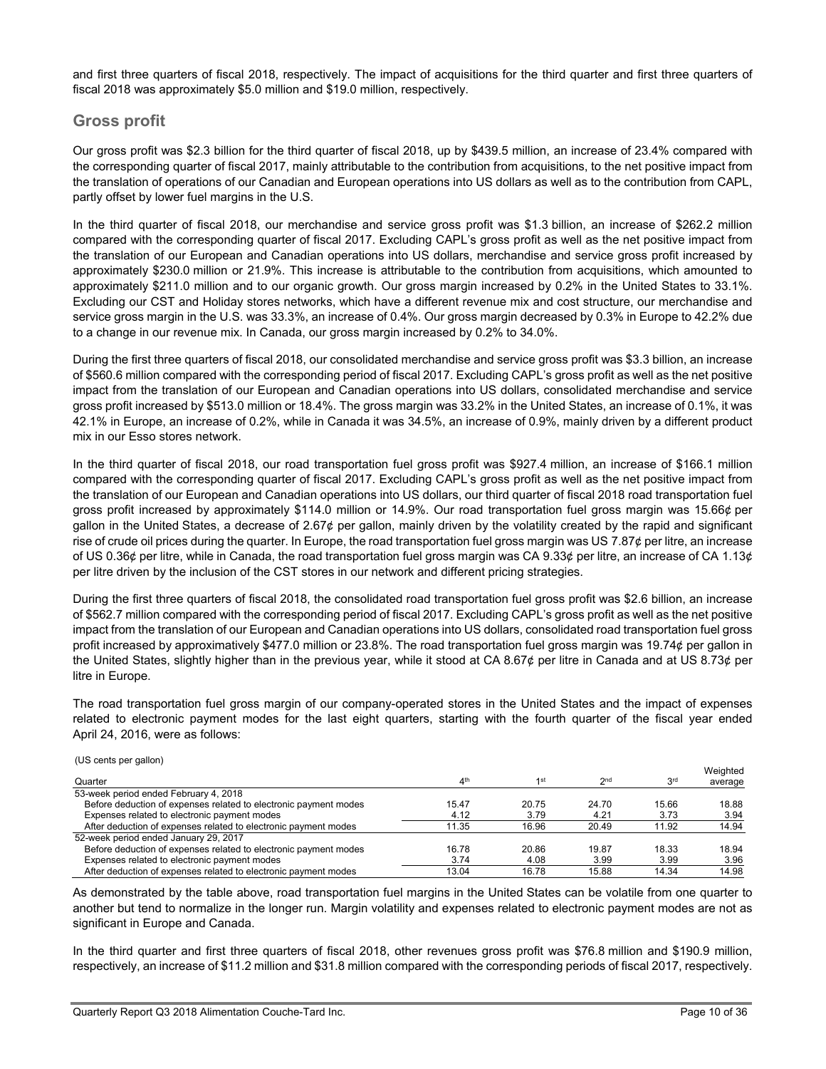and first three quarters of fiscal 2018, respectively. The impact of acquisitions for the third quarter and first three quarters of fiscal 2018 was approximately $5.0 million and $19.0 million, respectively.

## Gross profit

Our gross profit was $2.3 billion for the third quarter of fiscal 2018, up by $439.5 million, an increase of 23.4% compared with the corresponding quarter of fiscal 2017, mainly attributable to the contribution from acquisitions, to the net positive impact from the translation of operations of our Canadian and European operations into US dollars as well as to the contribution from CAPL, partly offset by lower fuel margins in the U.S.

In the third quarter of fiscal 2018, our merchandise and service gross profit was $1.3 billion, an increase of $262.2 million compared with the corresponding quarter of fiscal 2017. Excluding CAPL's gross profit as well as the net positive impact from the translation of our European and Canadian operations into US dollars, merchandise and service gross profit increased by approximately $230.0 million or 21.9%. This increase is attributable to the contribution from acquisitions, which amounted to approximately $211.0 million and to our organic growth. Our gross margin increased by 0.2% in the United States to 33.1%. Excluding our CST and Holiday stores networks, which have a different revenue mix and cost structure, our merchandise and service gross margin in the U.S. was 33.3%, an increase of 0.4%. Our gross margin decreased by 0.3% in Europe to 42.2% due to a change in our revenue mix. In Canada, our gross margin increased by 0.2% to 34.0%.

During the first three quarters of fiscal 2018, our consolidated merchandise and service gross profit was $3.3 billion, an increase of $560.6 million compared with the corresponding period of fiscal 2017. Excluding CAPL's gross profit as well as the net positive impact from the translation of our European and Canadian operations into US dollars, consolidated merchandise and service gross profit increased by $513.0 million or 18.4%. The gross margin was 33.2% in the United States, an increase of 0.1%, it was 42.1% in Europe, an increase of 0.2%, while in Canada it was 34.5%, an increase of 0.9%, mainly driven by a different product mix in our Esso stores network.

In the third quarter of fiscal 2018, our road transportation fuel gross profit was $927.4 million, an increase of $166.1 million compared with the corresponding quarter of fiscal 2017. Excluding CAPL's gross profit as well as the net positive impact from the translation of our European and Canadian operations into US dollars, our third quarter of fiscal 2018 road transportation fuel gross profit increased by approximately $114.0 million or 14.9%. Our road transportation fuel gross margin was 15.66¢ per gallon in the United States, a decrease of 2.67¢ per gallon, mainly driven by the volatility created by the rapid and significant rise of crude oil prices during the quarter. In Europe, the road transportation fuel gross margin was US 7.87¢ per litre, an increase of US 0.36¢ per litre, while in Canada, the road transportation fuel gross margin was CA 9.33¢ per litre, an increase of CA 1.13¢ per litre driven by the inclusion of the CST stores in our network and different pricing strategies.

During the first three quarters of fiscal 2018, the consolidated road transportation fuel gross profit was $2.6 billion, an increase of $562.7 million compared with the corresponding period of fiscal 2017. Excluding CAPL's gross profit as well as the net positive impact from the translation of our European and Canadian operations into US dollars, consolidated road transportation fuel gross profit increased by approximately $477.0 million or 23.8%. The road transportation fuel gross margin was 19.74¢ per gallon in the United States, slightly higher than in the previous year, while it stood at CA 8.67¢ per litre in Canada and at US 8.73¢ per litre in Europe.

The road transportation fuel gross margin of our company-operated stores in the United States and the impact of expenses related to electronic payment modes for the last eight quarters, starting with the fourth quarter of the fiscal year ended April 24, 2016, were as follows:

(US cents per gallon)

| Quarter | 4th | 1st | 2nd | 3rd | Weighted average |
|---|---|---|---|---|---|
| 53-week period ended February 4, 2018 | | | | | |
| Before deduction of expenses related to electronic payment modes | 15.47 | 20.75 | 24.70 | 15.66 | 18.88 |
| Expenses related to electronic payment modes | 4.12 | 3.79 | 4.21 | 3.73 | 3.94 |
| After deduction of expenses related to electronic payment modes | 11.35 | 16.96 | 20.49 | 11.92 | 14.94 |
| 52-week period ended January 29, 2017 | | | | | |
| Before deduction of expenses related to electronic payment modes | 16.78 | 20.86 | 19.87 | 18.33 | 18.94 |
| Expenses related to electronic payment modes | 3.74 | 4.08 | 3.99 | 3.99 | 3.96 |
| After deduction of expenses related to electronic payment modes | 13.04 | 16.78 | 15.88 | 14.34 | 14.98 |

As demonstrated by the table above, road transportation fuel margins in the United States can be volatile from one quarter to another but tend to normalize in the longer run. Margin volatility and expenses related to electronic payment modes are not as significant in Europe and Canada.

In the third quarter and first three quarters of fiscal 2018, other revenues gross profit was $76.8 million and $190.9 million, respectively, an increase of $11.2 million and $31.8 million compared with the corresponding periods of fiscal 2017, respectively.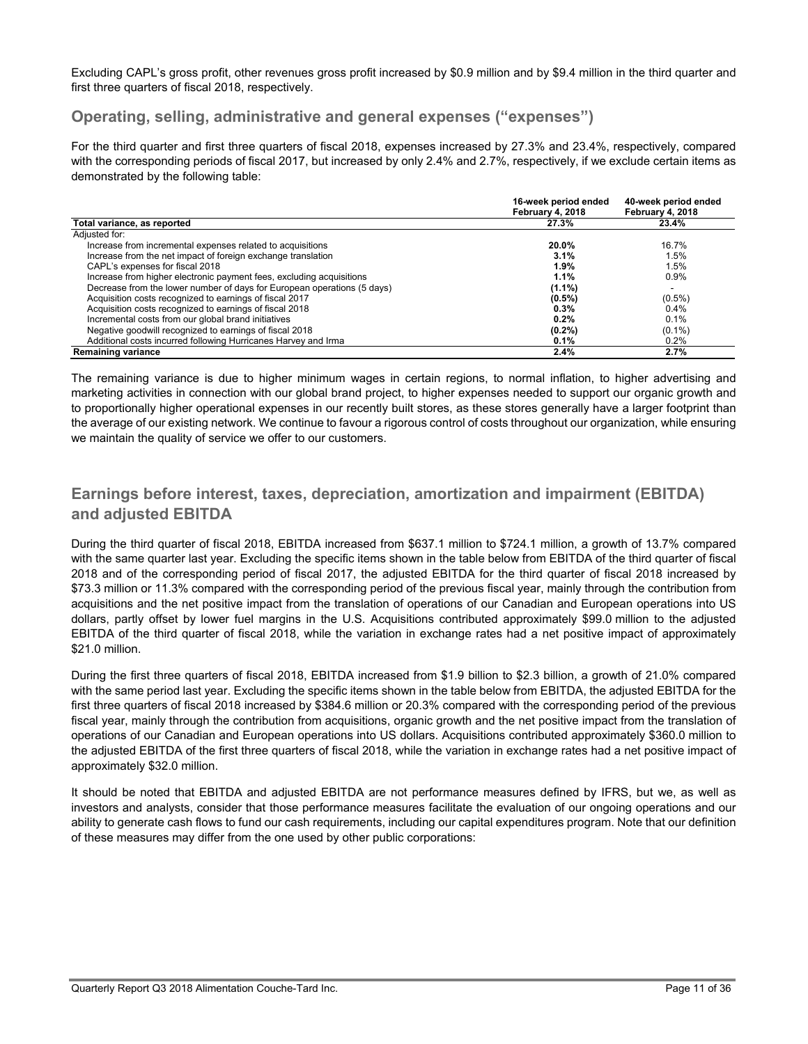Excluding CAPL's gross profit, other revenues gross profit increased by $0.9 million and by $9.4 million in the third quarter and first three quarters of fiscal 2018, respectively.

## Operating, selling, administrative and general expenses ("expenses")

For the third quarter and first three quarters of fiscal 2018, expenses increased by 27.3% and 23.4%, respectively, compared with the corresponding periods of fiscal 2017, but increased by only 2.4% and 2.7%, respectively, if we exclude certain items as demonstrated by the following table:

| | 16-week period ended February 4, 2018 | 40-week period ended February 4, 2018 |
|---|---|---|
| **Total variance, as reported** | **27.3%** | **23.4%** |
| Adjusted for: | | |
| Increase from incremental expenses related to acquisitions | **20.0%** | 16.7% |
| Increase from the net impact of foreign exchange translation | **3.1%** | 1.5% |
| CAPL's expenses for fiscal 2018 | **1.9%** | 1.5% |
| Increase from higher electronic payment fees, excluding acquisitions | **1.1%** | 0.9% |
| Decrease from the lower number of days for European operations (5 days) | **(1.1%)** | - |
| Acquisition costs recognized to earnings of fiscal 2017 | **(0.5%)** | (0.5%) |
| Acquisition costs recognized to earnings of fiscal 2018 | **0.3%** | 0.4% |
| Incremental costs from our global brand initiatives | **0.2%** | 0.1% |
| Negative goodwill recognized to earnings of fiscal 2018 | **(0.2%)** | (0.1%) |
| Additional costs incurred following Hurricanes Harvey and Irma | **0.1%** | 0.2% |
| **Remaining variance** | **2.4%** | **2.7%** |

The remaining variance is due to higher minimum wages in certain regions, to normal inflation, to higher advertising and marketing activities in connection with our global brand project, to higher expenses needed to support our organic growth and to proportionally higher operational expenses in our recently built stores, as these stores generally have a larger footprint than the average of our existing network. We continue to favour a rigorous control of costs throughout our organization, while ensuring we maintain the quality of service we offer to our customers.

## Earnings before interest, taxes, depreciation, amortization and impairment (EBITDA) and adjusted EBITDA

During the third quarter of fiscal 2018, EBITDA increased from $637.1 million to $724.1 million, a growth of 13.7% compared with the same quarter last year. Excluding the specific items shown in the table below from EBITDA of the third quarter of fiscal 2018 and of the corresponding period of fiscal 2017, the adjusted EBITDA for the third quarter of fiscal 2018 increased by $73.3 million or 11.3% compared with the corresponding period of the previous fiscal year, mainly through the contribution from acquisitions and the net positive impact from the translation of operations of our Canadian and European operations into US dollars, partly offset by lower fuel margins in the U.S. Acquisitions contributed approximately $99.0 million to the adjusted EBITDA of the third quarter of fiscal 2018, while the variation in exchange rates had a net positive impact of approximately $21.0 million.

During the first three quarters of fiscal 2018, EBITDA increased from $1.9 billion to $2.3 billion, a growth of 21.0% compared with the same period last year. Excluding the specific items shown in the table below from EBITDA, the adjusted EBITDA for the first three quarters of fiscal 2018 increased by $384.6 million or 20.3% compared with the corresponding period of the previous fiscal year, mainly through the contribution from acquisitions, organic growth and the net positive impact from the translation of operations of our Canadian and European operations into US dollars. Acquisitions contributed approximately $360.0 million to the adjusted EBITDA of the first three quarters of fiscal 2018, while the variation in exchange rates had a net positive impact of approximately $32.0 million.

It should be noted that EBITDA and adjusted EBITDA are not performance measures defined by IFRS, but we, as well as investors and analysts, consider that those performance measures facilitate the evaluation of our ongoing operations and our ability to generate cash flows to fund our cash requirements, including our capital expenditures program. Note that our definition of these measures may differ from the one used by other public corporations: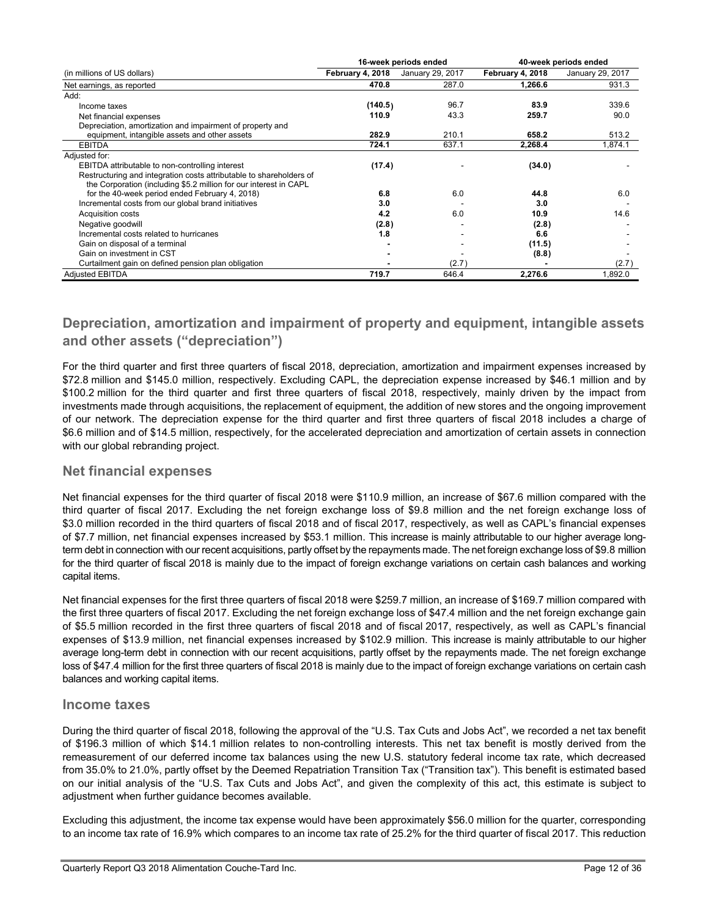| (in millions of US dollars) | 16-week periods ended | | 40-week periods ended | |
|---|---|---|---|---|
| | **February 4, 2018** | January 29, 2017 | **February 4, 2018** | January 29, 2017 |
| Net earnings, as reported | **470.8** | 287.0 | **1,266.6** | 931.3 |
| Add: | | | | |
| Income taxes | **(140.5)** | 96.7 | **83.9** | 339.6 |
| Net financial expenses | **110.9** | 43.3 | **259.7** | 90.0 |
| Depreciation, amortization and impairment of property and equipment, intangible assets and other assets | **282.9** | 210.1 | **658.2** | 513.2 |
| EBITDA | **724.1** | 637.1 | **2,268.4** | 1,874.1 |
| Adjusted for: | | | | |
| EBITDA attributable to non-controlling interest | **(17.4)** | - | **(34.0)** | - |
| Restructuring and integration costs attributable to shareholders of the Corporation (including $5.2 million for our interest in CAPL for the 40-week period ended February 4, 2018) | **6.8** | 6.0 | **44.8** | 6.0 |
| Incremental costs from our global brand initiatives | **3.0** | - | **3.0** | - |
| Acquisition costs | **4.2** | 6.0 | **10.9** | 14.6 |
| Negative goodwill | **(2.8)** | - | **(2.8)** | - |
| Incremental costs related to hurricanes | **1.8** | - | **6.6** | - |
| Gain on disposal of a terminal | **-** | - | **(11.5)** | - |
| Gain on investment in CST | **-** | - | **(8.8)** | - |
| Curtailment gain on defined pension plan obligation | **-** | (2.7) | **-** | (2.7) |
| Adjusted EBITDA | **719.7** | 646.4 | **2,276.6** | 1,892.0 |

## Depreciation, amortization and impairment of property and equipment, intangible assets and other assets ("depreciation")

For the third quarter and first three quarters of fiscal 2018, depreciation, amortization and impairment expenses increased by $72.8 million and $145.0 million, respectively. Excluding CAPL, the depreciation expense increased by $46.1 million and by $100.2 million for the third quarter and first three quarters of fiscal 2018, respectively, mainly driven by the impact from investments made through acquisitions, the replacement of equipment, the addition of new stores and the ongoing improvement of our network. The depreciation expense for the third quarter and first three quarters of fiscal 2018 includes a charge of $6.6 million and of $14.5 million, respectively, for the accelerated depreciation and amortization of certain assets in connection with our global rebranding project.

## Net financial expenses

Net financial expenses for the third quarter of fiscal 2018 were $110.9 million, an increase of $67.6 million compared with the third quarter of fiscal 2017. Excluding the net foreign exchange loss of $9.8 million and the net foreign exchange loss of $3.0 million recorded in the third quarters of fiscal 2018 and of fiscal 2017, respectively, as well as CAPL's financial expenses of $7.7 million, net financial expenses increased by $53.1 million. This increase is mainly attributable to our higher average long-term debt in connection with our recent acquisitions, partly offset by the repayments made. The net foreign exchange loss of $9.8 million for the third quarter of fiscal 2018 is mainly due to the impact of foreign exchange variations on certain cash balances and working capital items.

Net financial expenses for the first three quarters of fiscal 2018 were $259.7 million, an increase of $169.7 million compared with the first three quarters of fiscal 2017. Excluding the net foreign exchange loss of $47.4 million and the net foreign exchange gain of $5.5 million recorded in the first three quarters of fiscal 2018 and of fiscal 2017, respectively, as well as CAPL's financial expenses of $13.9 million, net financial expenses increased by $102.9 million. This increase is mainly attributable to our higher average long-term debt in connection with our recent acquisitions, partly offset by the repayments made. The net foreign exchange loss of $47.4 million for the first three quarters of fiscal 2018 is mainly due to the impact of foreign exchange variations on certain cash balances and working capital items.

## Income taxes

During the third quarter of fiscal 2018, following the approval of the "U.S. Tax Cuts and Jobs Act", we recorded a net tax benefit of $196.3 million of which $14.1 million relates to non-controlling interests. This net tax benefit is mostly derived from the remeasurement of our deferred income tax balances using the new U.S. statutory federal income tax rate, which decreased from 35.0% to 21.0%, partly offset by the Deemed Repatriation Transition Tax ("Transition tax"). This benefit is estimated based on our initial analysis of the "U.S. Tax Cuts and Jobs Act", and given the complexity of this act, this estimate is subject to adjustment when further guidance becomes available.

Excluding this adjustment, the income tax expense would have been approximately $56.0 million for the quarter, corresponding to an income tax rate of 16.9% which compares to an income tax rate of 25.2% for the third quarter of fiscal 2017. This reduction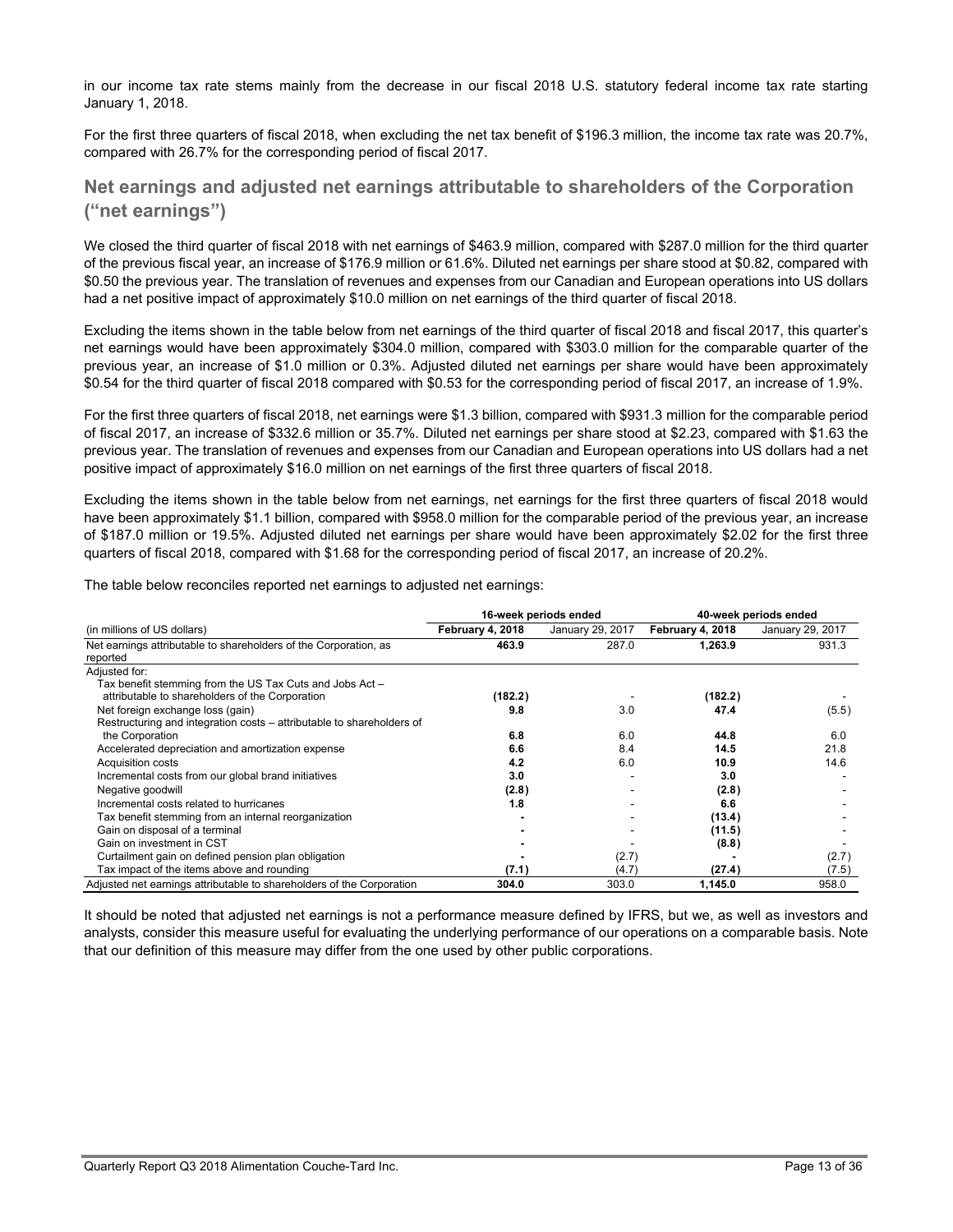in our income tax rate stems mainly from the decrease in our fiscal 2018 U.S. statutory federal income tax rate starting January 1, 2018.

For the first three quarters of fiscal 2018, when excluding the net tax benefit of $196.3 million, the income tax rate was 20.7%, compared with 26.7% for the corresponding period of fiscal 2017.

## Net earnings and adjusted net earnings attributable to shareholders of the Corporation ("net earnings")

We closed the third quarter of fiscal 2018 with net earnings of $463.9 million, compared with $287.0 million for the third quarter of the previous fiscal year, an increase of $176.9 million or 61.6%. Diluted net earnings per share stood at $0.82, compared with $0.50 the previous year. The translation of revenues and expenses from our Canadian and European operations into US dollars had a net positive impact of approximately $10.0 million on net earnings of the third quarter of fiscal 2018.

Excluding the items shown in the table below from net earnings of the third quarter of fiscal 2018 and fiscal 2017, this quarter's net earnings would have been approximately $304.0 million, compared with $303.0 million for the comparable quarter of the previous year, an increase of $1.0 million or 0.3%. Adjusted diluted net earnings per share would have been approximately $0.54 for the third quarter of fiscal 2018 compared with $0.53 for the corresponding period of fiscal 2017, an increase of 1.9%.

For the first three quarters of fiscal 2018, net earnings were $1.3 billion, compared with $931.3 million for the comparable period of fiscal 2017, an increase of $332.6 million or 35.7%. Diluted net earnings per share stood at $2.23, compared with $1.63 the previous year. The translation of revenues and expenses from our Canadian and European operations into US dollars had a net positive impact of approximately $16.0 million on net earnings of the first three quarters of fiscal 2018.

Excluding the items shown in the table below from net earnings, net earnings for the first three quarters of fiscal 2018 would have been approximately $1.1 billion, compared with $958.0 million for the comparable period of the previous year, an increase of $187.0 million or 19.5%. Adjusted diluted net earnings per share would have been approximately $2.02 for the first three quarters of fiscal 2018, compared with $1.68 for the corresponding period of fiscal 2017, an increase of 20.2%.

The table below reconciles reported net earnings to adjusted net earnings:

| | 16-week periods ended | | 40-week periods ended | |
|---|---|---|---|---|
| (in millions of US dollars) | **February 4, 2018** | January 29, 2017 | **February 4, 2018** | January 29, 2017 |
| Net earnings attributable to shareholders of the Corporation, as reported | **463.9** | 287.0 | **1,263.9** | 931.3 |
| Adjusted for: | | | | |
| Tax benefit stemming from the US Tax Cuts and Jobs Act – attributable to shareholders of the Corporation | **(182.2)** | - | **(182.2)** | - |
| Net foreign exchange loss (gain) | **9.8** | 3.0 | **47.4** | (5.5) |
| Restructuring and integration costs – attributable to shareholders of the Corporation | **6.8** | 6.0 | **44.8** | 6.0 |
| Accelerated depreciation and amortization expense | **6.6** | 8.4 | **14.5** | 21.8 |
| Acquisition costs | **4.2** | 6.0 | **10.9** | 14.6 |
| Incremental costs from our global brand initiatives | **3.0** | - | **3.0** | - |
| Negative goodwill | **(2.8)** | - | **(2.8)** | - |
| Incremental costs related to hurricanes | **1.8** | - | **6.6** | - |
| Tax benefit stemming from an internal reorganization | **-** | - | **(13.4)** | - |
| Gain on disposal of a terminal | **-** | - | **(11.5)** | - |
| Gain on investment in CST | **-** | - | **(8.8)** | - |
| Curtailment gain on defined pension plan obligation | **-** | (2.7) | **-** | (2.7) |
| Tax impact of the items above and rounding | **(7.1)** | (4.7) | **(27.4)** | (7.5) |
| Adjusted net earnings attributable to shareholders of the Corporation | **304.0** | 303.0 | **1,145.0** | 958.0 |

It should be noted that adjusted net earnings is not a performance measure defined by IFRS, but we, as well as investors and analysts, consider this measure useful for evaluating the underlying performance of our operations on a comparable basis. Note that our definition of this measure may differ from the one used by other public corporations.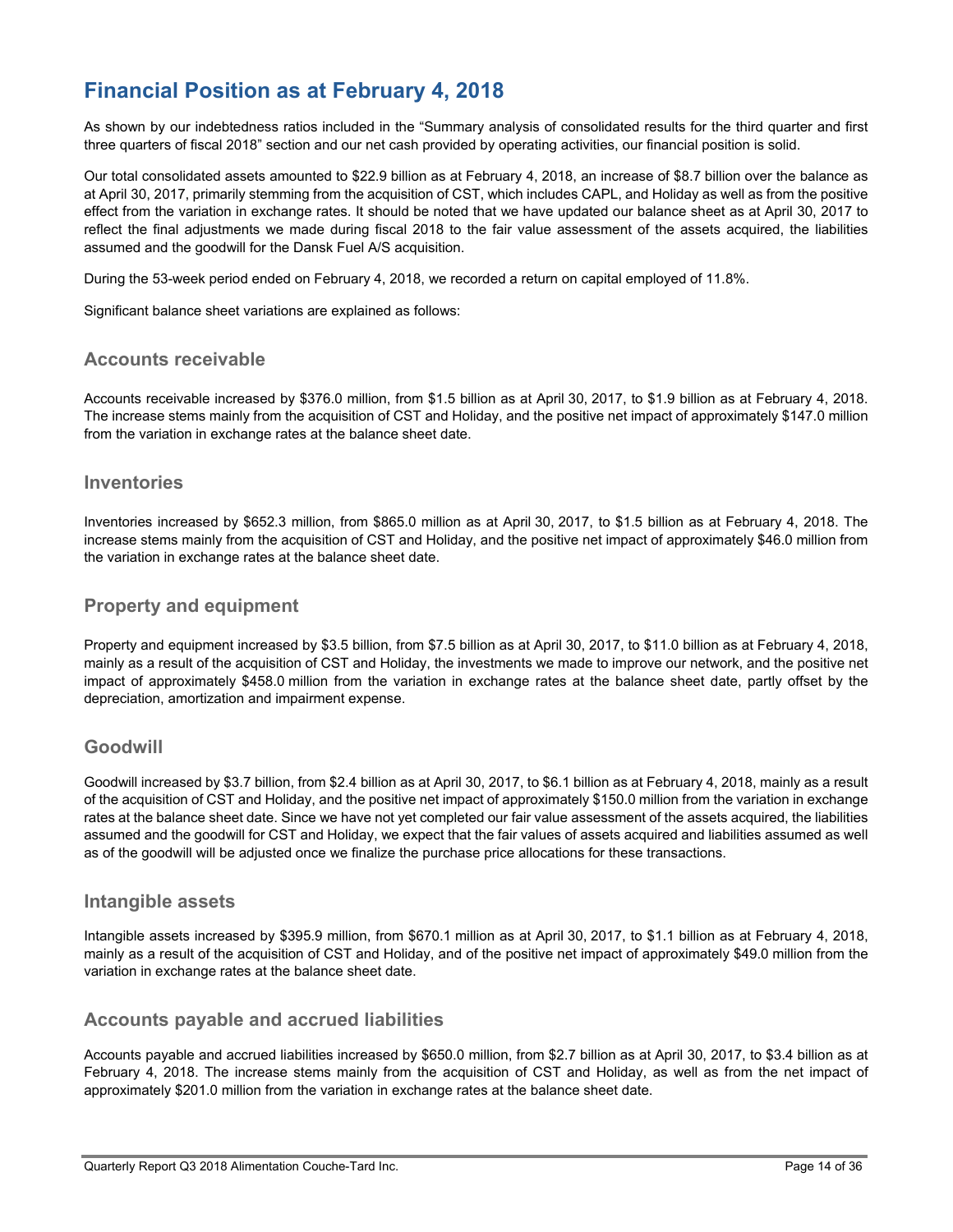## Financial Position as at February 4, 2018

As shown by our indebtedness ratios included in the "Summary analysis of consolidated results for the third quarter and first three quarters of fiscal 2018" section and our net cash provided by operating activities, our financial position is solid.

Our total consolidated assets amounted to $22.9 billion as at February 4, 2018, an increase of $8.7 billion over the balance as at April 30, 2017, primarily stemming from the acquisition of CST, which includes CAPL, and Holiday as well as from the positive effect from the variation in exchange rates. It should be noted that we have updated our balance sheet as at April 30, 2017 to reflect the final adjustments we made during fiscal 2018 to the fair value assessment of the assets acquired, the liabilities assumed and the goodwill for the Dansk Fuel A/S acquisition.

During the 53-week period ended on February 4, 2018, we recorded a return on capital employed of 11.8%.

Significant balance sheet variations are explained as follows:

### Accounts receivable

Accounts receivable increased by $376.0 million, from $1.5 billion as at April 30, 2017, to $1.9 billion as at February 4, 2018. The increase stems mainly from the acquisition of CST and Holiday, and the positive net impact of approximately $147.0 million from the variation in exchange rates at the balance sheet date.

### Inventories

Inventories increased by $652.3 million, from $865.0 million as at April 30, 2017, to $1.5 billion as at February 4, 2018. The increase stems mainly from the acquisition of CST and Holiday, and the positive net impact of approximately $46.0 million from the variation in exchange rates at the balance sheet date.

### Property and equipment

Property and equipment increased by $3.5 billion, from $7.5 billion as at April 30, 2017, to $11.0 billion as at February 4, 2018, mainly as a result of the acquisition of CST and Holiday, the investments we made to improve our network, and the positive net impact of approximately $458.0 million from the variation in exchange rates at the balance sheet date, partly offset by the depreciation, amortization and impairment expense.

### Goodwill

Goodwill increased by $3.7 billion, from $2.4 billion as at April 30, 2017, to $6.1 billion as at February 4, 2018, mainly as a result of the acquisition of CST and Holiday, and the positive net impact of approximately $150.0 million from the variation in exchange rates at the balance sheet date. Since we have not yet completed our fair value assessment of the assets acquired, the liabilities assumed and the goodwill for CST and Holiday, we expect that the fair values of assets acquired and liabilities assumed as well as of the goodwill will be adjusted once we finalize the purchase price allocations for these transactions.

### Intangible assets

Intangible assets increased by $395.9 million, from $670.1 million as at April 30, 2017, to $1.1 billion as at February 4, 2018, mainly as a result of the acquisition of CST and Holiday, and of the positive net impact of approximately $49.0 million from the variation in exchange rates at the balance sheet date.

### Accounts payable and accrued liabilities

Accounts payable and accrued liabilities increased by $650.0 million, from $2.7 billion as at April 30, 2017, to $3.4 billion as at February 4, 2018. The increase stems mainly from the acquisition of CST and Holiday, as well as from the net impact of approximately $201.0 million from the variation in exchange rates at the balance sheet date.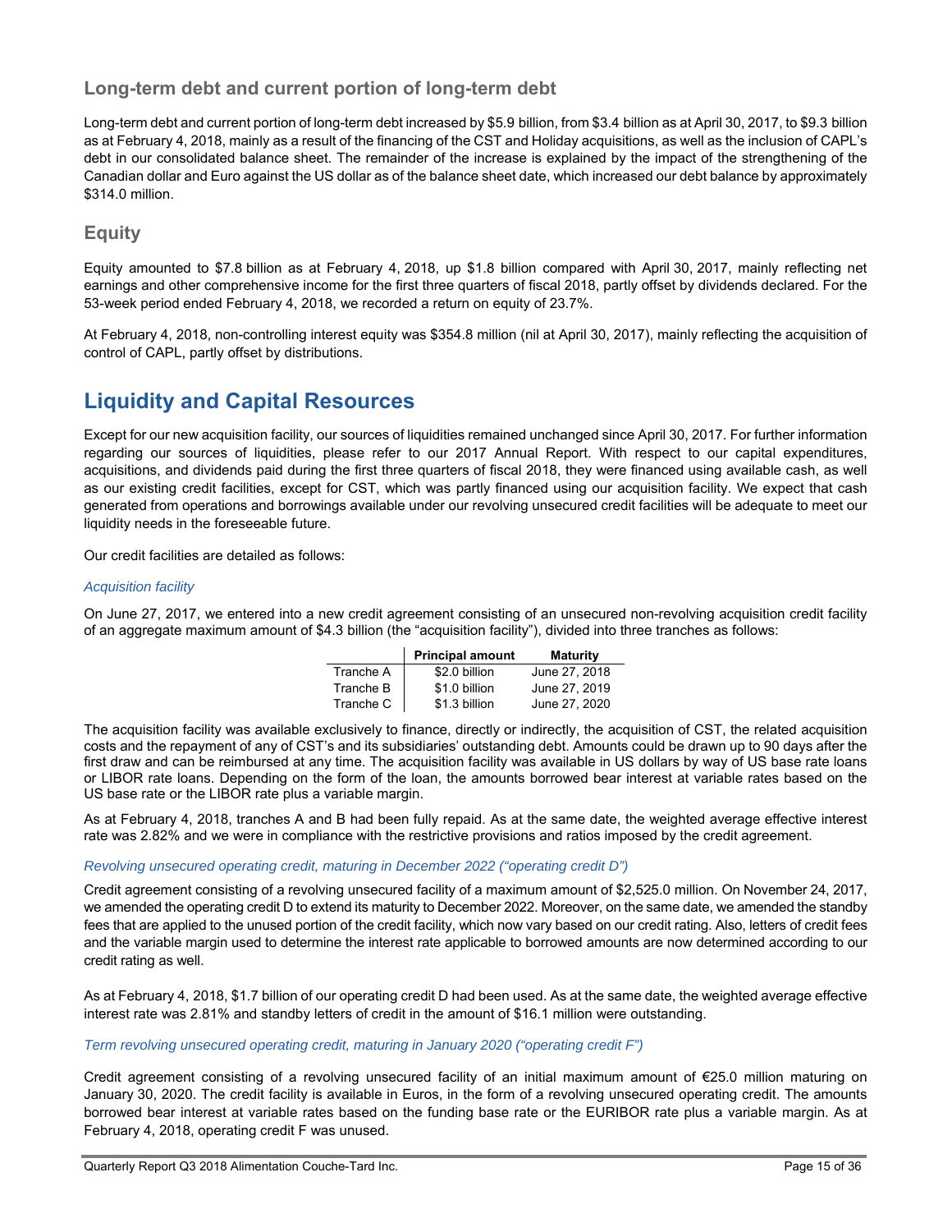## Long-term debt and current portion of long-term debt

Long-term debt and current portion of long-term debt increased by $5.9 billion, from $3.4 billion as at April 30, 2017, to $9.3 billion as at February 4, 2018, mainly as a result of the financing of the CST and Holiday acquisitions, as well as the inclusion of CAPL's debt in our consolidated balance sheet. The remainder of the increase is explained by the impact of the strengthening of the Canadian dollar and Euro against the US dollar as of the balance sheet date, which increased our debt balance by approximately $314.0 million.

## Equity

Equity amounted to $7.8 billion as at February 4, 2018, up $1.8 billion compared with April 30, 2017, mainly reflecting net earnings and other comprehensive income for the first three quarters of fiscal 2018, partly offset by dividends declared. For the 53-week period ended February 4, 2018, we recorded a return on equity of 23.7%.

At February 4, 2018, non-controlling interest equity was $354.8 million (nil at April 30, 2017), mainly reflecting the acquisition of control of CAPL, partly offset by distributions.

# Liquidity and Capital Resources

Except for our new acquisition facility, our sources of liquidities remained unchanged since April 30, 2017. For further information regarding our sources of liquidities, please refer to our 2017 Annual Report. With respect to our capital expenditures, acquisitions, and dividends paid during the first three quarters of fiscal 2018, they were financed using available cash, as well as our existing credit facilities, except for CST, which was partly financed using our acquisition facility. We expect that cash generated from operations and borrowings available under our revolving unsecured credit facilities will be adequate to meet our liquidity needs in the foreseeable future.

Our credit facilities are detailed as follows:

*Acquisition facility*

On June 27, 2017, we entered into a new credit agreement consisting of an unsecured non-revolving acquisition credit facility of an aggregate maximum amount of $4.3 billion (the "acquisition facility"), divided into three tranches as follows:

| | Principal amount | Maturity |
|---|---|---|
| Tranche A | $2.0 billion | June 27, 2018 |
| Tranche B | $1.0 billion | June 27, 2019 |
| Tranche C | $1.3 billion | June 27, 2020 |

The acquisition facility was available exclusively to finance, directly or indirectly, the acquisition of CST, the related acquisition costs and the repayment of any of CST's and its subsidiaries' outstanding debt. Amounts could be drawn up to 90 days after the first draw and can be reimbursed at any time. The acquisition facility was available in US dollars by way of US base rate loans or LIBOR rate loans. Depending on the form of the loan, the amounts borrowed bear interest at variable rates based on the US base rate or the LIBOR rate plus a variable margin.

As at February 4, 2018, tranches A and B had been fully repaid. As at the same date, the weighted average effective interest rate was 2.82% and we were in compliance with the restrictive provisions and ratios imposed by the credit agreement.

*Revolving unsecured operating credit, maturing in December 2022 ("operating credit D")*

Credit agreement consisting of a revolving unsecured facility of a maximum amount of $2,525.0 million. On November 24, 2017, we amended the operating credit D to extend its maturity to December 2022. Moreover, on the same date, we amended the standby fees that are applied to the unused portion of the credit facility, which now vary based on our credit rating. Also, letters of credit fees and the variable margin used to determine the interest rate applicable to borrowed amounts are now determined according to our credit rating as well.

As at February 4, 2018, $1.7 billion of our operating credit D had been used. As at the same date, the weighted average effective interest rate was 2.81% and standby letters of credit in the amount of $16.1 million were outstanding.

*Term revolving unsecured operating credit, maturing in January 2020 ("operating credit F")*

Credit agreement consisting of a revolving unsecured facility of an initial maximum amount of €25.0 million maturing on January 30, 2020. The credit facility is available in Euros, in the form of a revolving unsecured operating credit. The amounts borrowed bear interest at variable rates based on the funding base rate or the EURIBOR rate plus a variable margin. As at February 4, 2018, operating credit F was unused.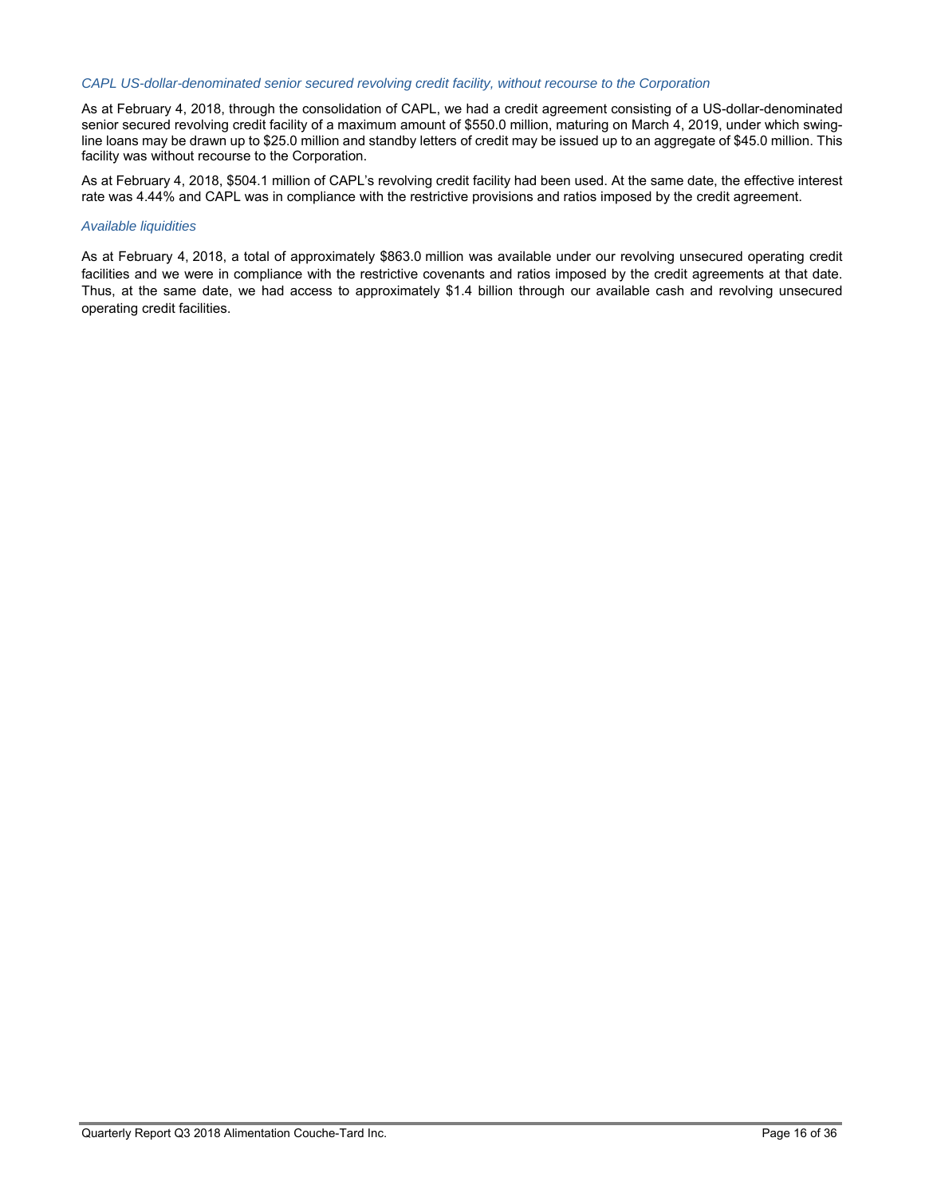### *CAPL US-dollar-denominated senior secured revolving credit facility, without recourse to the Corporation*

As at February 4, 2018, through the consolidation of CAPL, we had a credit agreement consisting of a US-dollar-denominated senior secured revolving credit facility of a maximum amount of $550.0 million, maturing on March 4, 2019, under which swing-line loans may be drawn up to $25.0 million and standby letters of credit may be issued up to an aggregate of $45.0 million. This facility was without recourse to the Corporation.

As at February 4, 2018, $504.1 million of CAPL's revolving credit facility had been used. At the same date, the effective interest rate was 4.44% and CAPL was in compliance with the restrictive provisions and ratios imposed by the credit agreement.

### *Available liquidities*

As at February 4, 2018, a total of approximately $863.0 million was available under our revolving unsecured operating credit facilities and we were in compliance with the restrictive covenants and ratios imposed by the credit agreements at that date. Thus, at the same date, we had access to approximately $1.4 billion through our available cash and revolving unsecured operating credit facilities.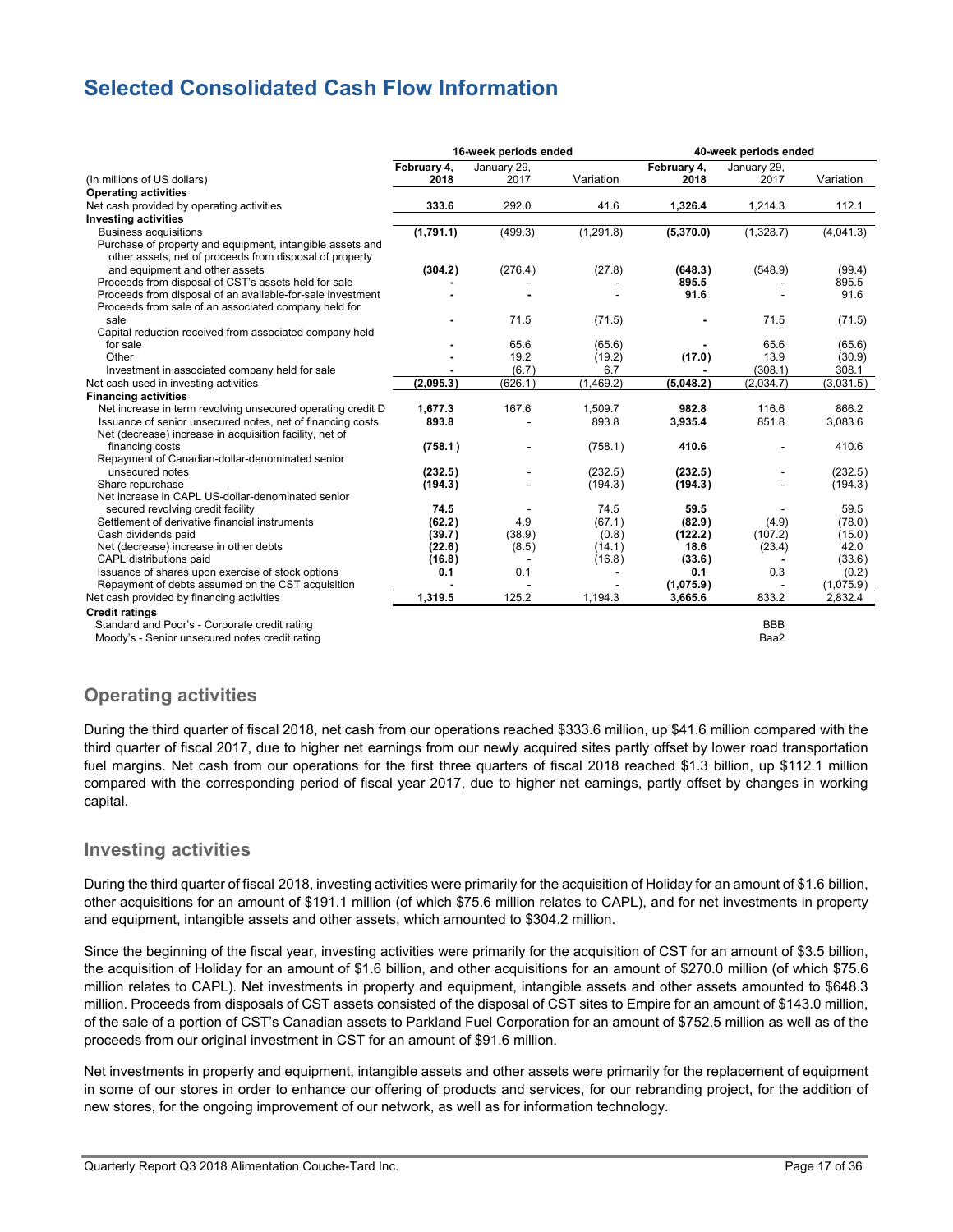# Selected Consolidated Cash Flow Information

| (In millions of US dollars) | 16-week periods ended | | | 40-week periods ended | | |
|---|---|---|---|---|---|---|
| | **February 4, 2018** | January 29, 2017 | Variation | **February 4, 2018** | January 29, 2017 | Variation |
| **Operating activities** | | | | | | |
| Net cash provided by operating activities | **333.6** | 292.0 | 41.6 | **1,326.4** | 1,214.3 | 112.1 |
| **Investing activities** | | | | | | |
| Business acquisitions | **(1,791.1)** | (499.3) | (1,291.8) | **(5,370.0)** | (1,328.7) | (4,041.3) |
| Purchase of property and equipment, intangible assets and other assets, net of proceeds from disposal of property and equipment and other assets | **(304.2)** | (276.4) | (27.8) | **(648.3)** | (548.9) | (99.4) |
| Proceeds from disposal of CST's assets held for sale | **-** | - | - | **895.5** | - | 895.5 |
| Proceeds from disposal of an available-for-sale investment | **-** | - | - | **91.6** | - | 91.6 |
| Proceeds from sale of an associated company held for sale | **-** | 71.5 | (71.5) | **-** | 71.5 | (71.5) |
| Capital reduction received from associated company held for sale | **-** | 65.6 | (65.6) | **-** | 65.6 | (65.6) |
| Other | **-** | 19.2 | (19.2) | **(17.0)** | 13.9 | (30.9) |
| Investment in associated company held for sale | **-** | (6.7) | 6.7 | **-** | (308.1) | 308.1 |
| Net cash used in investing activities | **(2,095.3)** | (626.1) | (1,469.2) | **(5,048.2)** | (2,034.7) | (3,031.5) |
| **Financing activities** | | | | | | |
| Net increase in term revolving unsecured operating credit D | **1,677.3** | 167.6 | 1,509.7 | **982.8** | 116.6 | 866.2 |
| Issuance of senior unsecured notes, net of financing costs | **893.8** | - | 893.8 | **3,935.4** | 851.8 | 3,083.6 |
| Net (decrease) increase in acquisition facility, net of financing costs | **(758.1)** | - | (758.1) | **410.6** | - | 410.6 |
| Repayment of Canadian-dollar-denominated senior unsecured notes | **(232.5)** | - | (232.5) | **(232.5)** | - | (232.5) |
| Share repurchase | **(194.3)** | - | (194.3) | **(194.3)** | - | (194.3) |
| Net increase in CAPL US-dollar-denominated senior secured revolving credit facility | **74.5** | - | 74.5 | **59.5** | - | 59.5 |
| Settlement of derivative financial instruments | **(62.2)** | 4.9 | (67.1) | **(82.9)** | (4.9) | (78.0) |
| Cash dividends paid | **(39.7)** | (38.9) | (0.8) | **(122.2)** | (107.2) | (15.0) |
| Net (decrease) increase in other debts | **(22.6)** | (8.5) | (14.1) | **18.6** | (23.4) | 42.0 |
| CAPL distributions paid | **(16.8)** | - | (16.8) | **(33.6)** | - | (33.6) |
| Issuance of shares upon exercise of stock options | **0.1** | 0.1 | - | **0.1** | 0.3 | (0.2) |
| Repayment of debts assumed on the CST acquisition | **-** | - | - | **(1,075.9)** | - | (1,075.9) |
| Net cash provided by financing activities | **1,319.5** | 125.2 | 1,194.3 | **3,665.6** | 833.2 | 2,832.4 |
| **Credit ratings** | | | | | | |
| Standard and Poor's - Corporate credit rating | | | | | BBB | |
| Moody's - Senior unsecured notes credit rating | | | | | Baa2 | |

## Operating activities

During the third quarter of fiscal 2018, net cash from our operations reached $333.6 million, up $41.6 million compared with the third quarter of fiscal 2017, due to higher net earnings from our newly acquired sites partly offset by lower road transportation fuel margins. Net cash from our operations for the first three quarters of fiscal 2018 reached $1.3 billion, up $112.1 million compared with the corresponding period of fiscal year 2017, due to higher net earnings, partly offset by changes in working capital.

## Investing activities

During the third quarter of fiscal 2018, investing activities were primarily for the acquisition of Holiday for an amount of $1.6 billion, other acquisitions for an amount of $191.1 million (of which $75.6 million relates to CAPL), and for net investments in property and equipment, intangible assets and other assets, which amounted to $304.2 million.

Since the beginning of the fiscal year, investing activities were primarily for the acquisition of CST for an amount of $3.5 billion, the acquisition of Holiday for an amount of $1.6 billion, and other acquisitions for an amount of $270.0 million (of which $75.6 million relates to CAPL). Net investments in property and equipment, intangible assets and other assets amounted to $648.3 million. Proceeds from disposals of CST assets consisted of the disposal of CST sites to Empire for an amount of $143.0 million, of the sale of a portion of CST's Canadian assets to Parkland Fuel Corporation for an amount of $752.5 million as well as of the proceeds from our original investment in CST for an amount of $91.6 million.

Net investments in property and equipment, intangible assets and other assets were primarily for the replacement of equipment in some of our stores in order to enhance our offering of products and services, for our rebranding project, for the addition of new stores, for the ongoing improvement of our network, as well as for information technology.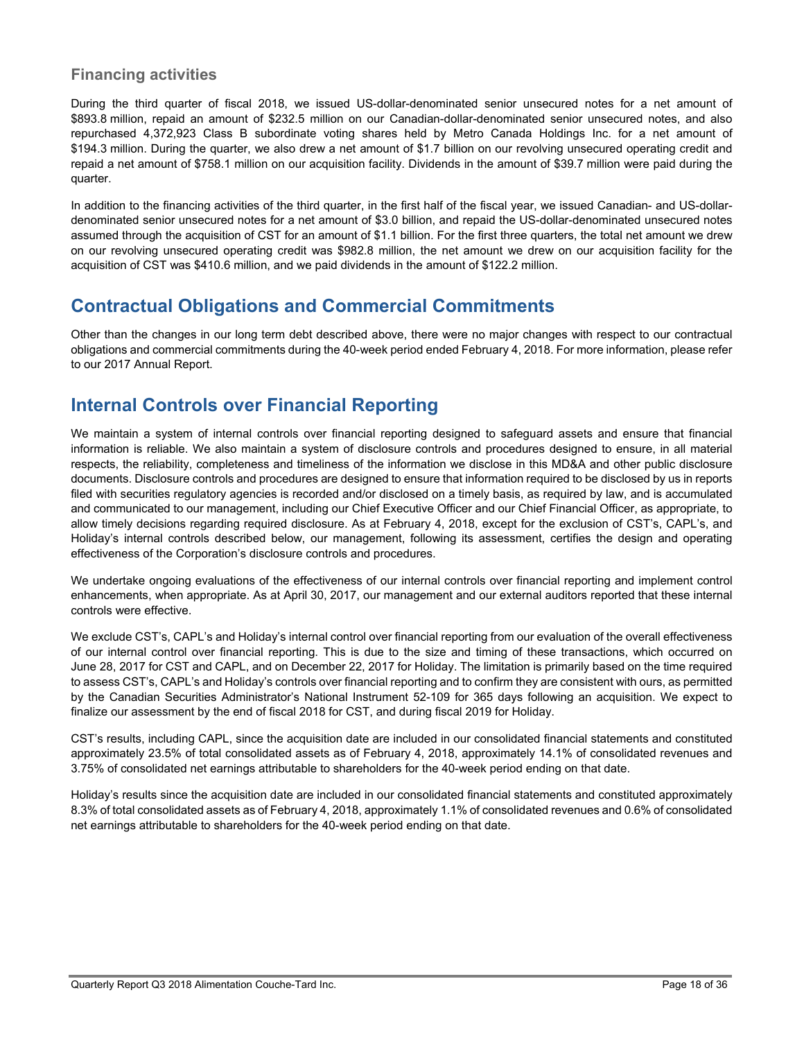### Financing activities

During the third quarter of fiscal 2018, we issued US-dollar-denominated senior unsecured notes for a net amount of \$893.8 million, repaid an amount of \$232.5 million on our Canadian-dollar-denominated senior unsecured notes, and also repurchased 4,372,923 Class B subordinate voting shares held by Metro Canada Holdings Inc. for a net amount of \$194.3 million. During the quarter, we also drew a net amount of \$1.7 billion on our revolving unsecured operating credit and repaid a net amount of \$758.1 million on our acquisition facility. Dividends in the amount of \$39.7 million were paid during the quarter.

In addition to the financing activities of the third quarter, in the first half of the fiscal year, we issued Canadian- and US-dollar-denominated senior unsecured notes for a net amount of \$3.0 billion, and repaid the US-dollar-denominated unsecured notes assumed through the acquisition of CST for an amount of \$1.1 billion. For the first three quarters, the total net amount we drew on our revolving unsecured operating credit was \$982.8 million, the net amount we drew on our acquisition facility for the acquisition of CST was \$410.6 million, and we paid dividends in the amount of \$122.2 million.

## Contractual Obligations and Commercial Commitments

Other than the changes in our long term debt described above, there were no major changes with respect to our contractual obligations and commercial commitments during the 40-week period ended February 4, 2018. For more information, please refer to our 2017 Annual Report.

## Internal Controls over Financial Reporting

We maintain a system of internal controls over financial reporting designed to safeguard assets and ensure that financial information is reliable. We also maintain a system of disclosure controls and procedures designed to ensure, in all material respects, the reliability, completeness and timeliness of the information we disclose in this MD&A and other public disclosure documents. Disclosure controls and procedures are designed to ensure that information required to be disclosed by us in reports filed with securities regulatory agencies is recorded and/or disclosed on a timely basis, as required by law, and is accumulated and communicated to our management, including our Chief Executive Officer and our Chief Financial Officer, as appropriate, to allow timely decisions regarding required disclosure. As at February 4, 2018, except for the exclusion of CST's, CAPL's, and Holiday's internal controls described below, our management, following its assessment, certifies the design and operating effectiveness of the Corporation's disclosure controls and procedures.

We undertake ongoing evaluations of the effectiveness of our internal controls over financial reporting and implement control enhancements, when appropriate. As at April 30, 2017, our management and our external auditors reported that these internal controls were effective.

We exclude CST's, CAPL's and Holiday's internal control over financial reporting from our evaluation of the overall effectiveness of our internal control over financial reporting. This is due to the size and timing of these transactions, which occurred on June 28, 2017 for CST and CAPL, and on December 22, 2017 for Holiday. The limitation is primarily based on the time required to assess CST's, CAPL's and Holiday's controls over financial reporting and to confirm they are consistent with ours, as permitted by the Canadian Securities Administrator's National Instrument 52-109 for 365 days following an acquisition. We expect to finalize our assessment by the end of fiscal 2018 for CST, and during fiscal 2019 for Holiday.

CST's results, including CAPL, since the acquisition date are included in our consolidated financial statements and constituted approximately 23.5% of total consolidated assets as of February 4, 2018, approximately 14.1% of consolidated revenues and 3.75% of consolidated net earnings attributable to shareholders for the 40-week period ending on that date.

Holiday's results since the acquisition date are included in our consolidated financial statements and constituted approximately 8.3% of total consolidated assets as of February 4, 2018, approximately 1.1% of consolidated revenues and 0.6% of consolidated net earnings attributable to shareholders for the 40-week period ending on that date.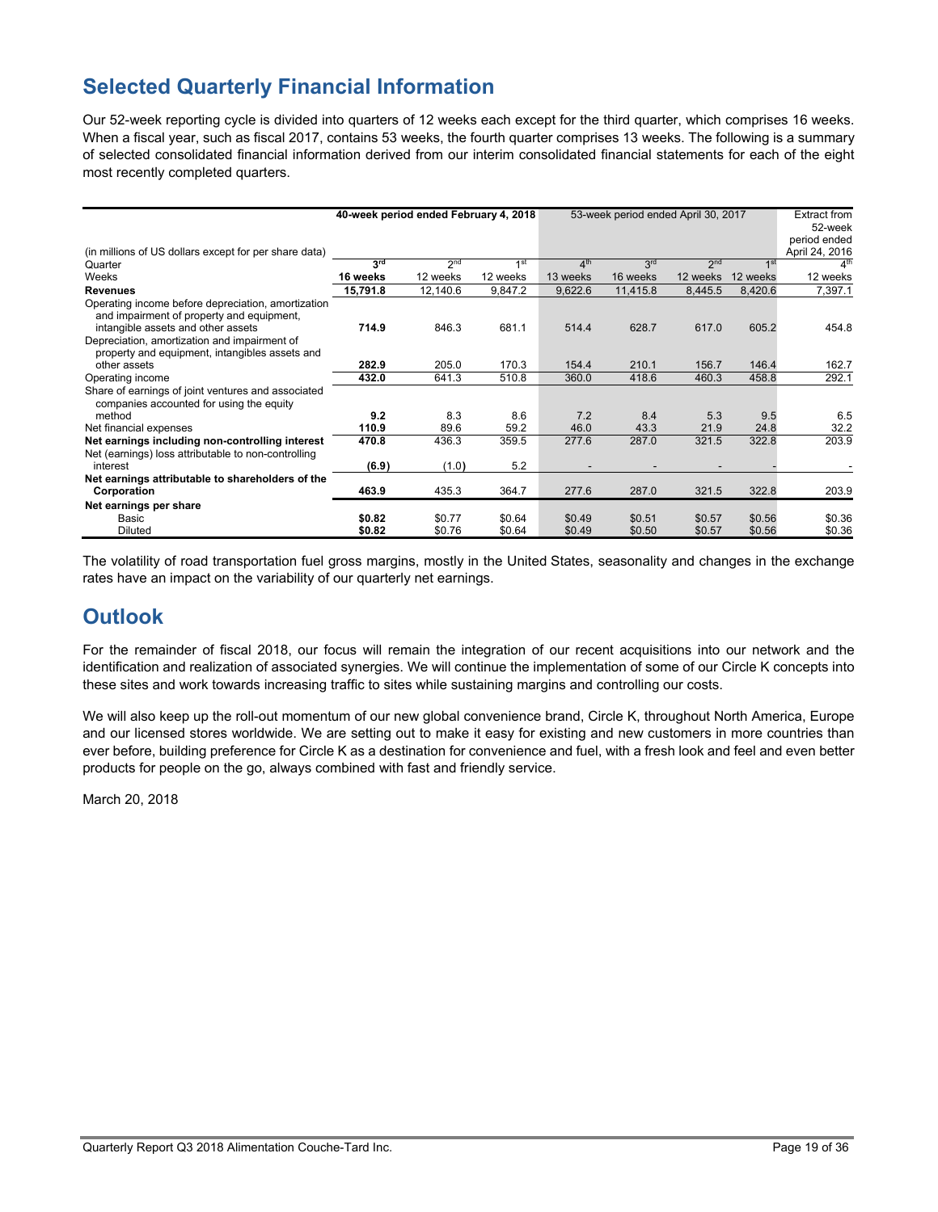## Selected Quarterly Financial Information

Our 52-week reporting cycle is divided into quarters of 12 weeks each except for the third quarter, which comprises 16 weeks. When a fiscal year, such as fiscal 2017, contains 53 weeks, the fourth quarter comprises 13 weeks. The following is a summary of selected consolidated financial information derived from our interim consolidated financial statements for each of the eight most recently completed quarters.

| (in millions of US dollars except for per share data) | 40-week period ended February 4, 2018 | | | 53-week period ended April 30, 2017 | | | | Extract from 52-week period ended April 24, 2016 |
|---|---|---|---|---|---|---|---|---|
| Quarter | **3rd** | 2nd | 1st | 4th | 3rd | 2nd | 1st | 4th |
| Weeks | **16 weeks** | 12 weeks | 12 weeks | 13 weeks | 16 weeks | 12 weeks | 12 weeks | 12 weeks |
| **Revenues** | **15,791.8** | 12,140.6 | 9,847.2 | 9,622.6 | 11,415.8 | 8,445.5 | 8,420.6 | 7,397.1 |
| Operating income before depreciation, amortization and impairment of property and equipment, intangible assets and other assets | **714.9** | 846.3 | 681.1 | 514.4 | 628.7 | 617.0 | 605.2 | 454.8 |
| Depreciation, amortization and impairment of property and equipment, intangibles assets and other assets | **282.9** | 205.0 | 170.3 | 154.4 | 210.1 | 156.7 | 146.4 | 162.7 |
| Operating income | **432.0** | 641.3 | 510.8 | 360.0 | 418.6 | 460.3 | 458.8 | 292.1 |
| Share of earnings of joint ventures and associated companies accounted for using the equity method | **9.2** | 8.3 | 8.6 | 7.2 | 8.4 | 5.3 | 9.5 | 6.5 |
| Net financial expenses | **110.9** | 89.6 | 59.2 | 46.0 | 43.3 | 21.9 | 24.8 | 32.2 |
| **Net earnings including non-controlling interest** | **470.8** | 436.3 | 359.5 | 277.6 | 287.0 | 321.5 | 322.8 | 203.9 |
| Net (earnings) loss attributable to non-controlling interest | **(6.9)** | (1.0) | 5.2 | - | - | - | - | - |
| **Net earnings attributable to shareholders of the Corporation** | **463.9** | 435.3 | 364.7 | 277.6 | 287.0 | 321.5 | 322.8 | 203.9 |
| **Net earnings per share** | | | | | | | | |
| Basic | **$0.82** | $0.77 | $0.64 | $0.49 | $0.51 | $0.57 | $0.56 | $0.36 |
| Diluted | **$0.82** | $0.76 | $0.64 | $0.49 | $0.50 | $0.57 | $0.56 | $0.36 |

The volatility of road transportation fuel gross margins, mostly in the United States, seasonality and changes in the exchange rates have an impact on the variability of our quarterly net earnings.

## Outlook

For the remainder of fiscal 2018, our focus will remain the integration of our recent acquisitions into our network and the identification and realization of associated synergies. We will continue the implementation of some of our Circle K concepts into these sites and work towards increasing traffic to sites while sustaining margins and controlling our costs.

We will also keep up the roll-out momentum of our new global convenience brand, Circle K, throughout North America, Europe and our licensed stores worldwide. We are setting out to make it easy for existing and new customers in more countries than ever before, building preference for Circle K as a destination for convenience and fuel, with a fresh look and feel and even better products for people on the go, always combined with fast and friendly service.

March 20, 2018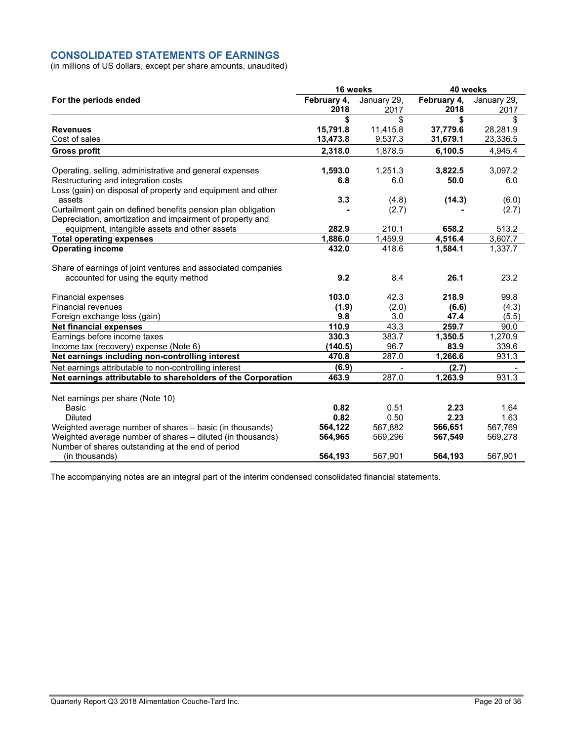## CONSOLIDATED STATEMENTS OF EARNINGS

(in millions of US dollars, except per share amounts, unaudited)

| | 16 weeks | | 40 weeks | |
|---|---|---|---|---|
| **For the periods ended** | **February 4, 2018** | January 29, 2017 | **February 4, 2018** | January 29, 2017 |
| | **$** | $ | **$** | $ |
| **Revenues** | **15,791.8** | 11,415.8 | **37,779.6** | 28,281.9 |
| Cost of sales | **13,473.8** | 9,537.3 | **31,679.1** | 23,336.5 |
| **Gross profit** | **2,318.0** | 1,878.5 | **6,100.5** | 4,945.4 |
| | | | | |
| Operating, selling, administrative and general expenses | **1,593.0** | 1,251.3 | **3,822.5** | 3,097.2 |
| Restructuring and integration costs | **6.8** | 6.0 | **50.0** | 6.0 |
| Loss (gain) on disposal of property and equipment and other assets | **3.3** | (4.8) | **(14.3)** | (6.0) |
| Curtailment gain on defined benefits pension plan obligation | **-** | (2.7) | **-** | (2.7) |
| Depreciation, amortization and impairment of property and equipment, intangible assets and other assets | **282.9** | 210.1 | **658.2** | 513.2 |
| **Total operating expenses** | **1,886.0** | 1,459.9 | **4,516.4** | 3,607.7 |
| **Operating income** | **432.0** | 418.6 | **1,584.1** | 1,337.7 |
| | | | | |
| Share of earnings of joint ventures and associated companies accounted for using the equity method | **9.2** | 8.4 | **26.1** | 23.2 |
| | | | | |
| Financial expenses | **103.0** | 42.3 | **218.9** | 99.8 |
| Financial revenues | **(1.9)** | (2.0) | **(6.6)** | (4.3) |
| Foreign exchange loss (gain) | **9.8** | 3.0 | **47.4** | (5.5) |
| **Net financial expenses** | **110.9** | 43.3 | **259.7** | 90.0 |
| Earnings before income taxes | **330.3** | 383.7 | **1,350.5** | 1,270.9 |
| Income tax (recovery) expense (Note 6) | **(140.5)** | 96.7 | **83.9** | 339.6 |
| **Net earnings including non-controlling interest** | **470.8** | 287.0 | **1,266.6** | 931.3 |
| Net earnings attributable to non-controlling interest | **(6.9)** | - | **(2.7)** | - |
| **Net earnings attributable to shareholders of the Corporation** | **463.9** | 287.0 | **1,263.9** | 931.3 |
| | | | | |
| Net earnings per share (Note 10) | | | | |
| Basic | **0.82** | 0.51 | **2.23** | 1.64 |
| Diluted | **0.82** | 0.50 | **2.23** | 1.63 |
| Weighted average number of shares – basic (in thousands) | **564,122** | 567,882 | **566,651** | 567,769 |
| Weighted average number of shares – diluted (in thousands) | **564,965** | 569,296 | **567,549** | 569,278 |
| Number of shares outstanding at the end of period (in thousands) | **564,193** | 567,901 | **564,193** | 567,901 |

The accompanying notes are an integral part of the interim condensed consolidated financial statements.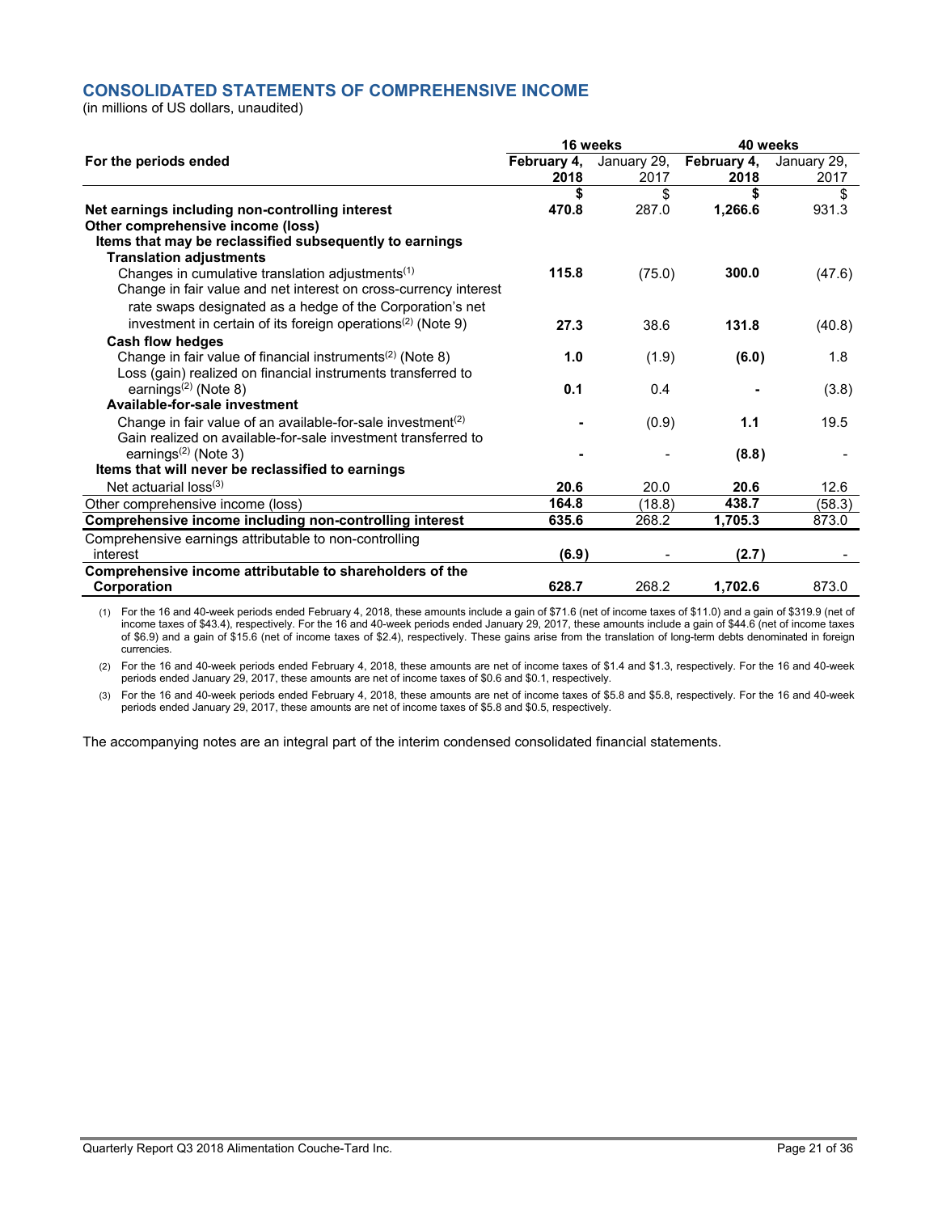## CONSOLIDATED STATEMENTS OF COMPREHENSIVE INCOME

(in millions of US dollars, unaudited)

| For the periods ended | 16 weeks | | 40 weeks | |
|---|---|---|---|---|
| | **February 4, 2018** | January 29, 2017 | **February 4, 2018** | January 29, 2017 |
| | **$** | $ | **$** | $ |
| **Net earnings including non-controlling interest** | **470.8** | 287.0 | **1,266.6** | 931.3 |
| **Other comprehensive income (loss)** | | | | |
| **Items that may be reclassified subsequently to earnings** | | | | |
| **Translation adjustments** | | | | |
| Changes in cumulative translation adjustments(1) | **115.8** | (75.0) | **300.0** | (47.6) |
| Change in fair value and net interest on cross-currency interest rate swaps designated as a hedge of the Corporation's net investment in certain of its foreign operations(2) (Note 9) | **27.3** | 38.6 | **131.8** | (40.8) |
| **Cash flow hedges** | | | | |
| Change in fair value of financial instruments(2) (Note 8) | **1.0** | (1.9) | **(6.0)** | 1.8 |
| Loss (gain) realized on financial instruments transferred to earnings(2) (Note 8) | **0.1** | 0.4 | **-** | (3.8) |
| **Available-for-sale investment** | | | | |
| Change in fair value of an available-for-sale investment(2) | **-** | (0.9) | **1.1** | 19.5 |
| Gain realized on available-for-sale investment transferred to earnings(2) (Note 3) | **-** | - | **(8.8)** | - |
| **Items that will never be reclassified to earnings** | | | | |
| Net actuarial loss(3) | **20.6** | 20.0 | **20.6** | 12.6 |
| Other comprehensive income (loss) | **164.8** | (18.8) | **438.7** | (58.3) |
| **Comprehensive income including non-controlling interest** | **635.6** | 268.2 | **1,705.3** | 873.0 |
| Comprehensive earnings attributable to non-controlling interest | **(6.9)** | - | **(2.7)** | - |
| **Comprehensive income attributable to shareholders of the Corporation** | **628.7** | 268.2 | **1,702.6** | 873.0 |

(1) For the 16 and 40-week periods ended February 4, 2018, these amounts include a gain of $71.6 (net of income taxes of $11.0) and a gain of $319.9 (net of income taxes of $43.4), respectively. For the 16 and 40-week periods ended January 29, 2017, these amounts include a gain of $44.6 (net of income taxes of $6.9) and a gain of $15.6 (net of income taxes of $2.4), respectively. These gains arise from the translation of long-term debts denominated in foreign currencies.

(2) For the 16 and 40-week periods ended February 4, 2018, these amounts are net of income taxes of $1.4 and $1.3, respectively. For the 16 and 40-week periods ended January 29, 2017, these amounts are net of income taxes of $0.6 and $0.1, respectively.

(3) For the 16 and 40-week periods ended February 4, 2018, these amounts are net of income taxes of $5.8 and $5.8, respectively. For the 16 and 40-week periods ended January 29, 2017, these amounts are net of income taxes of $5.8 and $0.5, respectively.

The accompanying notes are an integral part of the interim condensed consolidated financial statements.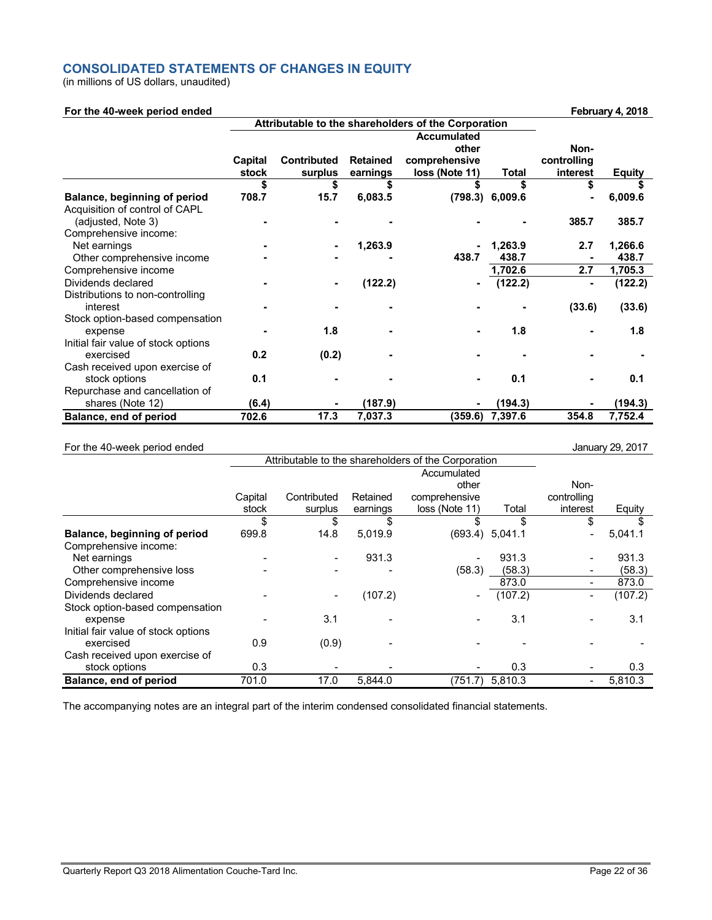## CONSOLIDATED STATEMENTS OF CHANGES IN EQUITY

(in millions of US dollars, unaudited)

**For the 40-week period ended February 4, 2018**

| | Attributable to the shareholders of the Corporation | | | | | | |
|---|---|---|---|---|---|---|---|
| | **Capital stock** | **Contributed surplus** | **Retained earnings** | **Accumulated other comprehensive loss (Note 11)** | **Total** | **Non-controlling interest** | **Equity** |
| | **$** | **$** | **$** | **$** | **$** | **$** | **$** |
| **Balance, beginning of period** | **708.7** | **15.7** | **6,083.5** | **(798.3)** | **6,009.6** | **-** | **6,009.6** |
| Acquisition of control of CAPL (adjusted, Note 3) | **-** | **-** | **-** | **-** | **-** | **385.7** | **385.7** |
| Comprehensive income: | | | | | | | |
| Net earnings | **-** | **-** | **1,263.9** | **-** | **1,263.9** | **2.7** | **1,266.6** |
| Other comprehensive income | **-** | **-** | **-** | **438.7** | **438.7** | **-** | **438.7** |
| Comprehensive income | | | | | **1,702.6** | **2.7** | **1,705.3** |
| Dividends declared | **-** | **-** | **(122.2)** | **-** | **(122.2)** | **-** | **(122.2)** |
| Distributions to non-controlling interest | **-** | **-** | **-** | **-** | **-** | **(33.6)** | **(33.6)** |
| Stock option-based compensation expense | **-** | **1.8** | **-** | **-** | **1.8** | **-** | **1.8** |
| Initial fair value of stock options exercised | **0.2** | **(0.2)** | **-** | **-** | **-** | **-** | **-** |
| Cash received upon exercise of stock options | **0.1** | **-** | **-** | **-** | **0.1** | **-** | **0.1** |
| Repurchase and cancellation of shares (Note 12) | **(6.4)** | **-** | **(187.9)** | **-** | **(194.3)** | **-** | **(194.3)** |
| **Balance, end of period** | **702.6** | **17.3** | **7,037.3** | **(359.6)** | **7,397.6** | **354.8** | **7,752.4** |

For the 40-week period ended January 29, 2017

| | Attributable to the shareholders of the Corporation | | | | | | |
|---|---|---|---|---|---|---|---|
| | Capital stock | Contributed surplus | Retained earnings | Accumulated other comprehensive loss (Note 11) | Total | Non-controlling interest | Equity |
| | $ | $ | $ | $ | $ | $ | $ |
| **Balance, beginning of period** | 699.8 | 14.8 | 5,019.9 | (693.4) | 5,041.1 | - | 5,041.1 |
| Comprehensive income: | | | | | | | |
| Net earnings | - | - | 931.3 | - | 931.3 | - | 931.3 |
| Other comprehensive loss | - | - | - | (58.3) | (58.3) | - | (58.3) |
| Comprehensive income | | | | | 873.0 | - | 873.0 |
| Dividends declared | - | - | (107.2) | - | (107.2) | - | (107.2) |
| Stock option-based compensation expense | - | 3.1 | - | - | 3.1 | - | 3.1 |
| Initial fair value of stock options exercised | 0.9 | (0.9) | - | - | - | - | - |
| Cash received upon exercise of stock options | 0.3 | - | - | - | 0.3 | - | 0.3 |
| **Balance, end of period** | 701.0 | 17.0 | 5,844.0 | (751.7) | 5,810.3 | - | 5,810.3 |

The accompanying notes are an integral part of the interim condensed consolidated financial statements.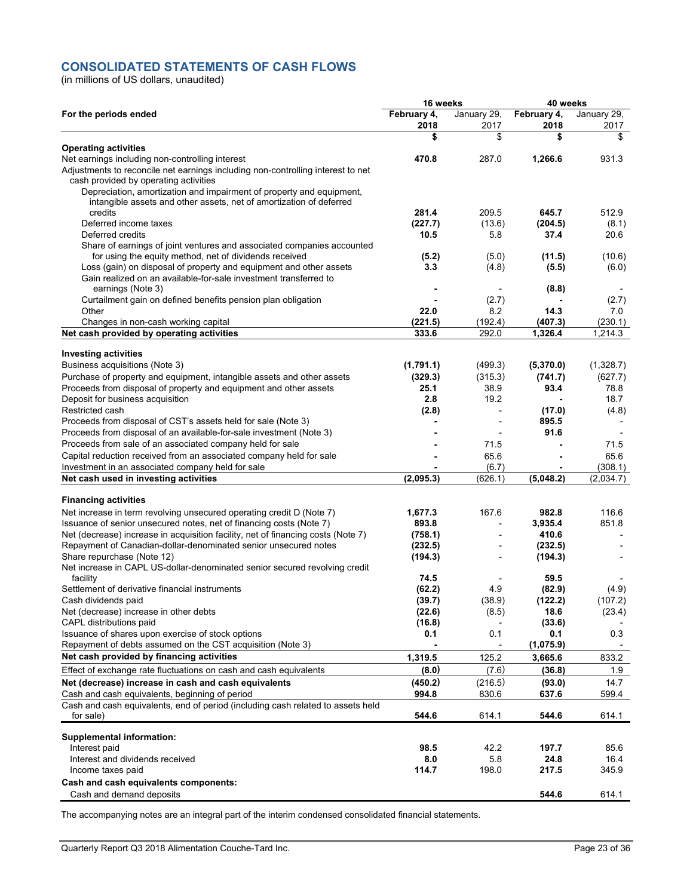## CONSOLIDATED STATEMENTS OF CASH FLOWS

(in millions of US dollars, unaudited)

| | 16 weeks | | 40 weeks | |
|---|---|---|---|---|
| **For the periods ended** | **February 4, 2018** | January 29, 2017 | **February 4, 2018** | January 29, 2017 |
| | **$** | $ | **$** | $ |
| **Operating activities** | | | | |
| Net earnings including non-controlling interest | **470.8** | 287.0 | **1,266.6** | 931.3 |
| Adjustments to reconcile net earnings including non-controlling interest to net cash provided by operating activities | | | | |
| Depreciation, amortization and impairment of property and equipment, intangible assets and other assets, net of amortization of deferred credits | **281.4** | 209.5 | **645.7** | 512.9 |
| Deferred income taxes | **(227.7)** | (13.6) | **(204.5)** | (8.1) |
| Deferred credits | **10.5** | 5.8 | **37.4** | 20.6 |
| Share of earnings of joint ventures and associated companies accounted for using the equity method, net of dividends received | **(5.2)** | (5.0) | **(11.5)** | (10.6) |
| Loss (gain) on disposal of property and equipment and other assets | **3.3** | (4.8) | **(5.5)** | (6.0) |
| Gain realized on an available-for-sale investment transferred to earnings (Note 3) | **-** | - | **(8.8)** | - |
| Curtailment gain on defined benefits pension plan obligation | **-** | (2.7) | **-** | (2.7) |
| Other | **22.0** | 8.2 | **14.3** | 7.0 |
| Changes in non-cash working capital | **(221.5)** | (192.4) | **(407.3)** | (230.1) |
| **Net cash provided by operating activities** | **333.6** | 292.0 | **1,326.4** | 1,214.3 |
| **Investing activities** | | | | |
| Business acquisitions (Note 3) | **(1,791.1)** | (499.3) | **(5,370.0)** | (1,328.7) |
| Purchase of property and equipment, intangible assets and other assets | **(329.3)** | (315.3) | **(741.7)** | (627.7) |
| Proceeds from disposal of property and equipment and other assets | **25.1** | 38.9 | **93.4** | 78.8 |
| Deposit for business acquisition | **2.8** | 19.2 | **-** | 18.7 |
| Restricted cash | **(2.8)** | - | **(17.0)** | (4.8) |
| Proceeds from disposal of CST's assets held for sale (Note 3) | **-** | - | **895.5** | - |
| Proceeds from disposal of an available-for-sale investment (Note 3) | **-** | - | **91.6** | - |
| Proceeds from sale of an associated company held for sale | **-** | 71.5 | **-** | 71.5 |
| Capital reduction received from an associated company held for sale | **-** | 65.6 | **-** | 65.6 |
| Investment in an associated company held for sale | **-** | (6.7) | **-** | (308.1) |
| **Net cash used in investing activities** | **(2,095.3)** | (626.1) | **(5,048.2)** | (2,034.7) |
| **Financing activities** | | | | |
| Net increase in term revolving unsecured operating credit D (Note 7) | **1,677.3** | 167.6 | **982.8** | 116.6 |
| Issuance of senior unsecured notes, net of financing costs (Note 7) | **893.8** | - | **3,935.4** | 851.8 |
| Net (decrease) increase in acquisition facility, net of financing costs (Note 7) | **(758.1)** | - | **410.6** | - |
| Repayment of Canadian-dollar-denominated senior unsecured notes | **(232.5)** | - | **(232.5)** | - |
| Share repurchase (Note 12) | **(194.3)** | - | **(194.3)** | - |
| Net increase in CAPL US-dollar-denominated senior secured revolving credit facility | **74.5** | - | **59.5** | - |
| Settlement of derivative financial instruments | **(62.2)** | 4.9 | **(82.9)** | (4.9) |
| Cash dividends paid | **(39.7)** | (38.9) | **(122.2)** | (107.2) |
| Net (decrease) increase in other debts | **(22.6)** | (8.5) | **18.6** | (23.4) |
| CAPL distributions paid | **(16.8)** | - | **(33.6)** | - |
| Issuance of shares upon exercise of stock options | **0.1** | 0.1 | **0.1** | 0.3 |
| Repayment of debts assumed on the CST acquisition (Note 3) | **-** | - | **(1,075.9)** | - |
| **Net cash provided by financing activities** | **1,319.5** | 125.2 | **3,665.6** | 833.2 |
| Effect of exchange rate fluctuations on cash and cash equivalents | **(8.0)** | (7.6) | **(36.8)** | 1.9 |
| **Net (decrease) increase in cash and cash equivalents** | **(450.2)** | (216.5) | **(93.0)** | 14.7 |
| Cash and cash equivalents, beginning of period | **994.8** | 830.6 | **637.6** | 599.4 |
| Cash and cash equivalents, end of period (including cash related to assets held for sale) | **544.6** | 614.1 | **544.6** | 614.1 |
| **Supplemental information:** | | | | |
| Interest paid | **98.5** | 42.2 | **197.7** | 85.6 |
| Interest and dividends received | **8.0** | 5.8 | **24.8** | 16.4 |
| Income taxes paid | **114.7** | 198.0 | **217.5** | 345.9 |
| **Cash and cash equivalents components:** | | | | |
| Cash and demand deposits | | | **544.6** | 614.1 |

The accompanying notes are an integral part of the interim condensed consolidated financial statements.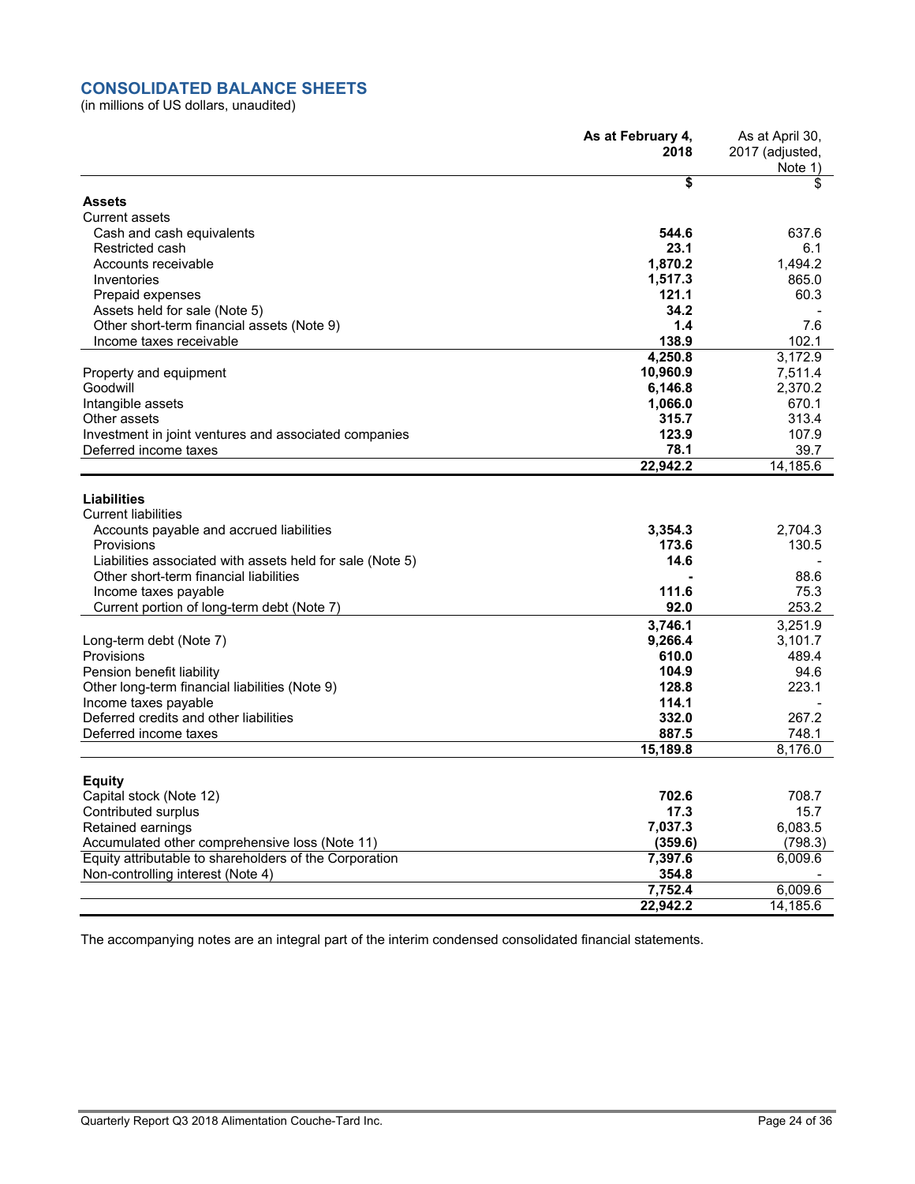## CONSOLIDATED BALANCE SHEETS

(in millions of US dollars, unaudited)

| | As at February 4, 2018 | As at April 30, 2017 (adjusted, Note 1) |
|---|---|---|
| | $ | $ |
| **Assets** | | |
| Current assets | | |
| Cash and cash equivalents | **544.6** | 637.6 |
| Restricted cash | **23.1** | 6.1 |
| Accounts receivable | **1,870.2** | 1,494.2 |
| Inventories | **1,517.3** | 865.0 |
| Prepaid expenses | **121.1** | 60.3 |
| Assets held for sale (Note 5) | **34.2** | - |
| Other short-term financial assets (Note 9) | **1.4** | 7.6 |
| Income taxes receivable | **138.9** | 102.1 |
| | **4,250.8** | 3,172.9 |
| Property and equipment | **10,960.9** | 7,511.4 |
| Goodwill | **6,146.8** | 2,370.2 |
| Intangible assets | **1,066.0** | 670.1 |
| Other assets | **315.7** | 313.4 |
| Investment in joint ventures and associated companies | **123.9** | 107.9 |
| Deferred income taxes | **78.1** | 39.7 |
| | **22,942.2** | 14,185.6 |
| **Liabilities** | | |
| Current liabilities | | |
| Accounts payable and accrued liabilities | **3,354.3** | 2,704.3 |
| Provisions | **173.6** | 130.5 |
| Liabilities associated with assets held for sale (Note 5) | **14.6** | - |
| Other short-term financial liabilities | **-** | 88.6 |
| Income taxes payable | **111.6** | 75.3 |
| Current portion of long-term debt (Note 7) | **92.0** | 253.2 |
| | **3,746.1** | 3,251.9 |
| Long-term debt (Note 7) | **9,266.4** | 3,101.7 |
| Provisions | **610.0** | 489.4 |
| Pension benefit liability | **104.9** | 94.6 |
| Other long-term financial liabilities (Note 9) | **128.8** | 223.1 |
| Income taxes payable | **114.1** | - |
| Deferred credits and other liabilities | **332.0** | 267.2 |
| Deferred income taxes | **887.5** | 748.1 |
| | **15,189.8** | 8,176.0 |
| **Equity** | | |
| Capital stock (Note 12) | **702.6** | 708.7 |
| Contributed surplus | **17.3** | 15.7 |
| Retained earnings | **7,037.3** | 6,083.5 |
| Accumulated other comprehensive loss (Note 11) | **(359.6)** | (798.3) |
| Equity attributable to shareholders of the Corporation | **7,397.6** | 6,009.6 |
| Non-controlling interest (Note 4) | **354.8** | - |
| | **7,752.4** | 6,009.6 |
| | **22,942.2** | 14,185.6 |

The accompanying notes are an integral part of the interim condensed consolidated financial statements.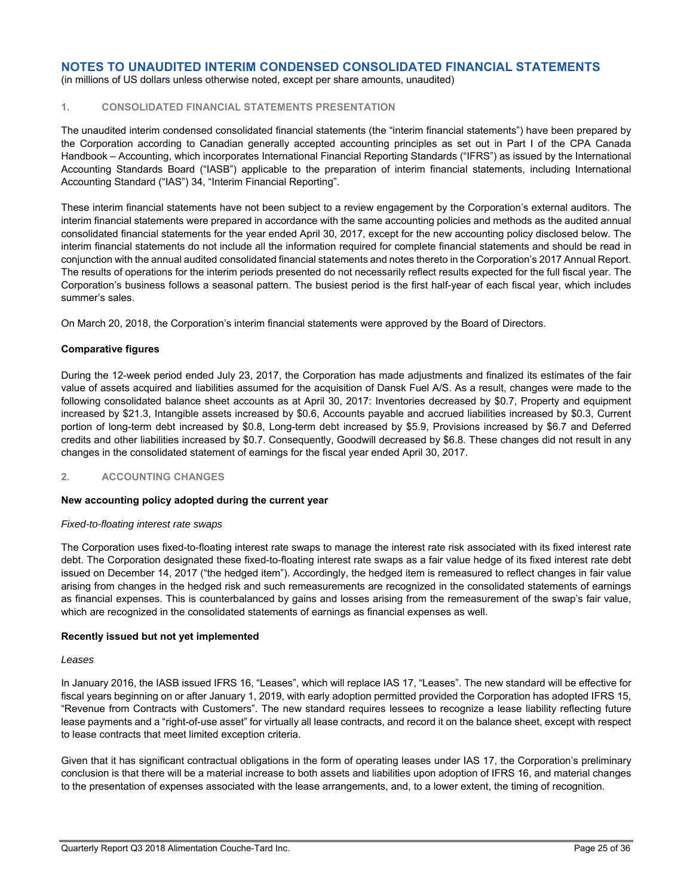# NOTES TO UNAUDITED INTERIM CONDENSED CONSOLIDATED FINANCIAL STATEMENTS

(in millions of US dollars unless otherwise noted, except per share amounts, unaudited)

## 1. CONSOLIDATED FINANCIAL STATEMENTS PRESENTATION

The unaudited interim condensed consolidated financial statements (the "interim financial statements") have been prepared by the Corporation according to Canadian generally accepted accounting principles as set out in Part I of the CPA Canada Handbook – Accounting, which incorporates International Financial Reporting Standards ("IFRS") as issued by the International Accounting Standards Board ("IASB") applicable to the preparation of interim financial statements, including International Accounting Standard ("IAS") 34, "Interim Financial Reporting".

These interim financial statements have not been subject to a review engagement by the Corporation's external auditors. The interim financial statements were prepared in accordance with the same accounting policies and methods as the audited annual consolidated financial statements for the year ended April 30, 2017, except for the new accounting policy disclosed below. The interim financial statements do not include all the information required for complete financial statements and should be read in conjunction with the annual audited consolidated financial statements and notes thereto in the Corporation's 2017 Annual Report. The results of operations for the interim periods presented do not necessarily reflect results expected for the full fiscal year. The Corporation's business follows a seasonal pattern. The busiest period is the first half-year of each fiscal year, which includes summer's sales.

On March 20, 2018, the Corporation's interim financial statements were approved by the Board of Directors.

**Comparative figures**

During the 12-week period ended July 23, 2017, the Corporation has made adjustments and finalized its estimates of the fair value of assets acquired and liabilities assumed for the acquisition of Dansk Fuel A/S. As a result, changes were made to the following consolidated balance sheet accounts as at April 30, 2017: Inventories decreased by $0.7, Property and equipment increased by $21.3, Intangible assets increased by $0.6, Accounts payable and accrued liabilities increased by $0.3, Current portion of long-term debt increased by $0.8, Long-term debt increased by $5.9, Provisions increased by $6.7 and Deferred credits and other liabilities increased by $0.7. Consequently, Goodwill decreased by $6.8. These changes did not result in any changes in the consolidated statement of earnings for the fiscal year ended April 30, 2017.

## 2. ACCOUNTING CHANGES

**New accounting policy adopted during the current year**

*Fixed-to-floating interest rate swaps*

The Corporation uses fixed-to-floating interest rate swaps to manage the interest rate risk associated with its fixed interest rate debt. The Corporation designated these fixed-to-floating interest rate swaps as a fair value hedge of its fixed interest rate debt issued on December 14, 2017 ("the hedged item"). Accordingly, the hedged item is remeasured to reflect changes in fair value arising from changes in the hedged risk and such remeasurements are recognized in the consolidated statements of earnings as financial expenses. This is counterbalanced by gains and losses arising from the remeasurement of the swap's fair value, which are recognized in the consolidated statements of earnings as financial expenses as well.

**Recently issued but not yet implemented**

*Leases*

In January 2016, the IASB issued IFRS 16, "Leases", which will replace IAS 17, "Leases". The new standard will be effective for fiscal years beginning on or after January 1, 2019, with early adoption permitted provided the Corporation has adopted IFRS 15, "Revenue from Contracts with Customers". The new standard requires lessees to recognize a lease liability reflecting future lease payments and a "right-of-use asset" for virtually all lease contracts, and record it on the balance sheet, except with respect to lease contracts that meet limited exception criteria.

Given that it has significant contractual obligations in the form of operating leases under IAS 17, the Corporation's preliminary conclusion is that there will be a material increase to both assets and liabilities upon adoption of IFRS 16, and material changes to the presentation of expenses associated with the lease arrangements, and, to a lower extent, the timing of recognition.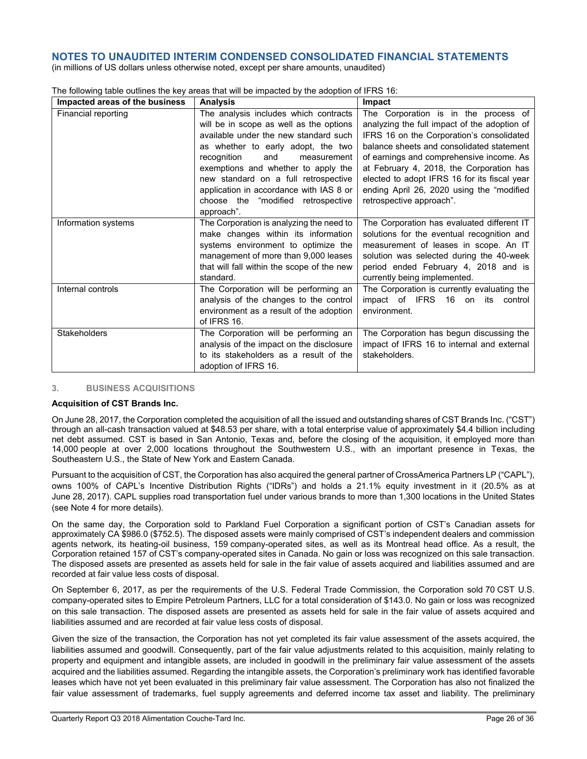## NOTES TO UNAUDITED INTERIM CONDENSED CONSOLIDATED FINANCIAL STATEMENTS

(in millions of US dollars unless otherwise noted, except per share amounts, unaudited)

The following table outlines the key areas that will be impacted by the adoption of IFRS 16:

| Impacted areas of the business | Analysis | Impact |
|---|---|---|
| Financial reporting | The analysis includes which contracts will be in scope as well as the options available under the new standard such as whether to early adopt, the two recognition and measurement exemptions and whether to apply the new standard on a full retrospective application in accordance with IAS 8 or choose the "modified retrospective approach". | The Corporation is in the process of analyzing the full impact of the adoption of IFRS 16 on the Corporation's consolidated balance sheets and consolidated statement of earnings and comprehensive income. As at February 4, 2018, the Corporation has elected to adopt IFRS 16 for its fiscal year ending April 26, 2020 using the "modified retrospective approach". |
| Information systems | The Corporation is analyzing the need to make changes within its information systems environment to optimize the management of more than 9,000 leases that will fall within the scope of the new standard. | The Corporation has evaluated different IT solutions for the eventual recognition and measurement of leases in scope. An IT solution was selected during the 40-week period ended February 4, 2018 and is currently being implemented. |
| Internal controls | The Corporation will be performing an analysis of the changes to the control environment as a result of the adoption of IFRS 16. | The Corporation is currently evaluating the impact of IFRS 16 on its control environment. |
| Stakeholders | The Corporation will be performing an analysis of the impact on the disclosure to its stakeholders as a result of the adoption of IFRS 16. | The Corporation has begun discussing the impact of IFRS 16 to internal and external stakeholders. |

### 3. BUSINESS ACQUISITIONS

**Acquisition of CST Brands Inc.**

On June 28, 2017, the Corporation completed the acquisition of all the issued and outstanding shares of CST Brands Inc. ("CST") through an all-cash transaction valued at $48.53 per share, with a total enterprise value of approximately $4.4 billion including net debt assumed. CST is based in San Antonio, Texas and, before the closing of the acquisition, it employed more than 14,000 people at over 2,000 locations throughout the Southwestern U.S., with an important presence in Texas, the Southeastern U.S., the State of New York and Eastern Canada.

Pursuant to the acquisition of CST, the Corporation has also acquired the general partner of CrossAmerica Partners LP ("CAPL"), owns 100% of CAPL's Incentive Distribution Rights ("IDRs") and holds a 21.1% equity investment in it (20.5% as at June 28, 2017). CAPL supplies road transportation fuel under various brands to more than 1,300 locations in the United States (see Note 4 for more details).

On the same day, the Corporation sold to Parkland Fuel Corporation a significant portion of CST's Canadian assets for approximately CA $986.0 ($752.5). The disposed assets were mainly comprised of CST's independent dealers and commission agents network, its heating-oil business, 159 company-operated sites, as well as its Montreal head office. As a result, the Corporation retained 157 of CST's company-operated sites in Canada. No gain or loss was recognized on this sale transaction. The disposed assets are presented as assets held for sale in the fair value of assets acquired and liabilities assumed and are recorded at fair value less costs of disposal.

On September 6, 2017, as per the requirements of the U.S. Federal Trade Commission, the Corporation sold 70 CST U.S. company-operated sites to Empire Petroleum Partners, LLC for a total consideration of $143.0. No gain or loss was recognized on this sale transaction. The disposed assets are presented as assets held for sale in the fair value of assets acquired and liabilities assumed and are recorded at fair value less costs of disposal.

Given the size of the transaction, the Corporation has not yet completed its fair value assessment of the assets acquired, the liabilities assumed and goodwill. Consequently, part of the fair value adjustments related to this acquisition, mainly relating to property and equipment and intangible assets, are included in goodwill in the preliminary fair value assessment of the assets acquired and the liabilities assumed. Regarding the intangible assets, the Corporation's preliminary work has identified favorable leases which have not yet been evaluated in this preliminary fair value assessment. The Corporation has also not finalized the fair value assessment of trademarks, fuel supply agreements and deferred income tax asset and liability. The preliminary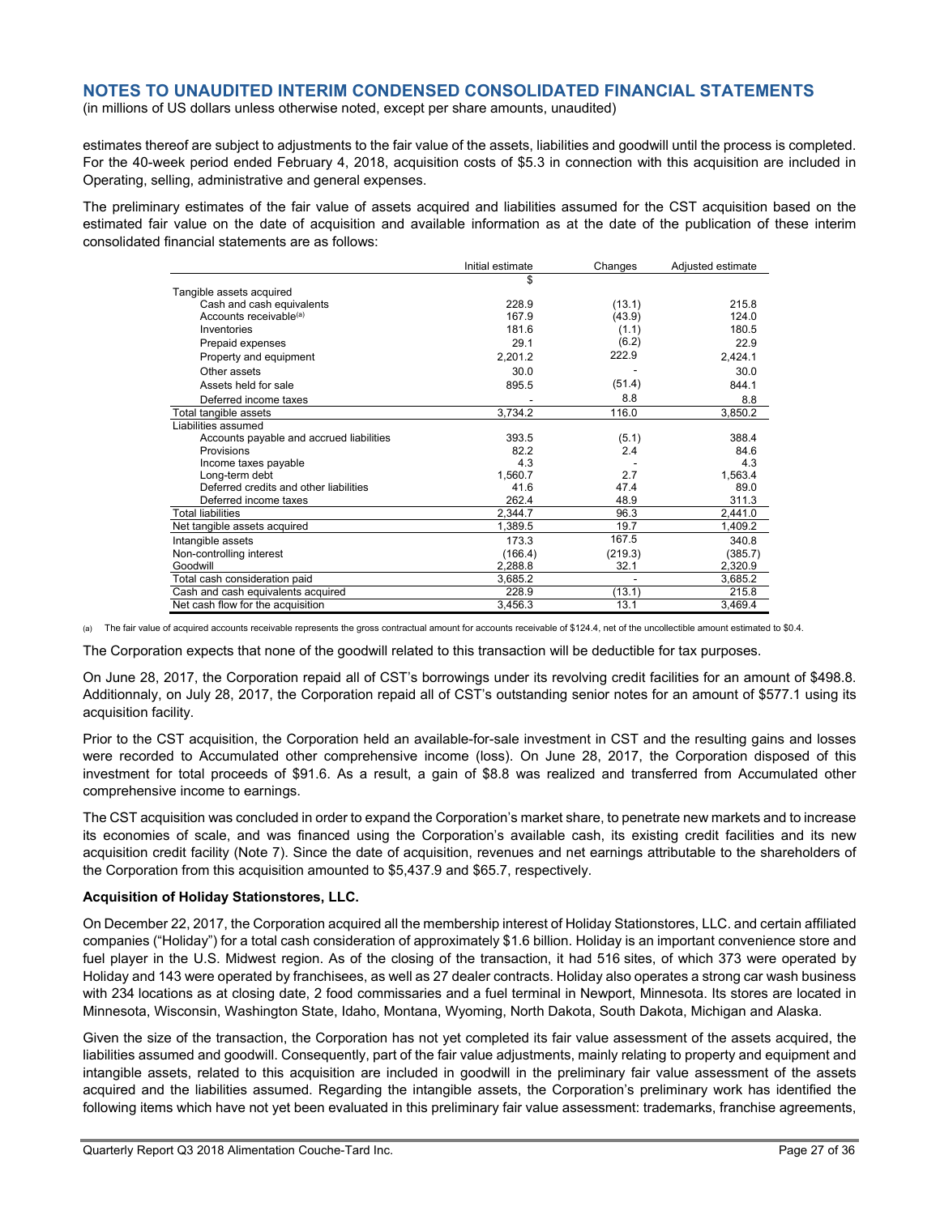estimates thereof are subject to adjustments to the fair value of the assets, liabilities and goodwill until the process is completed. For the 40-week period ended February 4, 2018, acquisition costs of $5.3 in connection with this acquisition are included in Operating, selling, administrative and general expenses.

The preliminary estimates of the fair value of assets acquired and liabilities assumed for the CST acquisition based on the estimated fair value on the date of acquisition and available information as at the date of the publication of these interim consolidated financial statements are as follows:

| | Initial estimate | Changes | Adjusted estimate |
|---|---|---|---|
| | $ | | |
| Tangible assets acquired | | | |
| Cash and cash equivalents | 228.9 | (13.1) | 215.8 |
| Accounts receivable[(a)] | 167.9 | (43.9) | 124.0 |
| Inventories | 181.6 | (1.1) | 180.5 |
| Prepaid expenses | 29.1 | (6.2) | 22.9 |
| Property and equipment | 2,201.2 | 222.9 | 2,424.1 |
| Other assets | 30.0 | - | 30.0 |
| Assets held for sale | 895.5 | (51.4) | 844.1 |
| Deferred income taxes | - | 8.8 | 8.8 |
| Total tangible assets | 3,734.2 | 116.0 | 3,850.2 |
| Liabilities assumed | | | |
| Accounts payable and accrued liabilities | 393.5 | (5.1) | 388.4 |
| Provisions | 82.2 | 2.4 | 84.6 |
| Income taxes payable | 4.3 | - | 4.3 |
| Long-term debt | 1,560.7 | 2.7 | 1,563.4 |
| Deferred credits and other liabilities | 41.6 | 47.4 | 89.0 |
| Deferred income taxes | 262.4 | 48.9 | 311.3 |
| Total liabilities | 2,344.7 | 96.3 | 2,441.0 |
| Net tangible assets acquired | 1,389.5 | 19.7 | 1,409.2 |
| Intangible assets | 173.3 | 167.5 | 340.8 |
| Non-controlling interest | (166.4) | (219.3) | (385.7) |
| Goodwill | 2,288.8 | 32.1 | 2,320.9 |
| Total cash consideration paid | 3,685.2 | - | 3,685.2 |
| Cash and cash equivalents acquired | 228.9 | (13.1) | 215.8 |
| Net cash flow for the acquisition | 3,456.3 | 13.1 | 3,469.4 |

(a) The fair value of acquired accounts receivable represents the gross contractual amount for accounts receivable of $124.4, net of the uncollectible amount estimated to $0.4.

The Corporation expects that none of the goodwill related to this transaction will be deductible for tax purposes.

On June 28, 2017, the Corporation repaid all of CST's borrowings under its revolving credit facilities for an amount of $498.8. Additionnaly, on July 28, 2017, the Corporation repaid all of CST's outstanding senior notes for an amount of $577.1 using its acquisition facility.

Prior to the CST acquisition, the Corporation held an available-for-sale investment in CST and the resulting gains and losses were recorded to Accumulated other comprehensive income (loss). On June 28, 2017, the Corporation disposed of this investment for total proceeds of $91.6. As a result, a gain of $8.8 was realized and transferred from Accumulated other comprehensive income to earnings.

The CST acquisition was concluded in order to expand the Corporation's market share, to penetrate new markets and to increase its economies of scale, and was financed using the Corporation's available cash, its existing credit facilities and its new acquisition credit facility (Note 7). Since the date of acquisition, revenues and net earnings attributable to the shareholders of the Corporation from this acquisition amounted to $5,437.9 and $65.7, respectively.

**Acquisition of Holiday Stationstores, LLC.**

On December 22, 2017, the Corporation acquired all the membership interest of Holiday Stationstores, LLC. and certain affiliated companies ("Holiday") for a total cash consideration of approximately $1.6 billion. Holiday is an important convenience store and fuel player in the U.S. Midwest region. As of the closing of the transaction, it had 516 sites, of which 373 were operated by Holiday and 143 were operated by franchisees, as well as 27 dealer contracts. Holiday also operates a strong car wash business with 234 locations as at closing date, 2 food commissaries and a fuel terminal in Newport, Minnesota. Its stores are located in Minnesota, Wisconsin, Washington State, Idaho, Montana, Wyoming, North Dakota, South Dakota, Michigan and Alaska.

Given the size of the transaction, the Corporation has not yet completed its fair value assessment of the assets acquired, the liabilities assumed and goodwill. Consequently, part of the fair value adjustments, mainly relating to property and equipment and intangible assets, related to this acquisition are included in goodwill in the preliminary fair value assessment of the assets acquired and the liabilities assumed. Regarding the intangible assets, the Corporation's preliminary work has identified the following items which have not yet been evaluated in this preliminary fair value assessment: trademarks, franchise agreements,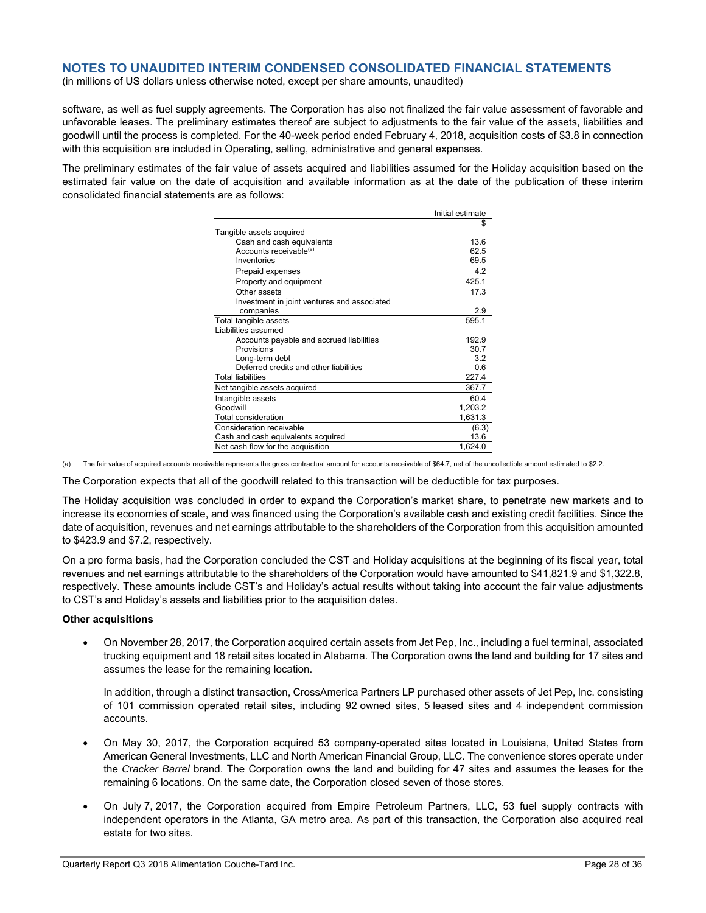# NOTES TO UNAUDITED INTERIM CONDENSED CONSOLIDATED FINANCIAL STATEMENTS

(in millions of US dollars unless otherwise noted, except per share amounts, unaudited)

software, as well as fuel supply agreements. The Corporation has also not finalized the fair value assessment of favorable and unfavorable leases. The preliminary estimates thereof are subject to adjustments to the fair value of the assets, liabilities and goodwill until the process is completed. For the 40-week period ended February 4, 2018, acquisition costs of $3.8 in connection with this acquisition are included in Operating, selling, administrative and general expenses.

The preliminary estimates of the fair value of assets acquired and liabilities assumed for the Holiday acquisition based on the estimated fair value on the date of acquisition and available information as at the date of the publication of these interim consolidated financial statements are as follows:

| | Initial estimate |
|---|---|
| | $ |
| Tangible assets acquired | |
| Cash and cash equivalents | 13.6 |
| Accounts receivable[(a)] | 62.5 |
| Inventories | 69.5 |
| Prepaid expenses | 4.2 |
| Property and equipment | 425.1 |
| Other assets | 17.3 |
| Investment in joint ventures and associated companies | 2.9 |
| Total tangible assets | 595.1 |
| Liabilities assumed | |
| Accounts payable and accrued liabilities | 192.9 |
| Provisions | 30.7 |
| Long-term debt | 3.2 |
| Deferred credits and other liabilities | 0.6 |
| Total liabilities | 227.4 |
| Net tangible assets acquired | 367.7 |
| Intangible assets | 60.4 |
| Goodwill | 1,203.2 |
| Total consideration | 1,631.3 |
| Consideration receivable | (6.3) |
| Cash and cash equivalents acquired | 13.6 |
| Net cash flow for the acquisition | 1,624.0 |

(a) The fair value of acquired accounts receivable represents the gross contractual amount for accounts receivable of $64.7, net of the uncollectible amount estimated to $2.2.

The Corporation expects that all of the goodwill related to this transaction will be deductible for tax purposes.

The Holiday acquisition was concluded in order to expand the Corporation's market share, to penetrate new markets and to increase its economies of scale, and was financed using the Corporation's available cash and existing credit facilities. Since the date of acquisition, revenues and net earnings attributable to the shareholders of the Corporation from this acquisition amounted to $423.9 and $7.2, respectively.

On a pro forma basis, had the Corporation concluded the CST and Holiday acquisitions at the beginning of its fiscal year, total revenues and net earnings attributable to the shareholders of the Corporation would have amounted to $41,821.9 and $1,322.8, respectively. These amounts include CST's and Holiday's actual results without taking into account the fair value adjustments to CST's and Holiday's assets and liabilities prior to the acquisition dates.

**Other acquisitions**

- On November 28, 2017, the Corporation acquired certain assets from Jet Pep, Inc., including a fuel terminal, associated trucking equipment and 18 retail sites located in Alabama. The Corporation owns the land and building for 17 sites and assumes the lease for the remaining location.

  In addition, through a distinct transaction, CrossAmerica Partners LP purchased other assets of Jet Pep, Inc. consisting of 101 commission operated retail sites, including 92 owned sites, 5 leased sites and 4 independent commission accounts.

- On May 30, 2017, the Corporation acquired 53 company-operated sites located in Louisiana, United States from American General Investments, LLC and North American Financial Group, LLC. The convenience stores operate under the *Cracker Barrel* brand. The Corporation owns the land and building for 47 sites and assumes the leases for the remaining 6 locations. On the same date, the Corporation closed seven of those stores.

- On July 7, 2017, the Corporation acquired from Empire Petroleum Partners, LLC, 53 fuel supply contracts with independent operators in the Atlanta, GA metro area. As part of this transaction, the Corporation also acquired real estate for two sites.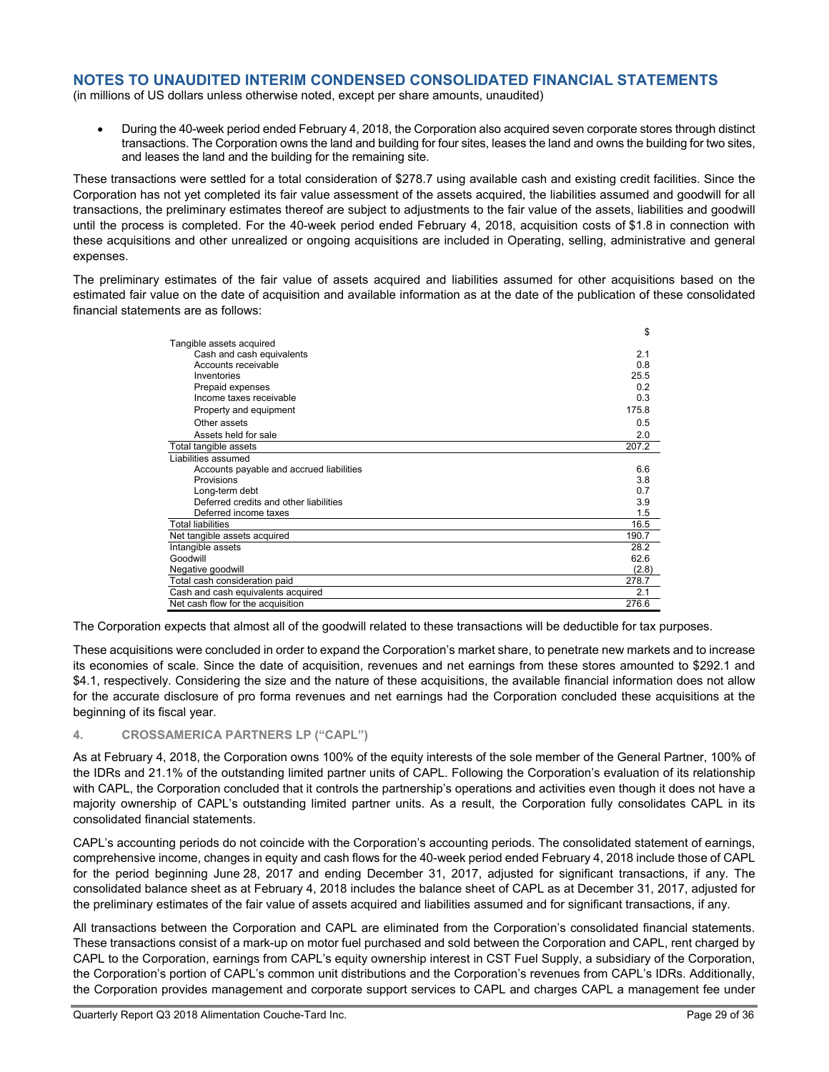## NOTES TO UNAUDITED INTERIM CONDENSED CONSOLIDATED FINANCIAL STATEMENTS

(in millions of US dollars unless otherwise noted, except per share amounts, unaudited)

- During the 40-week period ended February 4, 2018, the Corporation also acquired seven corporate stores through distinct transactions. The Corporation owns the land and building for four sites, leases the land and owns the building for two sites, and leases the land and the building for the remaining site.

These transactions were settled for a total consideration of $278.7 using available cash and existing credit facilities. Since the Corporation has not yet completed its fair value assessment of the assets acquired, the liabilities assumed and goodwill for all transactions, the preliminary estimates thereof are subject to adjustments to the fair value of the assets, liabilities and goodwill until the process is completed. For the 40-week period ended February 4, 2018, acquisition costs of $1.8 in connection with these acquisitions and other unrealized or ongoing acquisitions are included in Operating, selling, administrative and general expenses.

The preliminary estimates of the fair value of assets acquired and liabilities assumed for other acquisitions based on the estimated fair value on the date of acquisition and available information as at the date of the publication of these consolidated financial statements are as follows:

| | $ |
|---|---|
| Tangible assets acquired | |
| Cash and cash equivalents | 2.1 |
| Accounts receivable | 0.8 |
| Inventories | 25.5 |
| Prepaid expenses | 0.2 |
| Income taxes receivable | 0.3 |
| Property and equipment | 175.8 |
| Other assets | 0.5 |
| Assets held for sale | 2.0 |
| Total tangible assets | 207.2 |
| Liabilities assumed | |
| Accounts payable and accrued liabilities | 6.6 |
| Provisions | 3.8 |
| Long-term debt | 0.7 |
| Deferred credits and other liabilities | 3.9 |
| Deferred income taxes | 1.5 |
| Total liabilities | 16.5 |
| Net tangible assets acquired | 190.7 |
| Intangible assets | 28.2 |
| Goodwill | 62.6 |
| Negative goodwill | (2.8) |
| Total cash consideration paid | 278.7 |
| Cash and cash equivalents acquired | 2.1 |
| Net cash flow for the acquisition | 276.6 |

The Corporation expects that almost all of the goodwill related to these transactions will be deductible for tax purposes.

These acquisitions were concluded in order to expand the Corporation's market share, to penetrate new markets and to increase its economies of scale. Since the date of acquisition, revenues and net earnings from these stores amounted to $292.1 and $4.1, respectively. Considering the size and the nature of these acquisitions, the available financial information does not allow for the accurate disclosure of pro forma revenues and net earnings had the Corporation concluded these acquisitions at the beginning of its fiscal year.

### 4. CROSSAMERICA PARTNERS LP ("CAPL")

As at February 4, 2018, the Corporation owns 100% of the equity interests of the sole member of the General Partner, 100% of the IDRs and 21.1% of the outstanding limited partner units of CAPL. Following the Corporation's evaluation of its relationship with CAPL, the Corporation concluded that it controls the partnership's operations and activities even though it does not have a majority ownership of CAPL's outstanding limited partner units. As a result, the Corporation fully consolidates CAPL in its consolidated financial statements.

CAPL's accounting periods do not coincide with the Corporation's accounting periods. The consolidated statement of earnings, comprehensive income, changes in equity and cash flows for the 40-week period ended February 4, 2018 include those of CAPL for the period beginning June 28, 2017 and ending December 31, 2017, adjusted for significant transactions, if any. The consolidated balance sheet as at February 4, 2018 includes the balance sheet of CAPL as at December 31, 2017, adjusted for the preliminary estimates of the fair value of assets acquired and liabilities assumed and for significant transactions, if any.

All transactions between the Corporation and CAPL are eliminated from the Corporation's consolidated financial statements. These transactions consist of a mark-up on motor fuel purchased and sold between the Corporation and CAPL, rent charged by CAPL to the Corporation, earnings from CAPL's equity ownership interest in CST Fuel Supply, a subsidiary of the Corporation, the Corporation's portion of CAPL's common unit distributions and the Corporation's revenues from CAPL's IDRs. Additionally, the Corporation provides management and corporate support services to CAPL and charges CAPL a management fee under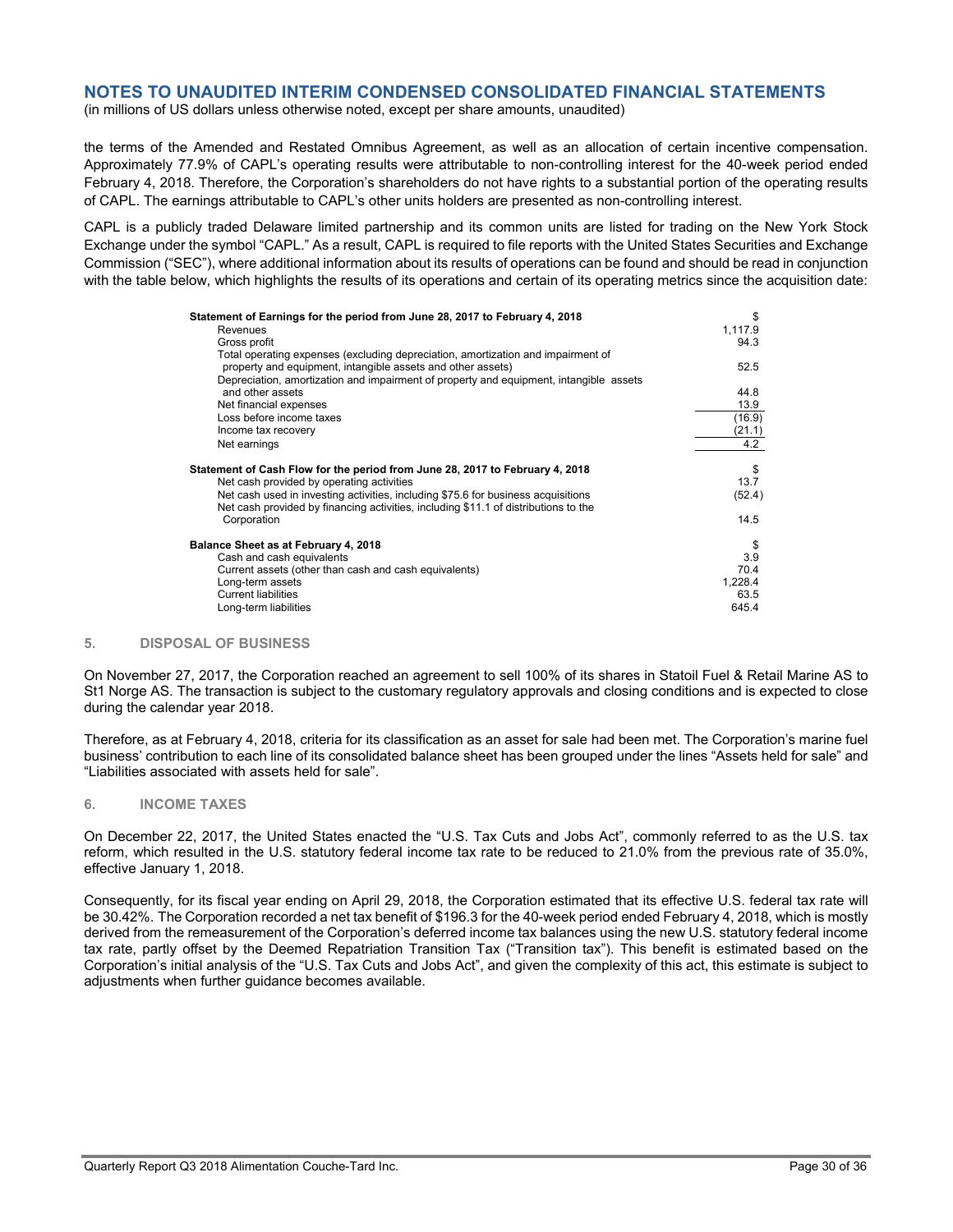# NOTES TO UNAUDITED INTERIM CONDENSED CONSOLIDATED FINANCIAL STATEMENTS

(in millions of US dollars unless otherwise noted, except per share amounts, unaudited)

the terms of the Amended and Restated Omnibus Agreement, as well as an allocation of certain incentive compensation. Approximately 77.9% of CAPL's operating results were attributable to non-controlling interest for the 40-week period ended February 4, 2018. Therefore, the Corporation's shareholders do not have rights to a substantial portion of the operating results of CAPL. The earnings attributable to CAPL's other units holders are presented as non-controlling interest.

CAPL is a publicly traded Delaware limited partnership and its common units are listed for trading on the New York Stock Exchange under the symbol "CAPL." As a result, CAPL is required to file reports with the United States Securities and Exchange Commission ("SEC"), where additional information about its results of operations can be found and should be read in conjunction with the table below, which highlights the results of its operations and certain of its operating metrics since the acquisition date:

| | |
|---|---|
| **Statement of Earnings for the period from June 28, 2017 to February 4, 2018** | $ |
| Revenues | 1,117.9 |
| Gross profit | 94.3 |
| Total operating expenses (excluding depreciation, amortization and impairment of property and equipment, intangible assets and other assets) | 52.5 |
| Depreciation, amortization and impairment of property and equipment, intangible assets and other assets | 44.8 |
| Net financial expenses | 13.9 |
| Loss before income taxes | (16.9) |
| Income tax recovery | (21.1) |
| Net earnings | 4.2 |
| **Statement of Cash Flow for the period from June 28, 2017 to February 4, 2018** | $ |
| Net cash provided by operating activities | 13.7 |
| Net cash used in investing activities, including $75.6 for business acquisitions | (52.4) |
| Net cash provided by financing activities, including $11.1 of distributions to the Corporation | 14.5 |
| **Balance Sheet as at February 4, 2018** | $ |
| Cash and cash equivalents | 3.9 |
| Current assets (other than cash and cash equivalents) | 70.4 |
| Long-term assets | 1,228.4 |
| Current liabilities | 63.5 |
| Long-term liabilities | 645.4 |

## 5. DISPOSAL OF BUSINESS

On November 27, 2017, the Corporation reached an agreement to sell 100% of its shares in Statoil Fuel & Retail Marine AS to St1 Norge AS. The transaction is subject to the customary regulatory approvals and closing conditions and is expected to close during the calendar year 2018.

Therefore, as at February 4, 2018, criteria for its classification as an asset for sale had been met. The Corporation's marine fuel business' contribution to each line of its consolidated balance sheet has been grouped under the lines "Assets held for sale" and "Liabilities associated with assets held for sale".

## 6. INCOME TAXES

On December 22, 2017, the United States enacted the "U.S. Tax Cuts and Jobs Act", commonly referred to as the U.S. tax reform, which resulted in the U.S. statutory federal income tax rate to be reduced to 21.0% from the previous rate of 35.0%, effective January 1, 2018.

Consequently, for its fiscal year ending on April 29, 2018, the Corporation estimated that its effective U.S. federal tax rate will be 30.42%. The Corporation recorded a net tax benefit of $196.3 for the 40-week period ended February 4, 2018, which is mostly derived from the remeasurement of the Corporation's deferred income tax balances using the new U.S. statutory federal income tax rate, partly offset by the Deemed Repatriation Transition Tax ("Transition tax"). This benefit is estimated based on the Corporation's initial analysis of the "U.S. Tax Cuts and Jobs Act", and given the complexity of this act, this estimate is subject to adjustments when further guidance becomes available.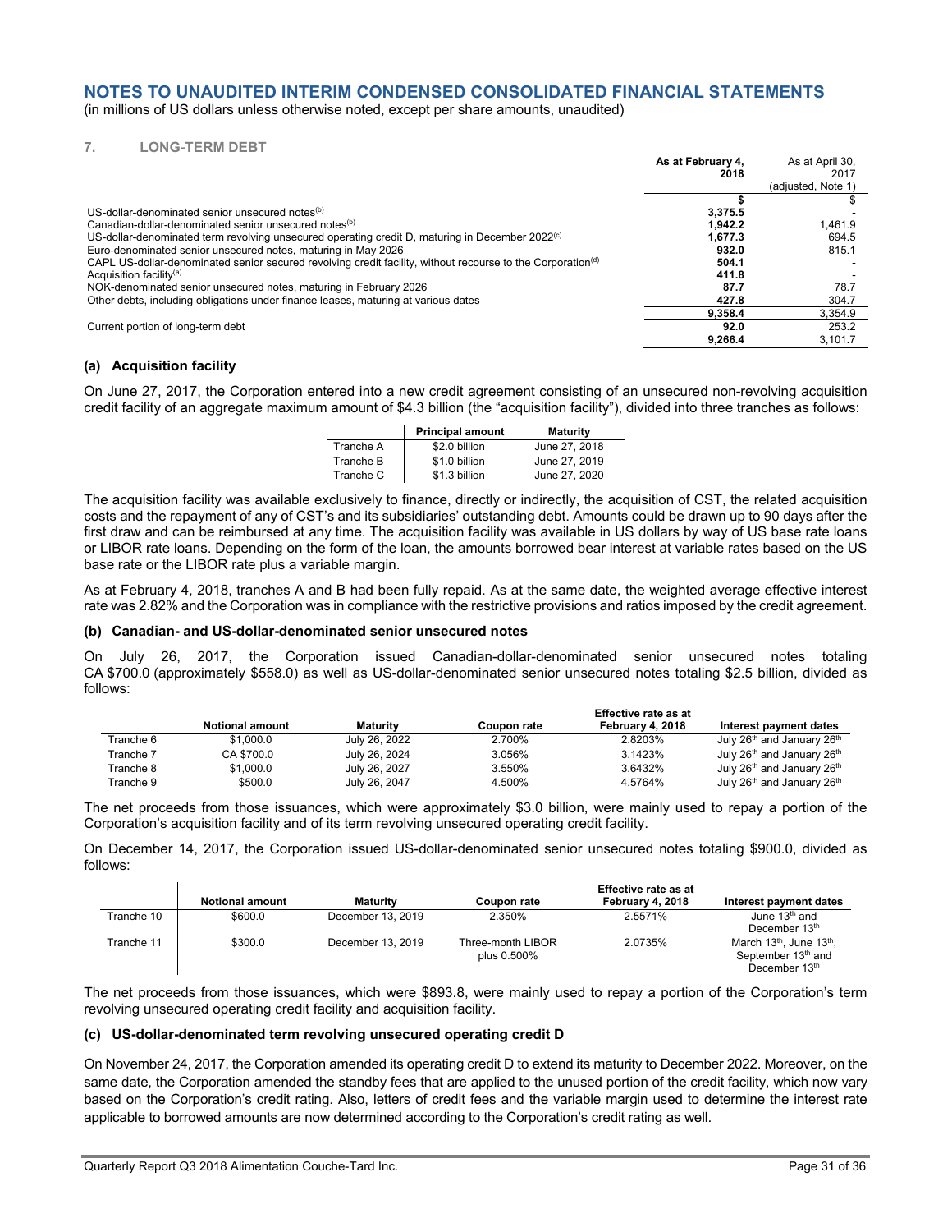# NOTES TO UNAUDITED INTERIM CONDENSED CONSOLIDATED FINANCIAL STATEMENTS

(in millions of US dollars unless otherwise noted, except per share amounts, unaudited)

## 7. LONG-TERM DEBT

| | As at February 4, 2018 | As at April 30, 2017 (adjusted, Note 1) |
|---|---|---|
| | **$** | $ |
| US-dollar-denominated senior unsecured notes[(b)] | **3,375.5** | - |
| Canadian-dollar-denominated senior unsecured notes[(b)] | **1,942.2** | 1,461.9 |
| US-dollar-denominated term revolving unsecured operating credit D, maturing in December 2022[(c)] | **1,677.3** | 694.5 |
| Euro-denominated senior unsecured notes, maturing in May 2026 | **932.0** | 815.1 |
| CAPL US-dollar-denominated senior secured revolving credit facility, without recourse to the Corporation[(d)] | **504.1** | - |
| Acquisition facility[(a)] | **411.8** | - |
| NOK-denominated senior unsecured notes, maturing in February 2026 | **87.7** | 78.7 |
| Other debts, including obligations under finance leases, maturing at various dates | **427.8** | 304.7 |
| | **9,358.4** | 3,354.9 |
| Current portion of long-term debt | **92.0** | 253.2 |
| | **9,266.4** | 3,101.7 |

### (a) Acquisition facility

On June 27, 2017, the Corporation entered into a new credit agreement consisting of an unsecured non-revolving acquisition credit facility of an aggregate maximum amount of $4.3 billion (the "acquisition facility"), divided into three tranches as follows:

| | Principal amount | Maturity |
|---|---|---|
| Tranche A | $2.0 billion | June 27, 2018 |
| Tranche B | $1.0 billion | June 27, 2019 |
| Tranche C | $1.3 billion | June 27, 2020 |

The acquisition facility was available exclusively to finance, directly or indirectly, the acquisition of CST, the related acquisition costs and the repayment of any of CST's and its subsidiaries' outstanding debt. Amounts could be drawn up to 90 days after the first draw and can be reimbursed at any time. The acquisition facility was available in US dollars by way of US base rate loans or LIBOR rate loans. Depending on the form of the loan, the amounts borrowed bear interest at variable rates based on the US base rate or the LIBOR rate plus a variable margin.

As at February 4, 2018, tranches A and B had been fully repaid. As at the same date, the weighted average effective interest rate was 2.82% and the Corporation was in compliance with the restrictive provisions and ratios imposed by the credit agreement.

### (b) Canadian- and US-dollar-denominated senior unsecured notes

On July 26, 2017, the Corporation issued Canadian-dollar-denominated senior unsecured notes totaling CA $700.0 (approximately $558.0) as well as US-dollar-denominated senior unsecured notes totaling $2.5 billion, divided as follows:

| | Notional amount | Maturity | Coupon rate | Effective rate as at February 4, 2018 | Interest payment dates |
|---|---|---|---|---|---|
| Tranche 6 | $1,000.0 | July 26, 2022 | 2.700% | 2.8203% | July 26th and January 26th |
| Tranche 7 | CA $700.0 | July 26, 2024 | 3.056% | 3.1423% | July 26th and January 26th |
| Tranche 8 | $1,000.0 | July 26, 2027 | 3.550% | 3.6432% | July 26th and January 26th |
| Tranche 9 | $500.0 | July 26, 2047 | 4.500% | 4.5764% | July 26th and January 26th |

The net proceeds from those issuances, which were approximately $3.0 billion, were mainly used to repay a portion of the Corporation's acquisition facility and of its term revolving unsecured operating credit facility.

On December 14, 2017, the Corporation issued US-dollar-denominated senior unsecured notes totaling $900.0, divided as follows:

| | Notional amount | Maturity | Coupon rate | Effective rate as at February 4, 2018 | Interest payment dates |
|---|---|---|---|---|---|
| Tranche 10 | $600.0 | December 13, 2019 | 2.350% | 2.5571% | June 13th and December 13th |
| Tranche 11 | $300.0 | December 13, 2019 | Three-month LIBOR plus 0.500% | 2.0735% | March 13th, June 13th, September 13th and December 13th |

The net proceeds from those issuances, which were $893.8, were mainly used to repay a portion of the Corporation's term revolving unsecured operating credit facility and acquisition facility.

### (c) US-dollar-denominated term revolving unsecured operating credit D

On November 24, 2017, the Corporation amended its operating credit D to extend its maturity to December 2022. Moreover, on the same date, the Corporation amended the standby fees that are applied to the unused portion of the credit facility, which now vary based on the Corporation's credit rating. Also, letters of credit fees and the variable margin used to determine the interest rate applicable to borrowed amounts are now determined according to the Corporation's credit rating as well.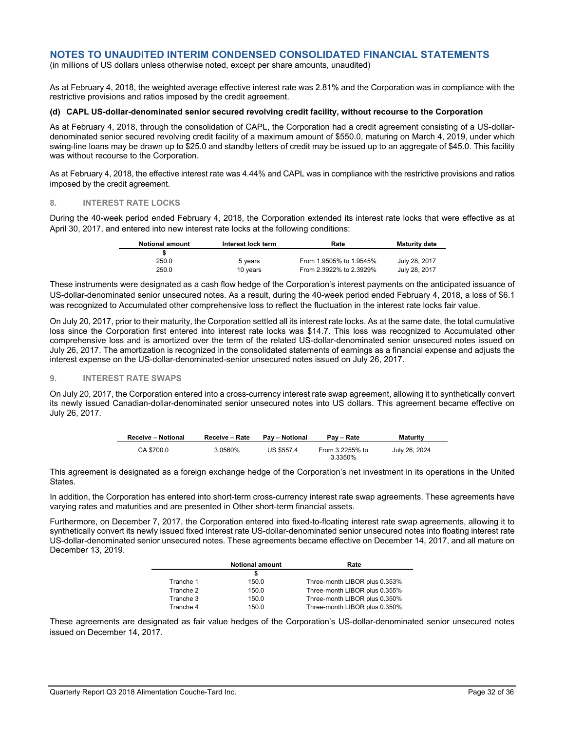# NOTES TO UNAUDITED INTERIM CONDENSED CONSOLIDATED FINANCIAL STATEMENTS

(in millions of US dollars unless otherwise noted, except per share amounts, unaudited)

As at February 4, 2018, the weighted average effective interest rate was 2.81% and the Corporation was in compliance with the restrictive provisions and ratios imposed by the credit agreement.

**(d) CAPL US-dollar-denominated senior secured revolving credit facility, without recourse to the Corporation**

As at February 4, 2018, through the consolidation of CAPL, the Corporation had a credit agreement consisting of a US-dollar-denominated senior secured revolving credit facility of a maximum amount of $550.0, maturing on March 4, 2019, under which swing-line loans may be drawn up to $25.0 and standby letters of credit may be issued up to an aggregate of $45.0. This facility was without recourse to the Corporation.

As at February 4, 2018, the effective interest rate was 4.44% and CAPL was in compliance with the restrictive provisions and ratios imposed by the credit agreement.

## 8. INTEREST RATE LOCKS

During the 40-week period ended February 4, 2018, the Corporation extended its interest rate locks that were effective as at April 30, 2017, and entered into new interest rate locks at the following conditions:

| Notional amount | Interest lock term | Rate | Maturity date |
|---|---|---|---|
| $ | | | |
| 250.0 | 5 years | From 1.9505% to 1.9545% | July 28, 2017 |
| 250.0 | 10 years | From 2.3922% to 2.3929% | July 28, 2017 |

These instruments were designated as a cash flow hedge of the Corporation's interest payments on the anticipated issuance of US-dollar-denominated senior unsecured notes. As a result, during the 40-week period ended February 4, 2018, a loss of $6.1 was recognized to Accumulated other comprehensive loss to reflect the fluctuation in the interest rate locks fair value.

On July 20, 2017, prior to their maturity, the Corporation settled all its interest rate locks. As at the same date, the total cumulative loss since the Corporation first entered into interest rate locks was $14.7. This loss was recognized to Accumulated other comprehensive loss and is amortized over the term of the related US-dollar-denominated senior unsecured notes issued on July 26, 2017. The amortization is recognized in the consolidated statements of earnings as a financial expense and adjusts the interest expense on the US-dollar-denominated-senior unsecured notes issued on July 26, 2017.

## 9. INTEREST RATE SWAPS

On July 20, 2017, the Corporation entered into a cross-currency interest rate swap agreement, allowing it to synthetically convert its newly issued Canadian-dollar-denominated senior unsecured notes into US dollars. This agreement became effective on July 26, 2017.

| Receive – Notional | Receive – Rate | Pay – Notional | Pay – Rate | Maturity |
|---|---|---|---|---|
| CA $700.0 | 3.0560% | US $557.4 | From 3.2255% to 3.3350% | July 26, 2024 |

This agreement is designated as a foreign exchange hedge of the Corporation's net investment in its operations in the United States.

In addition, the Corporation has entered into short-term cross-currency interest rate swap agreements. These agreements have varying rates and maturities and are presented in Other short-term financial assets.

Furthermore, on December 7, 2017, the Corporation entered into fixed-to-floating interest rate swap agreements, allowing it to synthetically convert its newly issued fixed interest rate US-dollar-denominated senior unsecured notes into floating interest rate US-dollar-denominated senior unsecured notes. These agreements became effective on December 14, 2017, and all mature on December 13, 2019.

| | Notional amount | Rate |
|---|---|---|
| | $ | |
| Tranche 1 | 150.0 | Three-month LIBOR plus 0.353% |
| Tranche 2 | 150.0 | Three-month LIBOR plus 0.355% |
| Tranche 3 | 150.0 | Three-month LIBOR plus 0.350% |
| Tranche 4 | 150.0 | Three-month LIBOR plus 0.350% |

These agreements are designated as fair value hedges of the Corporation's US-dollar-denominated senior unsecured notes issued on December 14, 2017.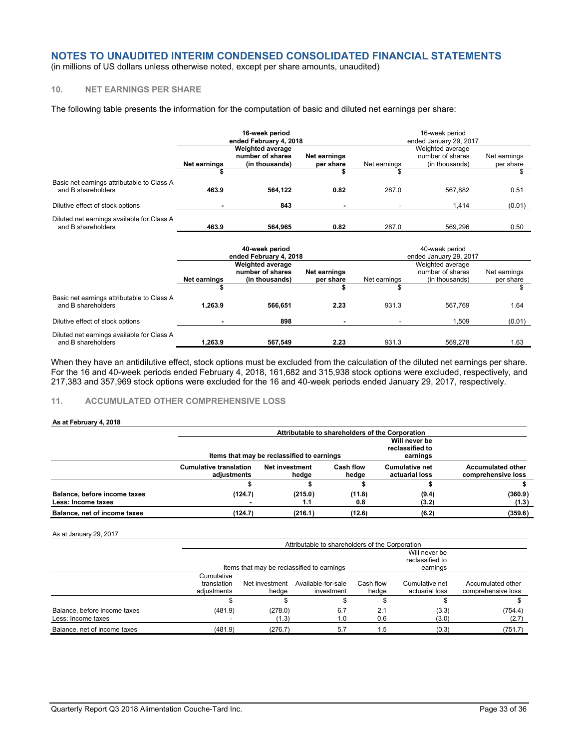# NOTES TO UNAUDITED INTERIM CONDENSED CONSOLIDATED FINANCIAL STATEMENTS

(in millions of US dollars unless otherwise noted, except per share amounts, unaudited)

## 10. NET EARNINGS PER SHARE

The following table presents the information for the computation of basic and diluted net earnings per share:

| | **16-week period ended February 4, 2018** | | | 16-week period ended January 29, 2017 | | |
|---|---|---|---|---|---|---|
| | **Net earnings** | **Weighted average number of shares (in thousands)** | **Net earnings per share** | Net earnings | Weighted average number of shares (in thousands) | Net earnings per share |
| | **$** | | **$** | $ | | $ |
| Basic net earnings attributable to Class A and B shareholders | **463.9** | **564,122** | **0.82** | 287.0 | 567,882 | 0.51 |
| Dilutive effect of stock options | **-** | **843** | **-** | - | 1,414 | (0.01) |
| Diluted net earnings available for Class A and B shareholders | **463.9** | **564,965** | **0.82** | 287.0 | 569,296 | 0.50 |

| | **40-week period ended February 4, 2018** | | | 40-week period ended January 29, 2017 | | |
|---|---|---|---|---|---|---|
| | **Net earnings** | **Weighted average number of shares (in thousands)** | **Net earnings per share** | Net earnings | Weighted average number of shares (in thousands) | Net earnings per share |
| | **$** | | **$** | $ | | $ |
| Basic net earnings attributable to Class A and B shareholders | **1,263.9** | **566,651** | **2.23** | 931.3 | 567,769 | 1.64 |
| Dilutive effect of stock options | **-** | **898** | **-** | - | 1,509 | (0.01) |
| Diluted net earnings available for Class A and B shareholders | **1,263.9** | **567,549** | **2.23** | 931.3 | 569,278 | 1.63 |

When they have an antidilutive effect, stock options must be excluded from the calculation of the diluted net earnings per share. For the 16 and 40-week periods ended February 4, 2018, 161,682 and 315,938 stock options were excluded, respectively, and 217,383 and 357,969 stock options were excluded for the 16 and 40-week periods ended January 29, 2017, respectively.

## 11. ACCUMULATED OTHER COMPREHENSIVE LOSS

**As at February 4, 2018**

| | **Attributable to shareholders of the Corporation** | | | | |
|---|---|---|---|---|---|
| | **Items that may be reclassified to earnings** | | | **Will never be reclassified to earnings** | |
| | **Cumulative translation adjustments** | **Net investment hedge** | **Cash flow hedge** | **Cumulative net actuarial loss** | **Accumulated other comprehensive loss** |
| | **$** | **$** | **$** | **$** | **$** |
| **Balance, before income taxes** | **(124.7)** | **(215.0)** | **(11.8)** | **(9.4)** | **(360.9)** |
| **Less: Income taxes** | **-** | **1.1** | **0.8** | **(3.2)** | **(1.3)** |
| **Balance, net of income taxes** | **(124.7)** | **(216.1)** | **(12.6)** | **(6.2)** | **(359.6)** |

As at January 29, 2017

| | Attributable to shareholders of the Corporation | | | | | |
|---|---|---|---|---|---|---|
| | Items that may be reclassified to earnings | | | | Will never be reclassified to earnings | |
| | Cumulative translation adjustments | Net investment hedge | Available-for-sale investment | Cash flow hedge | Cumulative net actuarial loss | Accumulated other comprehensive loss |
| | $ | $ | $ | $ | $ | $ |
| Balance, before income taxes | (481.9) | (278.0) | 6.7 | 2.1 | (3.3) | (754.4) |
| Less: Income taxes | - | (1.3) | 1.0 | 0.6 | (3.0) | (2.7) |
| Balance, net of income taxes | (481.9) | (276.7) | 5.7 | 1.5 | (0.3) | (751.7) |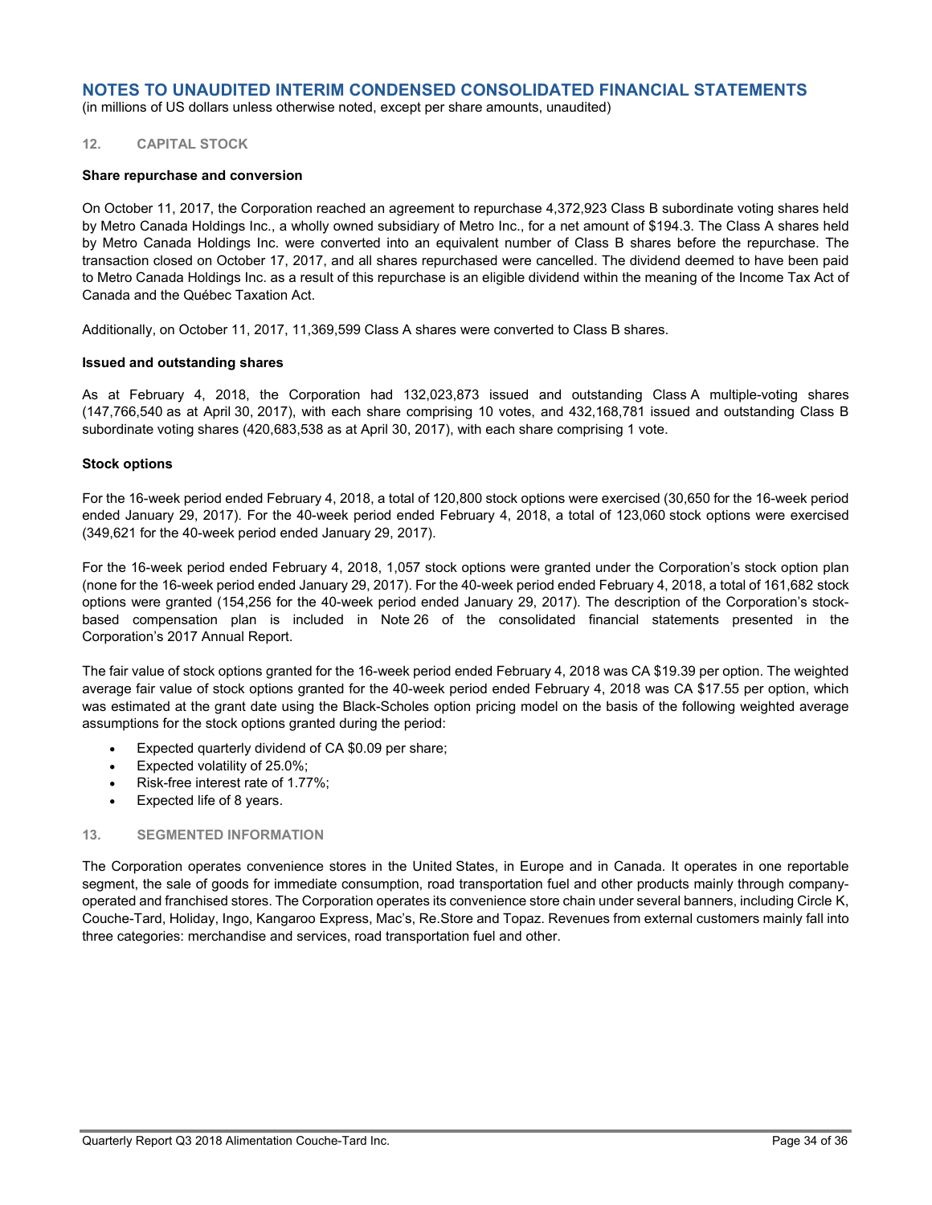# NOTES TO UNAUDITED INTERIM CONDENSED CONSOLIDATED FINANCIAL STATEMENTS

(in millions of US dollars unless otherwise noted, except per share amounts, unaudited)

## 12. CAPITAL STOCK

**Share repurchase and conversion**

On October 11, 2017, the Corporation reached an agreement to repurchase 4,372,923 Class B subordinate voting shares held by Metro Canada Holdings Inc., a wholly owned subsidiary of Metro Inc., for a net amount of $194.3. The Class A shares held by Metro Canada Holdings Inc. were converted into an equivalent number of Class B shares before the repurchase. The transaction closed on October 17, 2017, and all shares repurchased were cancelled. The dividend deemed to have been paid to Metro Canada Holdings Inc. as a result of this repurchase is an eligible dividend within the meaning of the Income Tax Act of Canada and the Québec Taxation Act.

Additionally, on October 11, 2017, 11,369,599 Class A shares were converted to Class B shares.

**Issued and outstanding shares**

As at February 4, 2018, the Corporation had 132,023,873 issued and outstanding Class A multiple-voting shares (147,766,540 as at April 30, 2017), with each share comprising 10 votes, and 432,168,781 issued and outstanding Class B subordinate voting shares (420,683,538 as at April 30, 2017), with each share comprising 1 vote.

**Stock options**

For the 16-week period ended February 4, 2018, a total of 120,800 stock options were exercised (30,650 for the 16-week period ended January 29, 2017). For the 40-week period ended February 4, 2018, a total of 123,060 stock options were exercised (349,621 for the 40-week period ended January 29, 2017).

For the 16-week period ended February 4, 2018, 1,057 stock options were granted under the Corporation's stock option plan (none for the 16-week period ended January 29, 2017). For the 40-week period ended February 4, 2018, a total of 161,682 stock options were granted (154,256 for the 40-week period ended January 29, 2017). The description of the Corporation's stock-based compensation plan is included in Note 26 of the consolidated financial statements presented in the Corporation's 2017 Annual Report.

The fair value of stock options granted for the 16-week period ended February 4, 2018 was CA $19.39 per option. The weighted average fair value of stock options granted for the 40-week period ended February 4, 2018 was CA $17.55 per option, which was estimated at the grant date using the Black-Scholes option pricing model on the basis of the following weighted average assumptions for the stock options granted during the period:

- Expected quarterly dividend of CA $0.09 per share;
- Expected volatility of 25.0%;
- Risk-free interest rate of 1.77%;
- Expected life of 8 years.

## 13. SEGMENTED INFORMATION

The Corporation operates convenience stores in the United States, in Europe and in Canada. It operates in one reportable segment, the sale of goods for immediate consumption, road transportation fuel and other products mainly through company-operated and franchised stores. The Corporation operates its convenience store chain under several banners, including Circle K, Couche-Tard, Holiday, Ingo, Kangaroo Express, Mac's, Re.Store and Topaz. Revenues from external customers mainly fall into three categories: merchandise and services, road transportation fuel and other.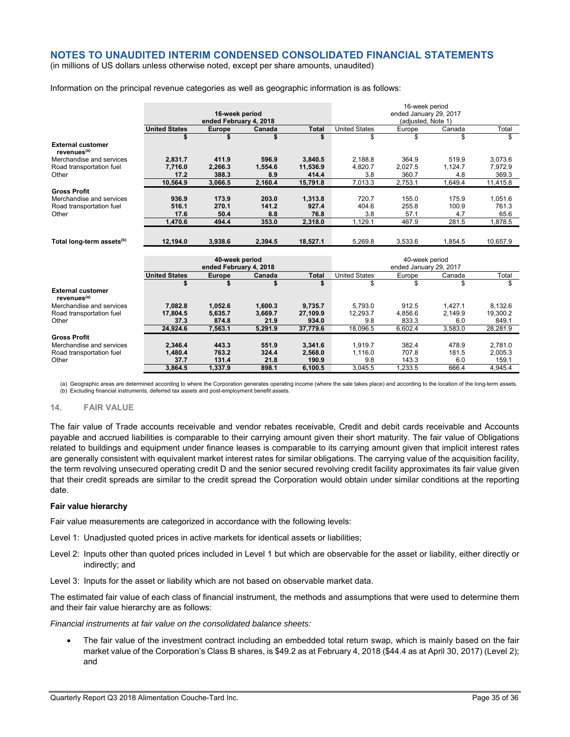# NOTES TO UNAUDITED INTERIM CONDENSED CONSOLIDATED FINANCIAL STATEMENTS

(in millions of US dollars unless otherwise noted, except per share amounts, unaudited)

Information on the principal revenue categories as well as geographic information is as follows:

| | 16-week period ended February 4, 2018 | | | | 16-week period ended January 29, 2017 (adjusted, Note 1) | | | |
|---|---|---|---|---|---|---|---|---|
| | **United States** | **Europe** | **Canada** | **Total** | United States | Europe | Canada | Total |
| | **$** | **$** | **$** | **$** | $ | $ | $ | $ |
| **External customer revenues[(a)]** | | | | | | | | |
| Merchandise and services | **2,831.7** | **411.9** | **596.9** | **3,840.5** | 2,188.8 | 364.9 | 519.9 | 3,073.6 |
| Road transportation fuel | **7,716.0** | **2,266.3** | **1,554.6** | **11,536.9** | 4,820.7 | 2,027.5 | 1,124.7 | 7,972.9 |
| Other | **17.2** | **388.3** | **8.9** | **414.4** | 3.8 | 360.7 | 4.8 | 369.3 |
| | **10,564.9** | **3,066.5** | **2,160.4** | **15,791.8** | 7,013.3 | 2,753.1 | 1,649.4 | 11,415.8 |
| **Gross Profit** | | | | | | | | |
| Merchandise and services | **936.9** | **173.9** | **203.0** | **1,313.8** | 720.7 | 155.0 | 175.9 | 1,051.6 |
| Road transportation fuel | **516.1** | **270.1** | **141.2** | **927.4** | 404.6 | 255.8 | 100.9 | 761.3 |
| Other | **17.6** | **50.4** | **8.8** | **76.8** | 3.8 | 57.1 | 4.7 | 65.6 |
| | **1,470.6** | **494.4** | **353.0** | **2,318.0** | 1,129.1 | 467.9 | 281.5 | 1,878.5 |
| **Total long-term assets[(b)]** | **12,194.0** | **3,938.6** | **2,394.5** | **18,527.1** | 5,269.8 | 3,533.6 | 1,854.5 | 10,657.9 |

| | 40-week period ended February 4, 2018 | | | | 40-week period ended January 29, 2017 | | | |
|---|---|---|---|---|---|---|---|---|
| | **United States** | **Europe** | **Canada** | **Total** | United States | Europe | Canada | Total |
| | **$** | **$** | **$** | **$** | $ | $ | $ | $ |
| **External customer revenues[(a)]** | | | | | | | | |
| Merchandise and services | **7,082.8** | **1,052.6** | **1,600.3** | **9,735.7** | 5,793.0 | 912.5 | 1,427.1 | 8,132.6 |
| Road transportation fuel | **17,804.5** | **5,635.7** | **3,669.7** | **27,109.9** | 12,293.7 | 4,856.6 | 2,149.9 | 19,300.2 |
| Other | **37.3** | **874.8** | **21.9** | **934.0** | 9.8 | 833.3 | 6.0 | 849.1 |
| | **24,924.6** | **7,563.1** | **5,291.9** | **37,779.6** | 18,096.5 | 6,602.4 | 3,583.0 | 28,281.9 |
| **Gross Profit** | | | | | | | | |
| Merchandise and services | **2,346.4** | **443.3** | **551.9** | **3,341.6** | 1,919.7 | 382.4 | 478.9 | 2,781.0 |
| Road transportation fuel | **1,480.4** | **763.2** | **324.4** | **2,568.0** | 1,116.0 | 707.8 | 181.5 | 2,005.3 |
| Other | **37.7** | **131.4** | **21.8** | **190.9** | 9.8 | 143.3 | 6.0 | 159.1 |
| | **3,864.5** | **1,337.9** | **898.1** | **6,100.5** | 3,045.5 | 1,233.5 | 666.4 | 4,945.4 |

(a) Geographic areas are determined according to where the Corporation generates operating income (where the sale takes place) and according to the location of the long-term assets.
(b) Excluding financial instruments, deferred tax assets and post-employment benefit assets.

## 14. FAIR VALUE

The fair value of Trade accounts receivable and vendor rebates receivable, Credit and debit cards receivable and Accounts payable and accrued liabilities is comparable to their carrying amount given their short maturity. The fair value of Obligations related to buildings and equipment under finance leases is comparable to its carrying amount given that implicit interest rates are generally consistent with equivalent market interest rates for similar obligations. The carrying value of the acquisition facility, the term revolving unsecured operating credit D and the senior secured revolving credit facility approximates its fair value given that their credit spreads are similar to the credit spread the Corporation would obtain under similar conditions at the reporting date.

**Fair value hierarchy**

Fair value measurements are categorized in accordance with the following levels:

Level 1: Unadjusted quoted prices in active markets for identical assets or liabilities;

Level 2: Inputs other than quoted prices included in Level 1 but which are observable for the asset or liability, either directly or indirectly; and

Level 3: Inputs for the asset or liability which are not based on observable market data.

The estimated fair value of each class of financial instrument, the methods and assumptions that were used to determine them and their fair value hierarchy are as follows:

*Financial instruments at fair value on the consolidated balance sheets:*

- The fair value of the investment contract including an embedded total return swap, which is mainly based on the fair market value of the Corporation's Class B shares, is $49.2 as at February 4, 2018 ($44.4 as at April 30, 2017) (Level 2); and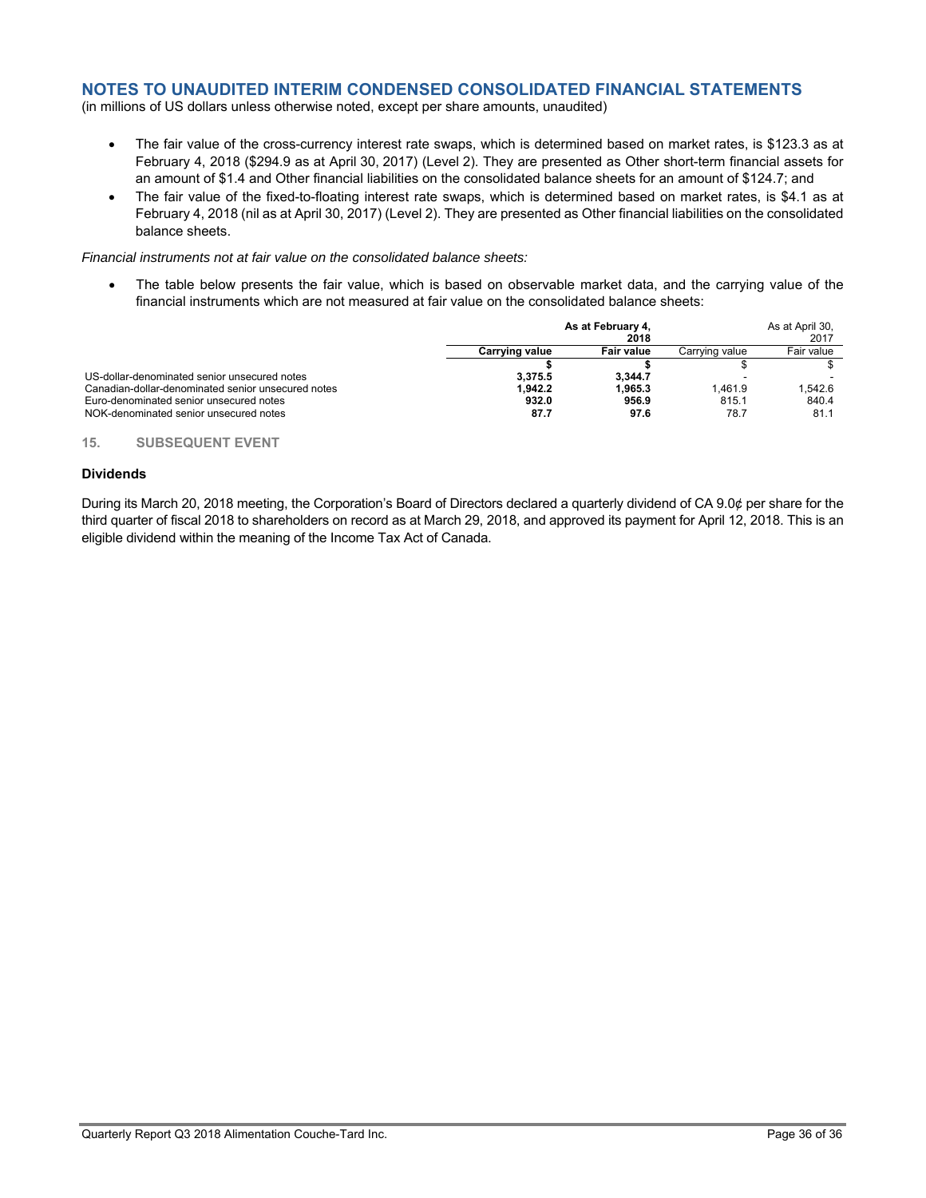## NOTES TO UNAUDITED INTERIM CONDENSED CONSOLIDATED FINANCIAL STATEMENTS

(in millions of US dollars unless otherwise noted, except per share amounts, unaudited)

- The fair value of the cross-currency interest rate swaps, which is determined based on market rates, is $123.3 as at February 4, 2018 ($294.9 as at April 30, 2017) (Level 2). They are presented as Other short-term financial assets for an amount of $1.4 and Other financial liabilities on the consolidated balance sheets for an amount of $124.7; and
- The fair value of the fixed-to-floating interest rate swaps, which is determined based on market rates, is $4.1 as at February 4, 2018 (nil as at April 30, 2017) (Level 2). They are presented as Other financial liabilities on the consolidated balance sheets.

*Financial instruments not at fair value on the consolidated balance sheets:*

- The table below presents the fair value, which is based on observable market data, and the carrying value of the financial instruments which are not measured at fair value on the consolidated balance sheets:

| | **As at February 4, 2018** | | As at April 30, 2017 | |
|---|---|---|---|---|
| | **Carrying value** | **Fair value** | Carrying value | Fair value |
| | **$** | **$** | $ | $ |
| US-dollar-denominated senior unsecured notes | **3,375.5** | **3,344.7** | - | - |
| Canadian-dollar-denominated senior unsecured notes | **1,942.2** | **1,965.3** | 1,461.9 | 1,542.6 |
| Euro-denominated senior unsecured notes | **932.0** | **956.9** | 815.1 | 840.4 |
| NOK-denominated senior unsecured notes | **87.7** | **97.6** | 78.7 | 81.1 |

### 15. SUBSEQUENT EVENT

**Dividends**

During its March 20, 2018 meeting, the Corporation's Board of Directors declared a quarterly dividend of CA 9.0¢ per share for the third quarter of fiscal 2018 to shareholders on record as at March 29, 2018, and approved its payment for April 12, 2018. This is an eligible dividend within the meaning of the Income Tax Act of Canada.